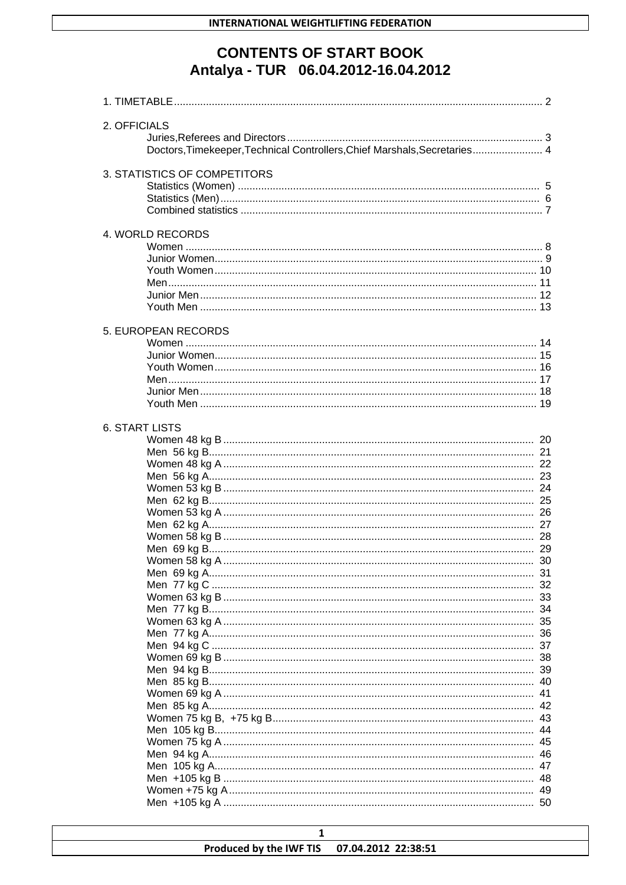# CONTENTS OF START BOOK

## Antalya - TUR 06.04.2012-16.04.2012

1. TIMETABLE ........ 2

2. OFFICIALS
   - Juries,Referees and Directors ........ 3
   - Doctors,Timekeeper,Technical Controllers,Chief Marshals,Secretaries ........ 4

3. STATISTICS OF COMPETITORS
   - Statistics (Women) ........ 5
   - Statistics (Men) ........ 6
   - Combined statistics ........ 7

4. WORLD RECORDS
   - Women ........ 8
   - Junior Women ........ 9
   - Youth Women ........ 10
   - Men ........ 11
   - Junior Men ........ 12
   - Youth Men ........ 13

5. EUROPEAN RECORDS
   - Women ........ 14
   - Junior Women ........ 15
   - Youth Women ........ 16
   - Men ........ 17
   - Junior Men ........ 18
   - Youth Men ........ 19

6. START LISTS
   - Women 48 kg B ........ 20
   - Men 56 kg B ........ 21
   - Women 48 kg A ........ 22
   - Men 56 kg A ........ 23
   - Women 53 kg B ........ 24
   - Men 62 kg B ........ 25
   - Women 53 kg A ........ 26
   - Men 62 kg A ........ 27
   - Women 58 kg B ........ 28
   - Men 69 kg B ........ 29
   - Women 58 kg A ........ 30
   - Men 69 kg A ........ 31
   - Men 77 kg C ........ 32
   - Women 63 kg B ........ 33
   - Men 77 kg B ........ 34
   - Women 63 kg A ........ 35
   - Men 77 kg A ........ 36
   - Men 94 kg C ........ 37
   - Women 69 kg B ........ 38
   - Men 94 kg B ........ 39
   - Men 85 kg B ........ 40
   - Women 69 kg A ........ 41
   - Men 85 kg A ........ 42
   - Women 75 kg B, +75 kg B ........ 43
   - Men 105 kg B ........ 44
   - Women 75 kg A ........ 45
   - Men 94 kg A ........ 46
   - Men 105 kg A ........ 47
   - Men +105 kg B ........ 48
   - Women +75 kg A ........ 49
   - Men +105 kg A ........ 50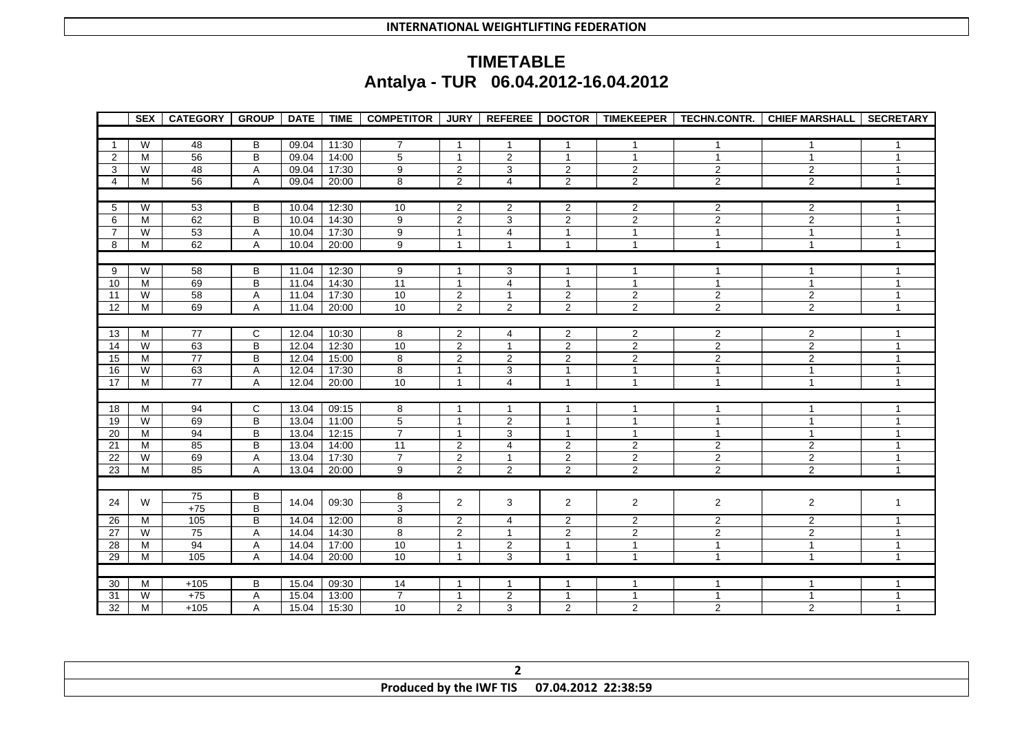INTERNATIONAL WEIGHTLIFTING FEDERATION

# TIMETABLE
## Antalya - TUR 06.04.2012-16.04.2012

| | SEX | CATEGORY | GROUP | DATE | TIME | COMPETITOR | JURY | REFEREE | DOCTOR | TIMEKEEPER | TECHN.CONTR. | CHIEF MARSHALL | SECRETARY |
|---|---|---|---|---|---|---|---|---|---|---|---|---|---|
| 1 | W | 48 | B | 09.04 | 11:30 | 7 | 1 | 1 | 1 | 1 | 1 | 1 | 1 |
| 2 | M | 56 | B | 09.04 | 14:00 | 5 | 1 | 2 | 1 | 1 | 1 | 1 | 1 |
| 3 | W | 48 | A | 09.04 | 17:30 | 9 | 2 | 3 | 2 | 2 | 2 | 2 | 1 |
| 4 | M | 56 | A | 09.04 | 20:00 | 8 | 2 | 4 | 2 | 2 | 2 | 2 | 1 |
| 5 | W | 53 | B | 10.04 | 12:30 | 10 | 2 | 2 | 2 | 2 | 2 | 2 | 1 |
| 6 | M | 62 | B | 10.04 | 14:30 | 9 | 2 | 3 | 2 | 2 | 2 | 2 | 1 |
| 7 | W | 53 | A | 10.04 | 17:30 | 9 | 1 | 4 | 1 | 1 | 1 | 1 | 1 |
| 8 | M | 62 | A | 10.04 | 20:00 | 9 | 1 | 1 | 1 | 1 | 1 | 1 | 1 |
| 9 | W | 58 | B | 11.04 | 12:30 | 9 | 1 | 3 | 1 | 1 | 1 | 1 | 1 |
| 10 | M | 69 | B | 11.04 | 14:30 | 11 | 1 | 4 | 1 | 1 | 1 | 1 | 1 |
| 11 | W | 58 | A | 11.04 | 17:30 | 10 | 2 | 1 | 2 | 2 | 2 | 2 | 1 |
| 12 | M | 69 | A | 11.04 | 20:00 | 10 | 2 | 2 | 2 | 2 | 2 | 2 | 1 |
| 13 | M | 77 | C | 12.04 | 10:30 | 8 | 2 | 4 | 2 | 2 | 2 | 2 | 1 |
| 14 | W | 63 | B | 12.04 | 12:30 | 10 | 2 | 1 | 2 | 2 | 2 | 2 | 1 |
| 15 | M | 77 | B | 12.04 | 15:00 | 8 | 2 | 2 | 2 | 2 | 2 | 2 | 1 |
| 16 | W | 63 | A | 12.04 | 17:30 | 8 | 1 | 3 | 1 | 1 | 1 | 1 | 1 |
| 17 | M | 77 | A | 12.04 | 20:00 | 10 | 1 | 4 | 1 | 1 | 1 | 1 | 1 |
| 18 | M | 94 | C | 13.04 | 09:15 | 8 | 1 | 1 | 1 | 1 | 1 | 1 | 1 |
| 19 | W | 69 | B | 13.04 | 11:00 | 5 | 1 | 2 | 1 | 1 | 1 | 1 | 1 |
| 20 | M | 94 | B | 13.04 | 12:15 | 7 | 1 | 3 | 1 | 1 | 1 | 1 | 1 |
| 21 | M | 85 | B | 13.04 | 14:00 | 11 | 2 | 4 | 2 | 2 | 2 | 2 | 1 |
| 22 | W | 69 | A | 13.04 | 17:30 | 7 | 2 | 1 | 2 | 2 | 2 | 2 | 1 |
| 23 | M | 85 | A | 13.04 | 20:00 | 9 | 2 | 2 | 2 | 2 | 2 | 2 | 1 |
| 24 | W | 75 | B | 14.04 | 09:30 | 8 | 2 | 3 | 2 | 2 | 2 | 2 | 1 |
| | | +75 | B | | | 3 | | | | | | | |
| 26 | M | 105 | B | 14.04 | 12:00 | 8 | 2 | 4 | 2 | 2 | 2 | 2 | 1 |
| 27 | W | 75 | A | 14.04 | 14:30 | 8 | 2 | 1 | 2 | 2 | 2 | 2 | 1 |
| 28 | M | 94 | A | 14.04 | 17:00 | 10 | 1 | 2 | 1 | 1 | 1 | 1 | 1 |
| 29 | M | 105 | A | 14.04 | 20:00 | 10 | 1 | 3 | 1 | 1 | 1 | 1 | 1 |
| 30 | M | +105 | B | 15.04 | 09:30 | 14 | 1 | 1 | 1 | 1 | 1 | 1 | 1 |
| 31 | W | +75 | A | 15.04 | 13:00 | 7 | 1 | 2 | 1 | 1 | 1 | 1 | 1 |
| 32 | M | +105 | A | 15.04 | 15:30 | 10 | 2 | 3 | 2 | 2 | 2 | 2 | 1 |

Produced by the IWF TIS 07.04.2012 22:38:59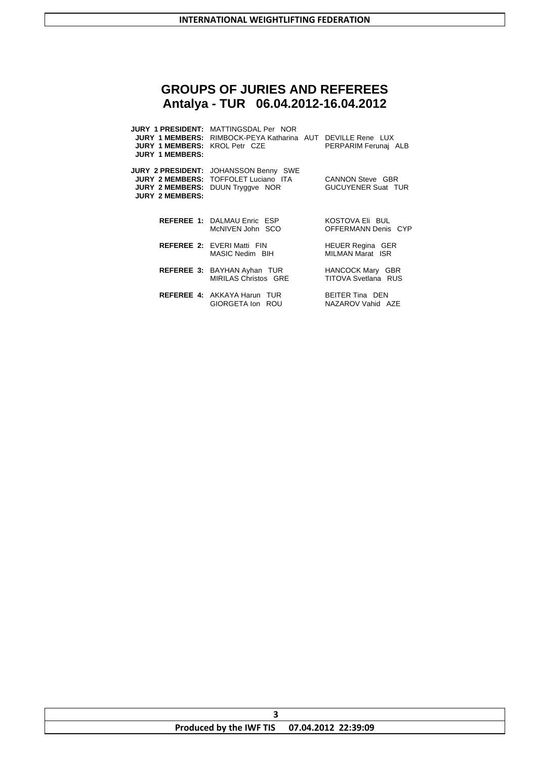## GROUPS OF JURIES AND REFEREES
## Antalya - TUR 06.04.2012-16.04.2012

**JURY 1 PRESIDENT:** MATTINGSDAL Per NOR
**JURY 1 MEMBERS:** RIMBOCK-PEYA Katharina AUT DEVILLE Rene LUX
**JURY 1 MEMBERS:** KROL Petr CZE PERPARIM Ferunaj ALB
**JURY 1 MEMBERS:**

**JURY 2 PRESIDENT:** JOHANSSON Benny SWE
**JURY 2 MEMBERS:** TOFFOLET Luciano ITA CANNON Steve GBR
**JURY 2 MEMBERS:** DUUN Tryggve NOR GUCUYENER Suat TUR
**JURY 2 MEMBERS:**

**REFEREE 1:** DALMAU Enric ESP, KOSTOVA Eli BUL, McNIVEN John SCO, OFFERMANN Denis CYP

**REFEREE 2:** EVERI Matti FIN, HEUER Regina GER, MASIC Nedim BIH, MILMAN Marat ISR

**REFEREE 3:** BAYHAN Ayhan TUR, HANCOCK Mary GBR, MIRILAS Christos GRE, TITOVA Svetlana RUS

**REFEREE 4:** AKKAYA Harun TUR, BEITER Tina DEN, GIORGETA Ion ROU, NAZAROV Vahid AZE

Produced by the IWF TIS 07.04.2012 22:39:09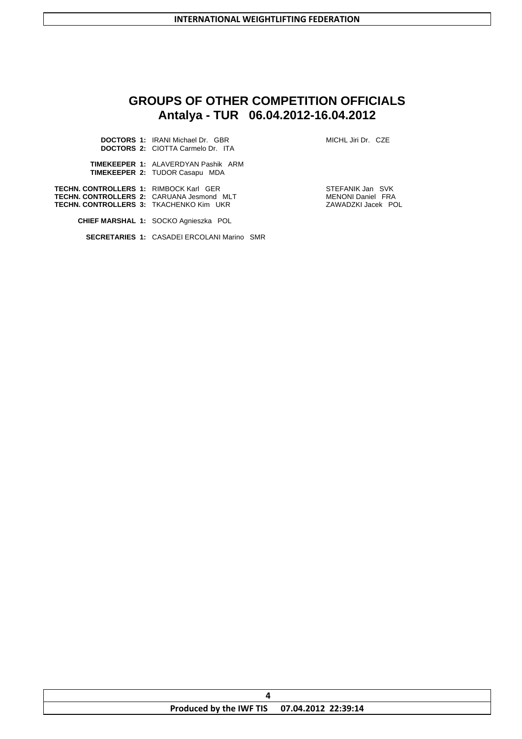# GROUPS OF OTHER COMPETITION OFFICIALS

## Antalya - TUR 06.04.2012-16.04.2012

| | | |
|---|---|---|
| **DOCTORS 1:** | IRANI Michael Dr. GBR | MICHL Jiri Dr. CZE |
| **DOCTORS 2:** | CIOTTA Carmelo Dr. ITA | |
| **TIMEKEEPER 1:** | ALAVERDYAN Pashik ARM | |
| **TIMEKEEPER 2:** | TUDOR Casapu MDA | |
| **TECHN. CONTROLLERS 1:** | RIMBOCK Karl GER | STEFANIK Jan SVK |
| **TECHN. CONTROLLERS 2:** | CARUANA Jesmond MLT | MENONI Daniel FRA |
| **TECHN. CONTROLLERS 3:** | TKACHENKO Kim UKR | ZAWADZKI Jacek POL |
| **CHIEF MARSHAL 1:** | SOCKO Agnieszka POL | |
| **SECRETARIES 1:** | CASADEI ERCOLANI Marino SMR | |

Produced by the IWF TIS 07.04.2012 22:39:14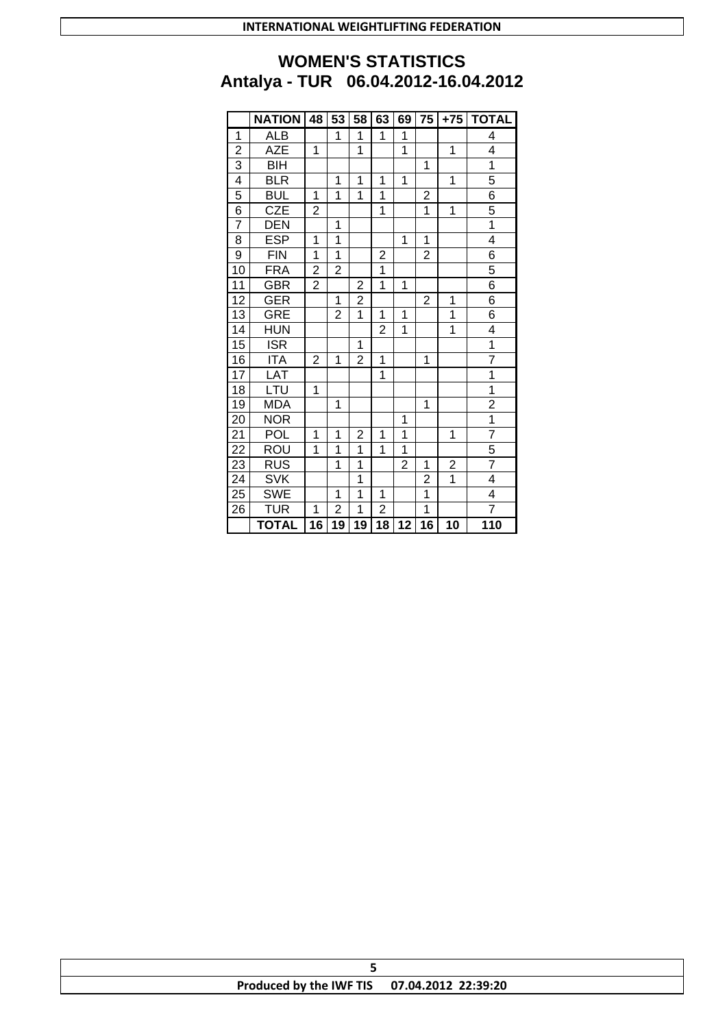# WOMEN'S STATISTICS

## Antalya - TUR 06.04.2012-16.04.2012

| | NATION | 48 | 53 | 58 | 63 | 69 | 75 | +75 | TOTAL |
|---|---|---|---|---|---|---|---|---|---|
| 1 | ALB | | 1 | 1 | 1 | 1 | | | 4 |
| 2 | AZE | 1 | | 1 | | 1 | | 1 | 4 |
| 3 | BIH | | | | | | 1 | | 1 |
| 4 | BLR | | 1 | 1 | 1 | 1 | | 1 | 5 |
| 5 | BUL | 1 | 1 | 1 | 1 | | 2 | | 6 |
| 6 | CZE | 2 | | | 1 | | 1 | 1 | 5 |
| 7 | DEN | | 1 | | | | | | 1 |
| 8 | ESP | 1 | 1 | | | 1 | 1 | | 4 |
| 9 | FIN | 1 | 1 | | 2 | | 2 | | 6 |
| 10 | FRA | 2 | 2 | | 1 | | | | 5 |
| 11 | GBR | 2 | | 2 | 1 | 1 | | | 6 |
| 12 | GER | | 1 | 2 | | | 2 | 1 | 6 |
| 13 | GRE | | 2 | 1 | 1 | 1 | | 1 | 6 |
| 14 | HUN | | | | 2 | 1 | | 1 | 4 |
| 15 | ISR | | | 1 | | | | | 1 |
| 16 | ITA | 2 | 1 | 2 | 1 | | 1 | | 7 |
| 17 | LAT | | | | 1 | | | | 1 |
| 18 | LTU | 1 | | | | | | | 1 |
| 19 | MDA | | 1 | | | | 1 | | 2 |
| 20 | NOR | | | | | 1 | | | 1 |
| 21 | POL | 1 | 1 | 2 | 1 | 1 | | 1 | 7 |
| 22 | ROU | 1 | 1 | 1 | 1 | 1 | | | 5 |
| 23 | RUS | | 1 | 1 | | 2 | 1 | 2 | 7 |
| 24 | SVK | | | 1 | | | 2 | 1 | 4 |
| 25 | SWE | | 1 | 1 | 1 | | 1 | | 4 |
| 26 | TUR | 1 | 2 | 1 | 2 | | 1 | | 7 |
| | **TOTAL** | **16** | **19** | **19** | **18** | **12** | **16** | **10** | **110** |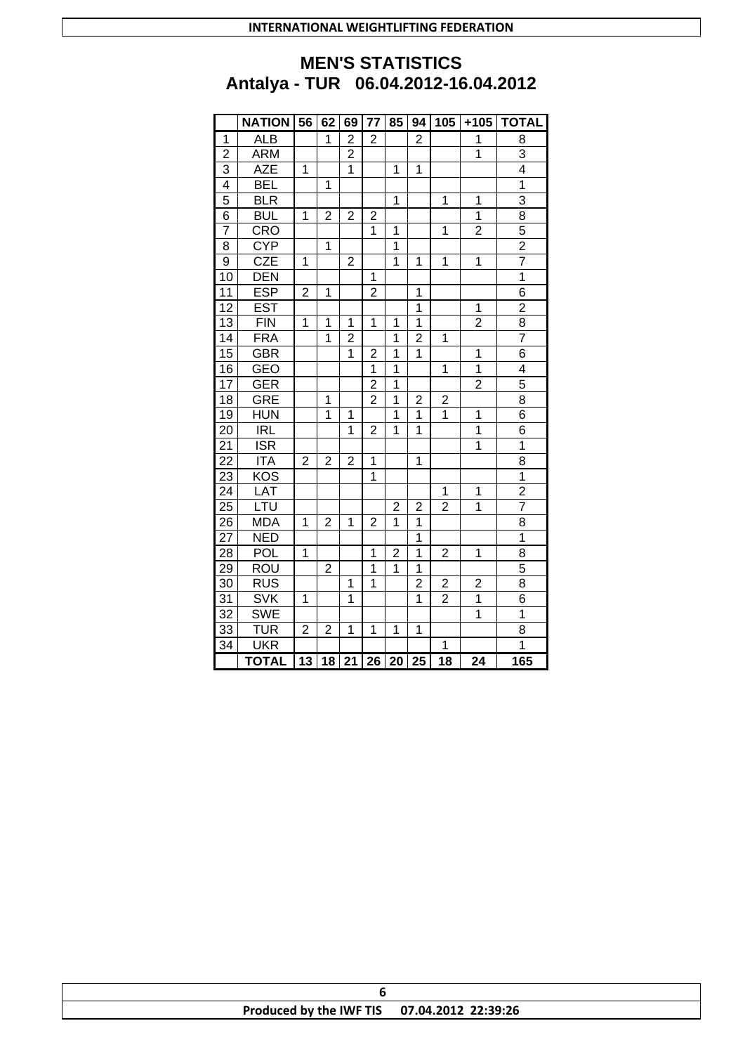## MEN'S STATISTICS

## Antalya - TUR 06.04.2012-16.04.2012

| | NATION | 56 | 62 | 69 | 77 | 85 | 94 | 105 | +105 | TOTAL |
|---|---|---|---|---|---|---|---|---|---|---|
| 1 | ALB | | 1 | 2 | 2 | | 2 | | 1 | 8 |
| 2 | ARM | | | 2 | | | | | 1 | 3 |
| 3 | AZE | 1 | | 1 | | 1 | 1 | | | 4 |
| 4 | BEL | | 1 | | | | | | | 1 |
| 5 | BLR | | | | | 1 | | 1 | 1 | 3 |
| 6 | BUL | 1 | 2 | 2 | 2 | | | | 1 | 8 |
| 7 | CRO | | | | 1 | 1 | | 1 | 2 | 5 |
| 8 | CYP | | 1 | | | 1 | | | | 2 |
| 9 | CZE | 1 | | 2 | | 1 | 1 | 1 | 1 | 7 |
| 10 | DEN | | | | 1 | | | | | 1 |
| 11 | ESP | 2 | 1 | | 2 | | 1 | | | 6 |
| 12 | EST | | | | | | 1 | | 1 | 2 |
| 13 | FIN | 1 | 1 | 1 | 1 | 1 | 1 | | 2 | 8 |
| 14 | FRA | | 1 | 2 | | 1 | 2 | 1 | | 7 |
| 15 | GBR | | | 1 | 2 | 1 | 1 | | 1 | 6 |
| 16 | GEO | | | | 1 | 1 | | 1 | 1 | 4 |
| 17 | GER | | | | 2 | 1 | | | 2 | 5 |
| 18 | GRE | | 1 | | 2 | 1 | 2 | 2 | | 8 |
| 19 | HUN | | 1 | 1 | | 1 | 1 | 1 | 1 | 6 |
| 20 | IRL | | | 1 | 2 | 1 | 1 | | 1 | 6 |
| 21 | ISR | | | | | | | | 1 | 1 |
| 22 | ITA | 2 | 2 | 2 | 1 | | 1 | | | 8 |
| 23 | KOS | | | | 1 | | | | | 1 |
| 24 | LAT | | | | | | | 1 | 1 | 2 |
| 25 | LTU | | | | | 2 | 2 | 2 | 1 | 7 |
| 26 | MDA | 1 | 2 | 1 | 2 | 1 | 1 | | | 8 |
| 27 | NED | | | | | | 1 | | | 1 |
| 28 | POL | 1 | | | 1 | 2 | 1 | 2 | 1 | 8 |
| 29 | ROU | | 2 | | 1 | 1 | 1 | | | 5 |
| 30 | RUS | | | 1 | 1 | | 2 | 2 | 2 | 8 |
| 31 | SVK | 1 | | 1 | | | 1 | 2 | 1 | 6 |
| 32 | SWE | | | | | | | | 1 | 1 |
| 33 | TUR | 2 | 2 | 1 | 1 | 1 | 1 | | | 8 |
| 34 | UKR | | | | | | | 1 | | 1 |
| | **TOTAL** | **13** | **18** | **21** | **26** | **20** | **25** | **18** | **24** | **165** |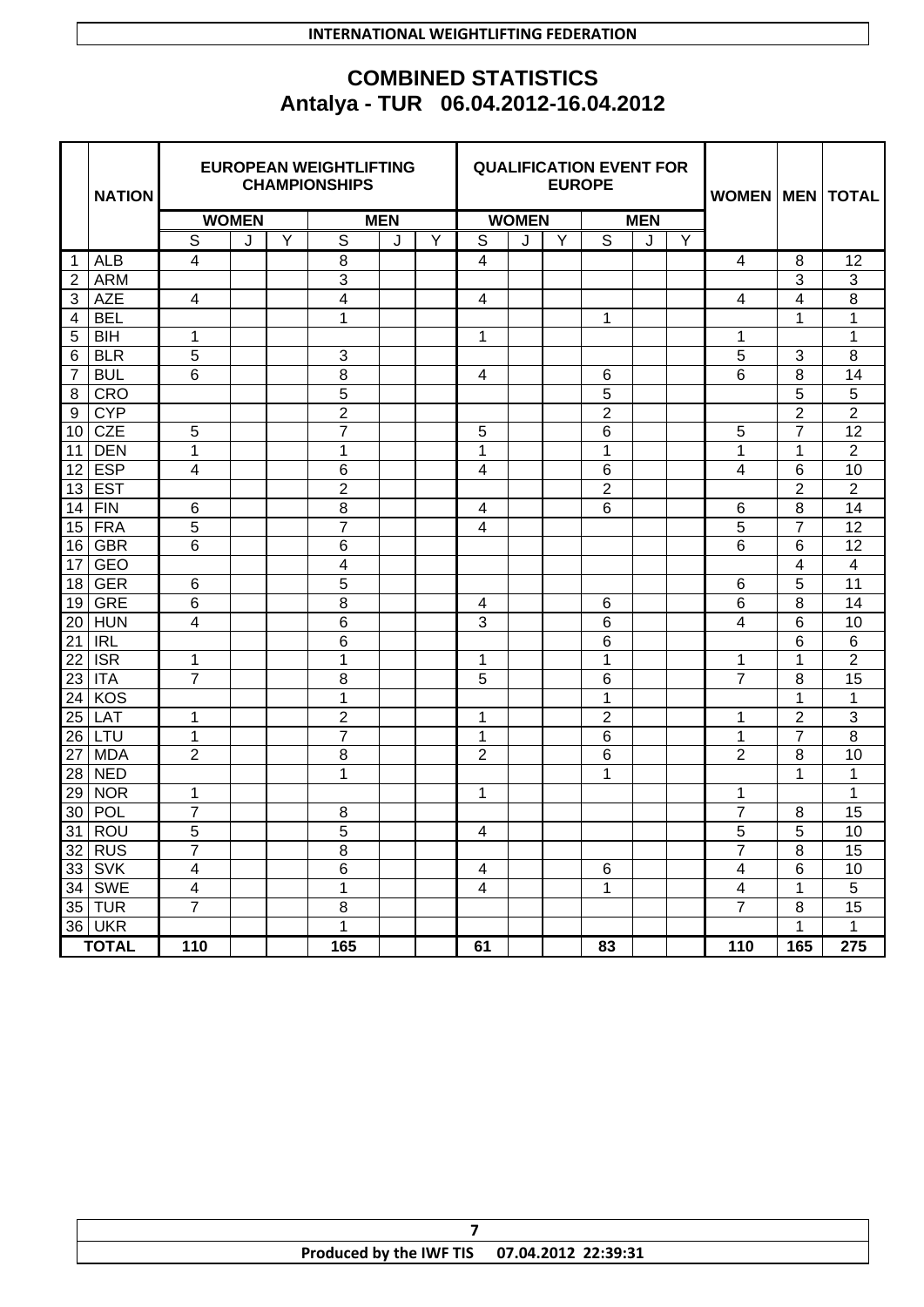INTERNATIONAL WEIGHTLIFTING FEDERATION

# COMBINED STATISTICS
## Antalya - TUR 06.04.2012-16.04.2012

| | NATION | EUROPEAN WEIGHTLIFTING CHAMPIONSHIPS | | | | | | QUALIFICATION EVENT FOR EUROPE | | | | | | WOMEN | MEN | TOTAL |
|---|---|---|---|---|---|---|---|---|---|---|---|---|---|---|---|---|
| | | WOMEN | | | MEN | | | WOMEN | | | MEN | | | | | |
| | | S | J | Y | S | J | Y | S | J | Y | S | J | Y | | | |
| 1 | ALB | 4 | | | 8 | | | 4 | | | | | | 4 | 8 | 12 |
| 2 | ARM | | | | 3 | | | | | | | | | | 3 | 3 |
| 3 | AZE | 4 | | | 4 | | | 4 | | | | | | 4 | 4 | 8 |
| 4 | BEL | | | | 1 | | | | | | 1 | | | | 1 | 1 |
| 5 | BIH | 1 | | | | | | 1 | | | | | | 1 | | 1 |
| 6 | BLR | 5 | | | 3 | | | | | | | | | 5 | 3 | 8 |
| 7 | BUL | 6 | | | 8 | | | 4 | | | 6 | | | 6 | 8 | 14 |
| 8 | CRO | | | | 5 | | | | | | 5 | | | | 5 | 5 |
| 9 | CYP | | | | 2 | | | | | | 2 | | | | 2 | 2 |
| 10 | CZE | 5 | | | 7 | | | 5 | | | 6 | | | 5 | 7 | 12 |
| 11 | DEN | 1 | | | 1 | | | 1 | | | 1 | | | 1 | 1 | 2 |
| 12 | ESP | 4 | | | 6 | | | 4 | | | 6 | | | 4 | 6 | 10 |
| 13 | EST | | | | 2 | | | | | | 2 | | | | 2 | 2 |
| 14 | FIN | 6 | | | 8 | | | 4 | | | 6 | | | 6 | 8 | 14 |
| 15 | FRA | 5 | | | 7 | | | 4 | | | | | | 5 | 7 | 12 |
| 16 | GBR | 6 | | | 6 | | | | | | | | | 6 | 6 | 12 |
| 17 | GEO | | | | 4 | | | | | | | | | | 4 | 4 |
| 18 | GER | 6 | | | 5 | | | | | | | | | 6 | 5 | 11 |
| 19 | GRE | 6 | | | 8 | | | 4 | | | 6 | | | 6 | 8 | 14 |
| 20 | HUN | 4 | | | 6 | | | 3 | | | 6 | | | 4 | 6 | 10 |
| 21 | IRL | | | | 6 | | | | | | 6 | | | | 6 | 6 |
| 22 | ISR | 1 | | | 1 | | | 1 | | | 1 | | | 1 | 1 | 2 |
| 23 | ITA | 7 | | | 8 | | | 5 | | | 6 | | | 7 | 8 | 15 |
| 24 | KOS | | | | 1 | | | | | | 1 | | | | 1 | 1 |
| 25 | LAT | 1 | | | 2 | | | 1 | | | 2 | | | 1 | 2 | 3 |
| 26 | LTU | 1 | | | 7 | | | 1 | | | 6 | | | 1 | 7 | 8 |
| 27 | MDA | 2 | | | 8 | | | 2 | | | 6 | | | 2 | 8 | 10 |
| 28 | NED | | | | 1 | | | | | | 1 | | | | 1 | 1 |
| 29 | NOR | 1 | | | | | | 1 | | | | | | 1 | | 1 |
| 30 | POL | 7 | | | 8 | | | | | | | | | 7 | 8 | 15 |
| 31 | ROU | 5 | | | 5 | | | 4 | | | | | | 5 | 5 | 10 |
| 32 | RUS | 7 | | | 8 | | | | | | | | | 7 | 8 | 15 |
| 33 | SVK | 4 | | | 6 | | | 4 | | | 6 | | | 4 | 6 | 10 |
| 34 | SWE | 4 | | | 1 | | | 4 | | | 1 | | | 4 | 1 | 5 |
| 35 | TUR | 7 | | | 8 | | | | | | | | | 7 | 8 | 15 |
| 36 | UKR | | | | 1 | | | | | | | | | | 1 | 1 |
| **TOTAL** | | **110** | | | **165** | | | **61** | | | **83** | | | **110** | **165** | **275** |

Produced by the IWF TIS 07.04.2012 22:39:31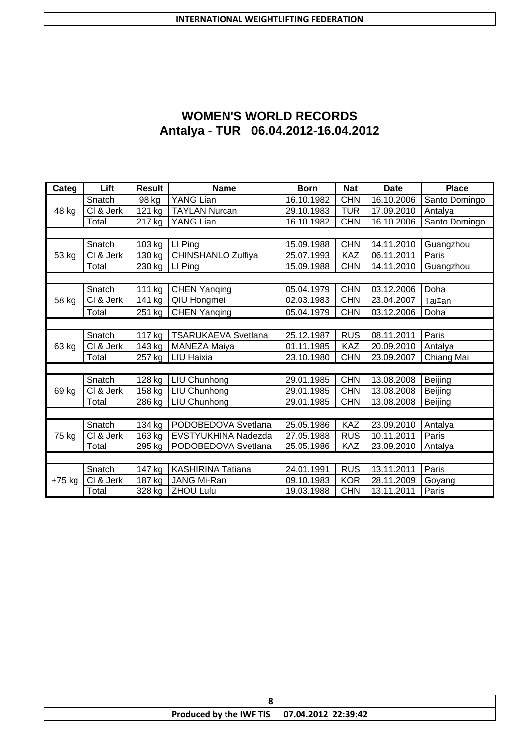# WOMEN'S WORLD RECORDS
## Antalya - TUR 06.04.2012-16.04.2012

| Categ | Lift | Result | Name | Born | Nat | Date | Place |
|---|---|---|---|---|---|---|---|
| 48 kg | Snatch | 98 kg | YANG Lian | 16.10.1982 | CHN | 16.10.2006 | Santo Domingo |
| | Cl & Jerk | 121 kg | TAYLAN Nurcan | 29.10.1983 | TUR | 17.09.2010 | Antalya |
| | Total | 217 kg | YANG Lian | 16.10.1982 | CHN | 16.10.2006 | Santo Domingo |
| | | | | | | | |
| 53 kg | Snatch | 103 kg | LI Ping | 15.09.1988 | CHN | 14.11.2010 | Guangzhou |
| | Cl & Jerk | 130 kg | CHINSHANLO Zulfiya | 25.07.1993 | KAZ | 06.11.2011 | Paris |
| | Total | 230 kg | LI Ping | 15.09.1988 | CHN | 14.11.2010 | Guangzhou |
| | | | | | | | |
| 58 kg | Snatch | 111 kg | CHEN Yanqing | 05.04.1979 | CHN | 03.12.2006 | Doha |
| | Cl & Jerk | 141 kg | QIU Hongmei | 02.03.1983 | CHN | 23.04.2007 | TaiIan |
| | Total | 251 kg | CHEN Yanqing | 05.04.1979 | CHN | 03.12.2006 | Doha |
| | | | | | | | |
| 63 kg | Snatch | 117 kg | TSARUKAEVA Svetlana | 25.12.1987 | RUS | 08.11.2011 | Paris |
| | Cl & Jerk | 143 kg | MANEZA Maiya | 01.11.1985 | KAZ | 20.09.2010 | Antalya |
| | Total | 257 kg | LIU Haixia | 23.10.1980 | CHN | 23.09.2007 | Chiang Mai |
| | | | | | | | |
| 69 kg | Snatch | 128 kg | LIU Chunhong | 29.01.1985 | CHN | 13.08.2008 | Beijing |
| | Cl & Jerk | 158 kg | LIU Chunhong | 29.01.1985 | CHN | 13.08.2008 | Beijing |
| | Total | 286 kg | LIU Chunhong | 29.01.1985 | CHN | 13.08.2008 | Beijing |
| | | | | | | | |
| 75 kg | Snatch | 134 kg | PODOBEDOVA Svetlana | 25.05.1986 | KAZ | 23.09.2010 | Antalya |
| | Cl & Jerk | 163 kg | EVSTYUKHINA Nadezda | 27.05.1988 | RUS | 10.11.2011 | Paris |
| | Total | 295 kg | PODOBEDOVA Svetlana | 25.05.1986 | KAZ | 23.09.2010 | Antalya |
| | | | | | | | |
| +75 kg | Snatch | 147 kg | KASHIRINA Tatiana | 24.01.1991 | RUS | 13.11.2011 | Paris |
| | Cl & Jerk | 187 kg | JANG Mi-Ran | 09.10.1983 | KOR | 28.11.2009 | Goyang |
| | Total | 328 kg | ZHOU Lulu | 19.03.1988 | CHN | 13.11.2011 | Paris |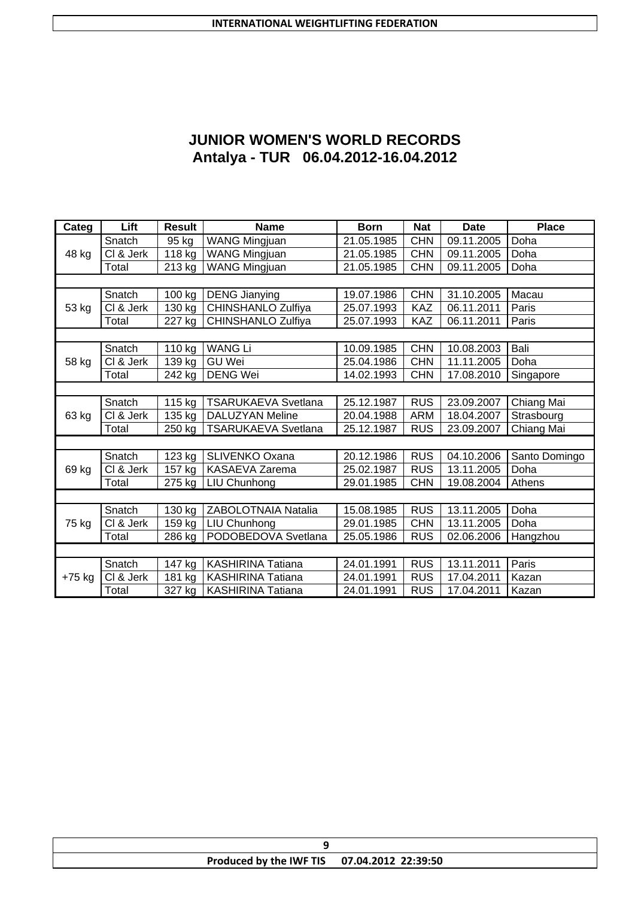# JUNIOR WOMEN'S WORLD RECORDS
## Antalya - TUR 06.04.2012-16.04.2012

| Categ | Lift | Result | Name | Born | Nat | Date | Place |
|---|---|---|---|---|---|---|---|
| 48 kg | Snatch | 95 kg | WANG Mingjuan | 21.05.1985 | CHN | 09.11.2005 | Doha |
| | Cl & Jerk | 118 kg | WANG Mingjuan | 21.05.1985 | CHN | 09.11.2005 | Doha |
| | Total | 213 kg | WANG Mingjuan | 21.05.1985 | CHN | 09.11.2005 | Doha |
| 53 kg | Snatch | 100 kg | DENG Jianying | 19.07.1986 | CHN | 31.10.2005 | Macau |
| | Cl & Jerk | 130 kg | CHINSHANLO Zulfiya | 25.07.1993 | KAZ | 06.11.2011 | Paris |
| | Total | 227 kg | CHINSHANLO Zulfiya | 25.07.1993 | KAZ | 06.11.2011 | Paris |
| 58 kg | Snatch | 110 kg | WANG Li | 10.09.1985 | CHN | 10.08.2003 | Bali |
| | Cl & Jerk | 139 kg | GU Wei | 25.04.1986 | CHN | 11.11.2005 | Doha |
| | Total | 242 kg | DENG Wei | 14.02.1993 | CHN | 17.08.2010 | Singapore |
| 63 kg | Snatch | 115 kg | TSARUKAEVA Svetlana | 25.12.1987 | RUS | 23.09.2007 | Chiang Mai |
| | Cl & Jerk | 135 kg | DALUZYAN Meline | 20.04.1988 | ARM | 18.04.2007 | Strasbourg |
| | Total | 250 kg | TSARUKAEVA Svetlana | 25.12.1987 | RUS | 23.09.2007 | Chiang Mai |
| 69 kg | Snatch | 123 kg | SLIVENKO Oxana | 20.12.1986 | RUS | 04.10.2006 | Santo Domingo |
| | Cl & Jerk | 157 kg | KASAEVA Zarema | 25.02.1987 | RUS | 13.11.2005 | Doha |
| | Total | 275 kg | LIU Chunhong | 29.01.1985 | CHN | 19.08.2004 | Athens |
| 75 kg | Snatch | 130 kg | ZABOLOTNAIA Natalia | 15.08.1985 | RUS | 13.11.2005 | Doha |
| | Cl & Jerk | 159 kg | LIU Chunhong | 29.01.1985 | CHN | 13.11.2005 | Doha |
| | Total | 286 kg | PODOBEDOVA Svetlana | 25.05.1986 | RUS | 02.06.2006 | Hangzhou |
| +75 kg | Snatch | 147 kg | KASHIRINA Tatiana | 24.01.1991 | RUS | 13.11.2011 | Paris |
| | Cl & Jerk | 181 kg | KASHIRINA Tatiana | 24.01.1991 | RUS | 17.04.2011 | Kazan |
| | Total | 327 kg | KASHIRINA Tatiana | 24.01.1991 | RUS | 17.04.2011 | Kazan |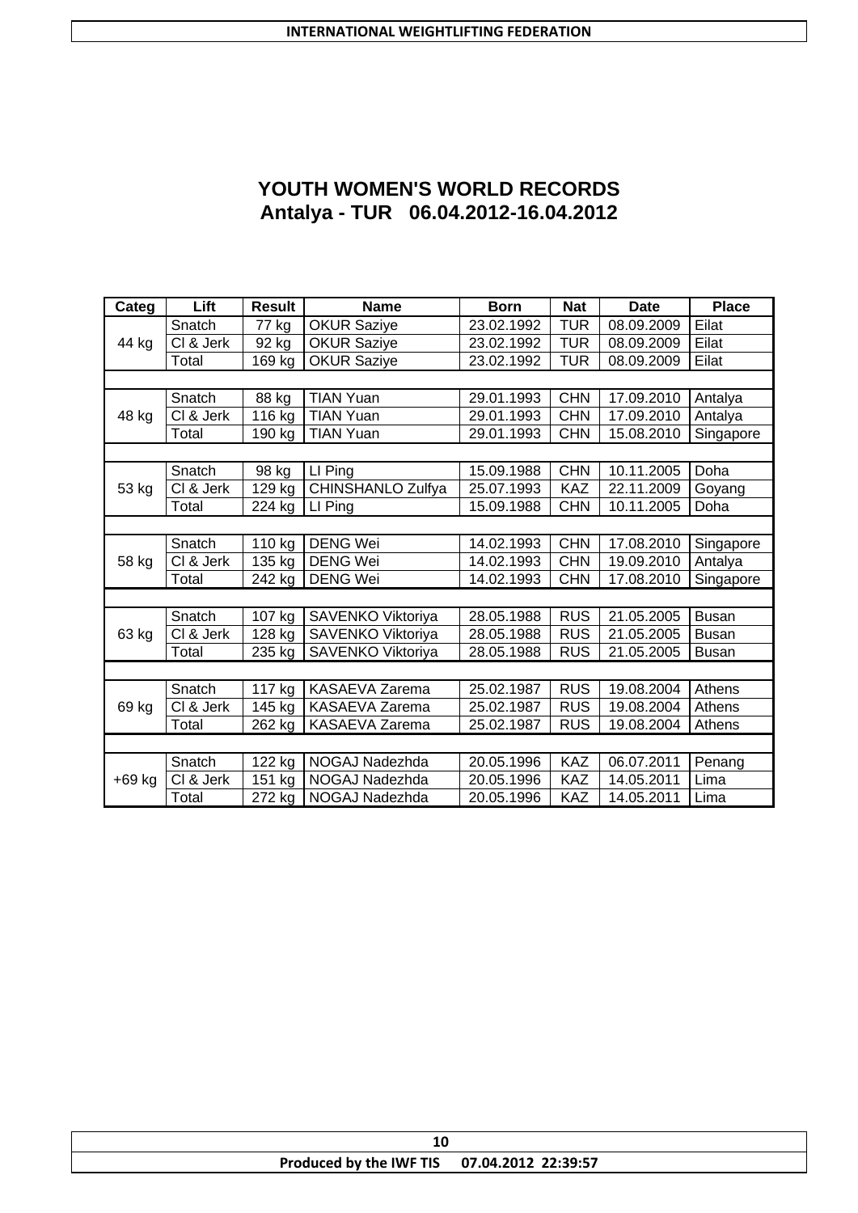# YOUTH WOMEN'S WORLD RECORDS
## Antalya - TUR 06.04.2012-16.04.2012

| Categ | Lift | Result | Name | Born | Nat | Date | Place |
|---|---|---|---|---|---|---|---|
| 44 kg | Snatch | 77 kg | OKUR Saziye | 23.02.1992 | TUR | 08.09.2009 | Eilat |
| | Cl & Jerk | 92 kg | OKUR Saziye | 23.02.1992 | TUR | 08.09.2009 | Eilat |
| | Total | 169 kg | OKUR Saziye | 23.02.1992 | TUR | 08.09.2009 | Eilat |
| | | | | | | | |
| 48 kg | Snatch | 88 kg | TIAN Yuan | 29.01.1993 | CHN | 17.09.2010 | Antalya |
| | Cl & Jerk | 116 kg | TIAN Yuan | 29.01.1993 | CHN | 17.09.2010 | Antalya |
| | Total | 190 kg | TIAN Yuan | 29.01.1993 | CHN | 15.08.2010 | Singapore |
| | | | | | | | |
| 53 kg | Snatch | 98 kg | LI Ping | 15.09.1988 | CHN | 10.11.2005 | Doha |
| | Cl & Jerk | 129 kg | CHINSHANLO Zulfya | 25.07.1993 | KAZ | 22.11.2009 | Goyang |
| | Total | 224 kg | LI Ping | 15.09.1988 | CHN | 10.11.2005 | Doha |
| | | | | | | | |
| 58 kg | Snatch | 110 kg | DENG Wei | 14.02.1993 | CHN | 17.08.2010 | Singapore |
| | Cl & Jerk | 135 kg | DENG Wei | 14.02.1993 | CHN | 19.09.2010 | Antalya |
| | Total | 242 kg | DENG Wei | 14.02.1993 | CHN | 17.08.2010 | Singapore |
| | | | | | | | |
| 63 kg | Snatch | 107 kg | SAVENKO Viktoriya | 28.05.1988 | RUS | 21.05.2005 | Busan |
| | Cl & Jerk | 128 kg | SAVENKO Viktoriya | 28.05.1988 | RUS | 21.05.2005 | Busan |
| | Total | 235 kg | SAVENKO Viktoriya | 28.05.1988 | RUS | 21.05.2005 | Busan |
| | | | | | | | |
| 69 kg | Snatch | 117 kg | KASAEVA Zarema | 25.02.1987 | RUS | 19.08.2004 | Athens |
| | Cl & Jerk | 145 kg | KASAEVA Zarema | 25.02.1987 | RUS | 19.08.2004 | Athens |
| | Total | 262 kg | KASAEVA Zarema | 25.02.1987 | RUS | 19.08.2004 | Athens |
| | | | | | | | |
| +69 kg | Snatch | 122 kg | NOGAJ Nadezhda | 20.05.1996 | KAZ | 06.07.2011 | Penang |
| | Cl & Jerk | 151 kg | NOGAJ Nadezhda | 20.05.1996 | KAZ | 14.05.2011 | Lima |
| | Total | 272 kg | NOGAJ Nadezhda | 20.05.1996 | KAZ | 14.05.2011 | Lima |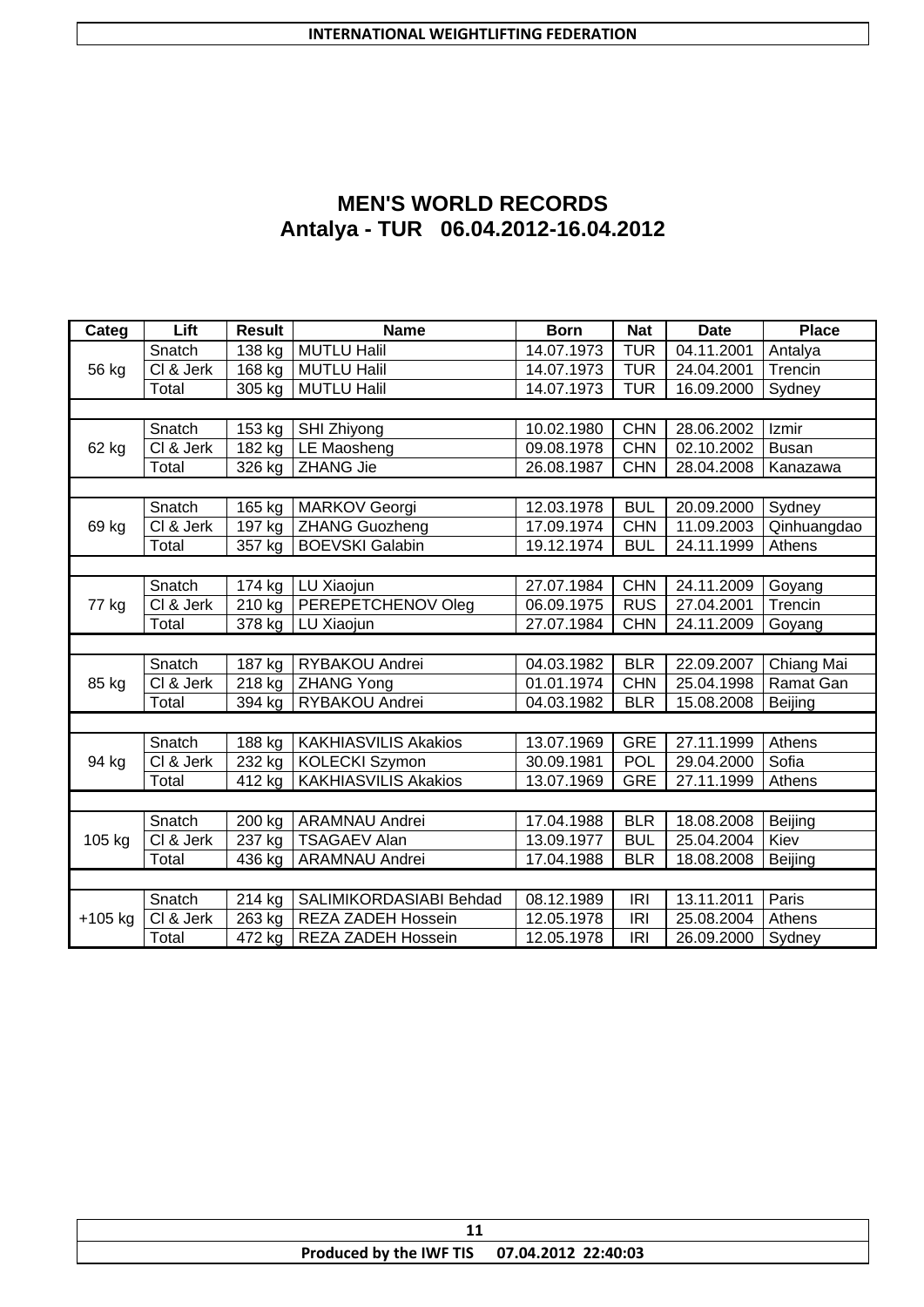# MEN'S WORLD RECORDS

## Antalya - TUR 06.04.2012-16.04.2012

| Categ | Lift | Result | Name | Born | Nat | Date | Place |
|---|---|---|---|---|---|---|---|
| 56 kg | Snatch | 138 kg | MUTLU Halil | 14.07.1973 | TUR | 04.11.2001 | Antalya |
| | Cl & Jerk | 168 kg | MUTLU Halil | 14.07.1973 | TUR | 24.04.2001 | Trencin |
| | Total | 305 kg | MUTLU Halil | 14.07.1973 | TUR | 16.09.2000 | Sydney |
| 62 kg | Snatch | 153 kg | SHI Zhiyong | 10.02.1980 | CHN | 28.06.2002 | Izmir |
| | Cl & Jerk | 182 kg | LE Maosheng | 09.08.1978 | CHN | 02.10.2002 | Busan |
| | Total | 326 kg | ZHANG Jie | 26.08.1987 | CHN | 28.04.2008 | Kanazawa |
| 69 kg | Snatch | 165 kg | MARKOV Georgi | 12.03.1978 | BUL | 20.09.2000 | Sydney |
| | Cl & Jerk | 197 kg | ZHANG Guozheng | 17.09.1974 | CHN | 11.09.2003 | Qinhuangdao |
| | Total | 357 kg | BOEVSKI Galabin | 19.12.1974 | BUL | 24.11.1999 | Athens |
| 77 kg | Snatch | 174 kg | LU Xiaojun | 27.07.1984 | CHN | 24.11.2009 | Goyang |
| | Cl & Jerk | 210 kg | PEREPETCHENOV Oleg | 06.09.1975 | RUS | 27.04.2001 | Trencin |
| | Total | 378 kg | LU Xiaojun | 27.07.1984 | CHN | 24.11.2009 | Goyang |
| 85 kg | Snatch | 187 kg | RYBAKOU Andrei | 04.03.1982 | BLR | 22.09.2007 | Chiang Mai |
| | Cl & Jerk | 218 kg | ZHANG Yong | 01.01.1974 | CHN | 25.04.1998 | Ramat Gan |
| | Total | 394 kg | RYBAKOU Andrei | 04.03.1982 | BLR | 15.08.2008 | Beijing |
| 94 kg | Snatch | 188 kg | KAKHIASVILIS Akakios | 13.07.1969 | GRE | 27.11.1999 | Athens |
| | Cl & Jerk | 232 kg | KOLECKI Szymon | 30.09.1981 | POL | 29.04.2000 | Sofia |
| | Total | 412 kg | KAKHIASVILIS Akakios | 13.07.1969 | GRE | 27.11.1999 | Athens |
| 105 kg | Snatch | 200 kg | ARAMNAU Andrei | 17.04.1988 | BLR | 18.08.2008 | Beijing |
| | Cl & Jerk | 237 kg | TSAGAEV Alan | 13.09.1977 | BUL | 25.04.2004 | Kiev |
| | Total | 436 kg | ARAMNAU Andrei | 17.04.1988 | BLR | 18.08.2008 | Beijing |
| +105 kg | Snatch | 214 kg | SALIMIKORDASIABI Behdad | 08.12.1989 | IRI | 13.11.2011 | Paris |
| | Cl & Jerk | 263 kg | REZA ZADEH Hossein | 12.05.1978 | IRI | 25.08.2004 | Athens |
| | Total | 472 kg | REZA ZADEH Hossein | 12.05.1978 | IRI | 26.09.2000 | Sydney |

Produced by the IWF TIS 07.04.2012 22:40:03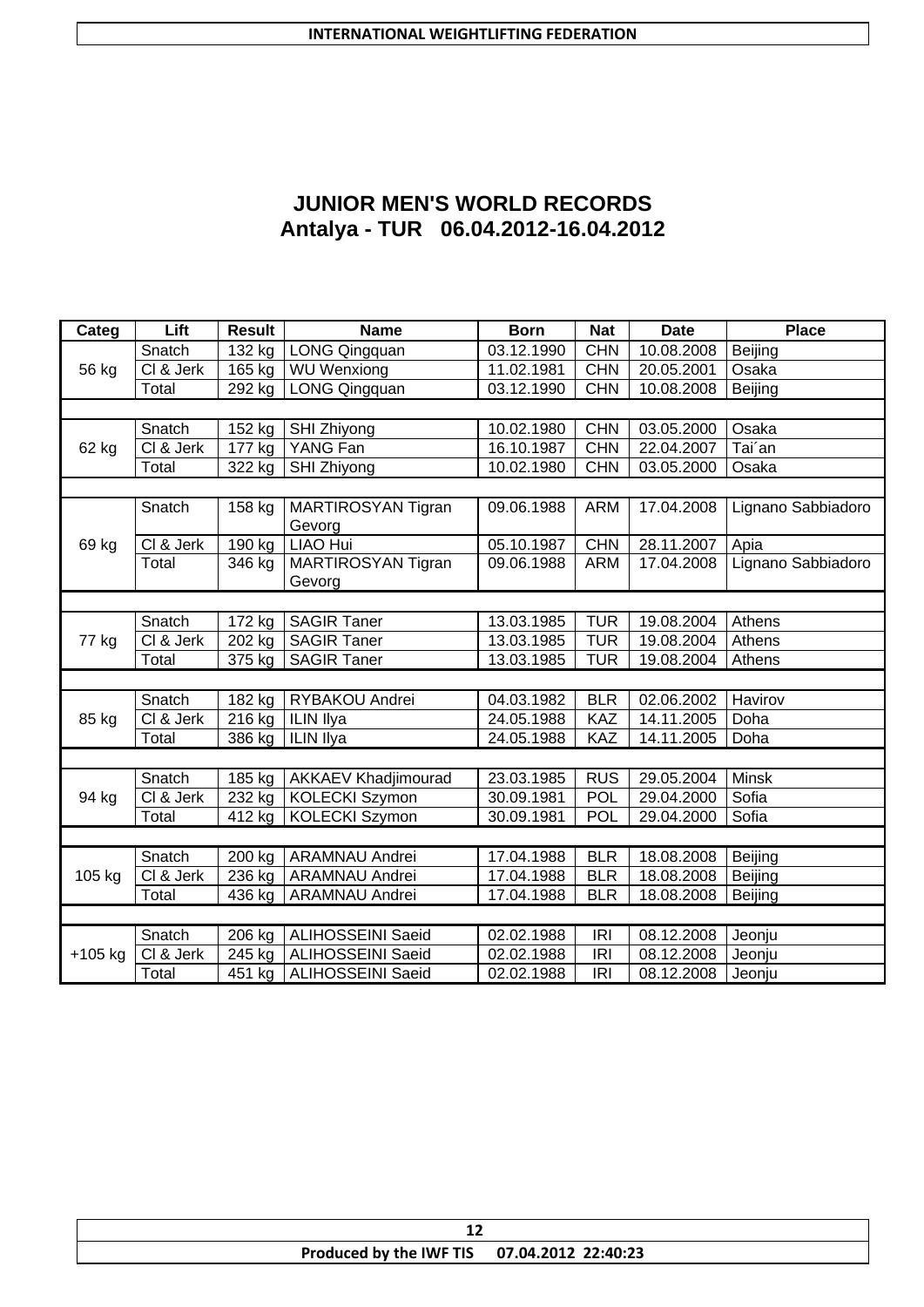# JUNIOR MEN'S WORLD RECORDS
## Antalya - TUR 06.04.2012-16.04.2012

| Categ | Lift | Result | Name | Born | Nat | Date | Place |
|---|---|---|---|---|---|---|---|
| 56 kg | Snatch | 132 kg | LONG Qingquan | 03.12.1990 | CHN | 10.08.2008 | Beijing |
| | Cl & Jerk | 165 kg | WU Wenxiong | 11.02.1981 | CHN | 20.05.2001 | Osaka |
| | Total | 292 kg | LONG Qingquan | 03.12.1990 | CHN | 10.08.2008 | Beijing |
| 62 kg | Snatch | 152 kg | SHI Zhiyong | 10.02.1980 | CHN | 03.05.2000 | Osaka |
| | Cl & Jerk | 177 kg | YANG Fan | 16.10.1987 | CHN | 22.04.2007 | Tai´an |
| | Total | 322 kg | SHI Zhiyong | 10.02.1980 | CHN | 03.05.2000 | Osaka |
| 69 kg | Snatch | 158 kg | MARTIROSYAN Tigran Gevorg | 09.06.1988 | ARM | 17.04.2008 | Lignano Sabbiadoro |
| | Cl & Jerk | 190 kg | LIAO Hui | 05.10.1987 | CHN | 28.11.2007 | Apia |
| | Total | 346 kg | MARTIROSYAN Tigran Gevorg | 09.06.1988 | ARM | 17.04.2008 | Lignano Sabbiadoro |
| 77 kg | Snatch | 172 kg | SAGIR Taner | 13.03.1985 | TUR | 19.08.2004 | Athens |
| | Cl & Jerk | 202 kg | SAGIR Taner | 13.03.1985 | TUR | 19.08.2004 | Athens |
| | Total | 375 kg | SAGIR Taner | 13.03.1985 | TUR | 19.08.2004 | Athens |
| 85 kg | Snatch | 182 kg | RYBAKOU Andrei | 04.03.1982 | BLR | 02.06.2002 | Havirov |
| | Cl & Jerk | 216 kg | ILIN Ilya | 24.05.1988 | KAZ | 14.11.2005 | Doha |
| | Total | 386 kg | ILIN Ilya | 24.05.1988 | KAZ | 14.11.2005 | Doha |
| 94 kg | Snatch | 185 kg | AKKAEV Khadjimourad | 23.03.1985 | RUS | 29.05.2004 | Minsk |
| | Cl & Jerk | 232 kg | KOLECKI Szymon | 30.09.1981 | POL | 29.04.2000 | Sofia |
| | Total | 412 kg | KOLECKI Szymon | 30.09.1981 | POL | 29.04.2000 | Sofia |
| 105 kg | Snatch | 200 kg | ARAMNAU Andrei | 17.04.1988 | BLR | 18.08.2008 | Beijing |
| | Cl & Jerk | 236 kg | ARAMNAU Andrei | 17.04.1988 | BLR | 18.08.2008 | Beijing |
| | Total | 436 kg | ARAMNAU Andrei | 17.04.1988 | BLR | 18.08.2008 | Beijing |
| +105 kg | Snatch | 206 kg | ALIHOSSEINI Saeid | 02.02.1988 | IRI | 08.12.2008 | Jeonju |
| | Cl & Jerk | 245 kg | ALIHOSSEINI Saeid | 02.02.1988 | IRI | 08.12.2008 | Jeonju |
| | Total | 451 kg | ALIHOSSEINI Saeid | 02.02.1988 | IRI | 08.12.2008 | Jeonju |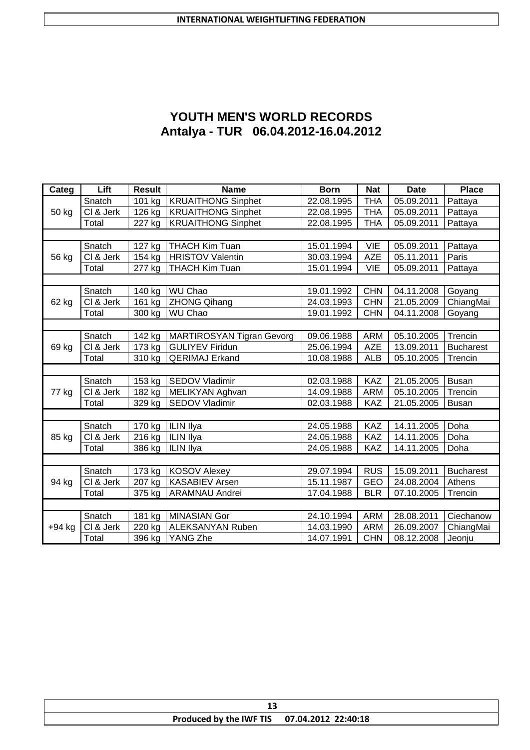# YOUTH MEN'S WORLD RECORDS
## Antalya - TUR 06.04.2012-16.04.2012

| Categ | Lift | Result | Name | Born | Nat | Date | Place |
|---|---|---|---|---|---|---|---|
| 50 kg | Snatch | 101 kg | KRUAITHONG Sinphet | 22.08.1995 | THA | 05.09.2011 | Pattaya |
| | Cl & Jerk | 126 kg | KRUAITHONG Sinphet | 22.08.1995 | THA | 05.09.2011 | Pattaya |
| | Total | 227 kg | KRUAITHONG Sinphet | 22.08.1995 | THA | 05.09.2011 | Pattaya |
| | | | | | | | |
| 56 kg | Snatch | 127 kg | THACH Kim Tuan | 15.01.1994 | VIE | 05.09.2011 | Pattaya |
| | Cl & Jerk | 154 kg | HRISTOV Valentin | 30.03.1994 | AZE | 05.11.2011 | Paris |
| | Total | 277 kg | THACH Kim Tuan | 15.01.1994 | VIE | 05.09.2011 | Pattaya |
| | | | | | | | |
| 62 kg | Snatch | 140 kg | WU Chao | 19.01.1992 | CHN | 04.11.2008 | Goyang |
| | Cl & Jerk | 161 kg | ZHONG Qihang | 24.03.1993 | CHN | 21.05.2009 | ChiangMai |
| | Total | 300 kg | WU Chao | 19.01.1992 | CHN | 04.11.2008 | Goyang |
| | | | | | | | |
| 69 kg | Snatch | 142 kg | MARTIROSYAN Tigran Gevorg | 09.06.1988 | ARM | 05.10.2005 | Trencin |
| | Cl & Jerk | 173 kg | GULIYEV Firidun | 25.06.1994 | AZE | 13.09.2011 | Bucharest |
| | Total | 310 kg | QERIMAJ Erkand | 10.08.1988 | ALB | 05.10.2005 | Trencin |
| | | | | | | | |
| 77 kg | Snatch | 153 kg | SEDOV Vladimir | 02.03.1988 | KAZ | 21.05.2005 | Busan |
| | Cl & Jerk | 182 kg | MELIKYAN Aghvan | 14.09.1988 | ARM | 05.10.2005 | Trencin |
| | Total | 329 kg | SEDOV Vladimir | 02.03.1988 | KAZ | 21.05.2005 | Busan |
| | | | | | | | |
| 85 kg | Snatch | 170 kg | ILIN Ilya | 24.05.1988 | KAZ | 14.11.2005 | Doha |
| | Cl & Jerk | 216 kg | ILIN Ilya | 24.05.1988 | KAZ | 14.11.2005 | Doha |
| | Total | 386 kg | ILIN Ilya | 24.05.1988 | KAZ | 14.11.2005 | Doha |
| | | | | | | | |
| 94 kg | Snatch | 173 kg | KOSOV Alexey | 29.07.1994 | RUS | 15.09.2011 | Bucharest |
| | Cl & Jerk | 207 kg | KASABIEV Arsen | 15.11.1987 | GEO | 24.08.2004 | Athens |
| | Total | 375 kg | ARAMNAU Andrei | 17.04.1988 | BLR | 07.10.2005 | Trencin |
| | | | | | | | |
| +94 kg | Snatch | 181 kg | MINASIAN Gor | 24.10.1994 | ARM | 28.08.2011 | Ciechanow |
| | Cl & Jerk | 220 kg | ALEKSANYAN Ruben | 14.03.1990 | ARM | 26.09.2007 | ChiangMai |
| | Total | 396 kg | YANG Zhe | 14.07.1991 | CHN | 08.12.2008 | Jeonju |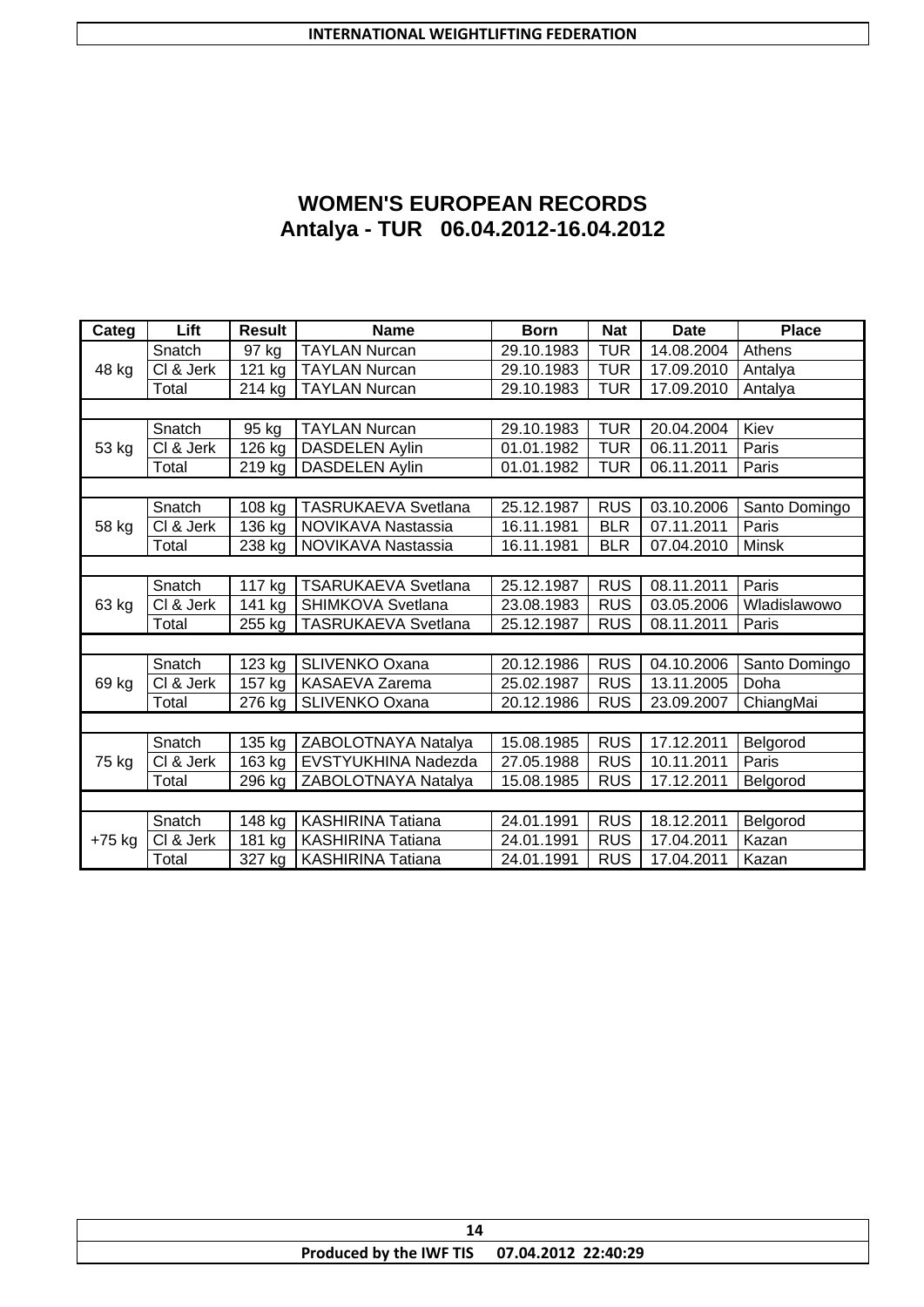# WOMEN'S EUROPEAN RECORDS
## Antalya - TUR 06.04.2012-16.04.2012

| Categ | Lift | Result | Name | Born | Nat | Date | Place |
|---|---|---|---|---|---|---|---|
| 48 kg | Snatch | 97 kg | TAYLAN Nurcan | 29.10.1983 | TUR | 14.08.2004 | Athens |
| | Cl & Jerk | 121 kg | TAYLAN Nurcan | 29.10.1983 | TUR | 17.09.2010 | Antalya |
| | Total | 214 kg | TAYLAN Nurcan | 29.10.1983 | TUR | 17.09.2010 | Antalya |
| 53 kg | Snatch | 95 kg | TAYLAN Nurcan | 29.10.1983 | TUR | 20.04.2004 | Kiev |
| | Cl & Jerk | 126 kg | DASDELEN Aylin | 01.01.1982 | TUR | 06.11.2011 | Paris |
| | Total | 219 kg | DASDELEN Aylin | 01.01.1982 | TUR | 06.11.2011 | Paris |
| 58 kg | Snatch | 108 kg | TASRUKAEVA Svetlana | 25.12.1987 | RUS | 03.10.2006 | Santo Domingo |
| | Cl & Jerk | 136 kg | NOVIKAVA Nastassia | 16.11.1981 | BLR | 07.11.2011 | Paris |
| | Total | 238 kg | NOVIKAVA Nastassia | 16.11.1981 | BLR | 07.04.2010 | Minsk |
| 63 kg | Snatch | 117 kg | TSARUKAEVA Svetlana | 25.12.1987 | RUS | 08.11.2011 | Paris |
| | Cl & Jerk | 141 kg | SHIMKOVA Svetlana | 23.08.1983 | RUS | 03.05.2006 | Wladislawowo |
| | Total | 255 kg | TASRUKAEVA Svetlana | 25.12.1987 | RUS | 08.11.2011 | Paris |
| 69 kg | Snatch | 123 kg | SLIVENKO Oxana | 20.12.1986 | RUS | 04.10.2006 | Santo Domingo |
| | Cl & Jerk | 157 kg | KASAEVA Zarema | 25.02.1987 | RUS | 13.11.2005 | Doha |
| | Total | 276 kg | SLIVENKO Oxana | 20.12.1986 | RUS | 23.09.2007 | ChiangMai |
| 75 kg | Snatch | 135 kg | ZABOLOTNAYA Natalya | 15.08.1985 | RUS | 17.12.2011 | Belgorod |
| | Cl & Jerk | 163 kg | EVSTYUKHINA Nadezda | 27.05.1988 | RUS | 10.11.2011 | Paris |
| | Total | 296 kg | ZABOLOTNAYA Natalya | 15.08.1985 | RUS | 17.12.2011 | Belgorod |
| +75 kg | Snatch | 148 kg | KASHIRINA Tatiana | 24.01.1991 | RUS | 18.12.2011 | Belgorod |
| | Cl & Jerk | 181 kg | KASHIRINA Tatiana | 24.01.1991 | RUS | 17.04.2011 | Kazan |
| | Total | 327 kg | KASHIRINA Tatiana | 24.01.1991 | RUS | 17.04.2011 | Kazan |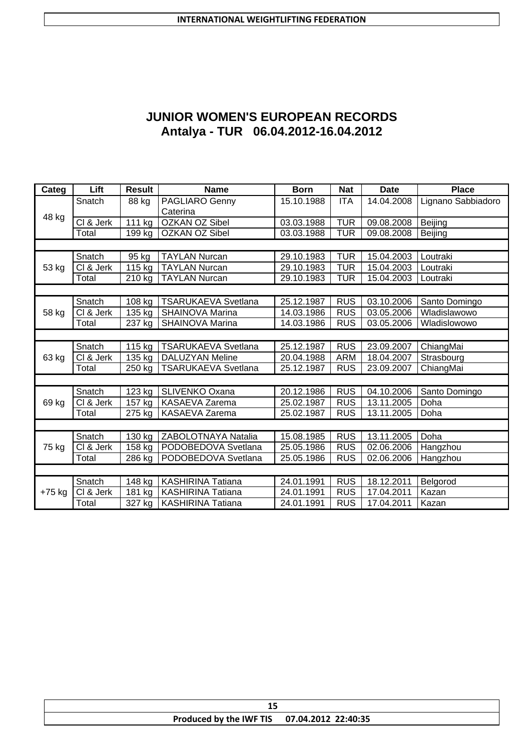# JUNIOR WOMEN'S EUROPEAN RECORDS
## Antalya - TUR 06.04.2012-16.04.2012

| Categ | Lift | Result | Name | Born | Nat | Date | Place |
|---|---|---|---|---|---|---|---|
| 48 kg | Snatch | 88 kg | PAGLIARO Genny Caterina | 15.10.1988 | ITA | 14.04.2008 | Lignano Sabbiadoro |
| | Cl & Jerk | 111 kg | OZKAN OZ Sibel | 03.03.1988 | TUR | 09.08.2008 | Beijing |
| | Total | 199 kg | OZKAN OZ Sibel | 03.03.1988 | TUR | 09.08.2008 | Beijing |
| 53 kg | Snatch | 95 kg | TAYLAN Nurcan | 29.10.1983 | TUR | 15.04.2003 | Loutraki |
| | Cl & Jerk | 115 kg | TAYLAN Nurcan | 29.10.1983 | TUR | 15.04.2003 | Loutraki |
| | Total | 210 kg | TAYLAN Nurcan | 29.10.1983 | TUR | 15.04.2003 | Loutraki |
| 58 kg | Snatch | 108 kg | TSARUKAEVA Svetlana | 25.12.1987 | RUS | 03.10.2006 | Santo Domingo |
| | Cl & Jerk | 135 kg | SHAINOVA Marina | 14.03.1986 | RUS | 03.05.2006 | Wladislawowo |
| | Total | 237 kg | SHAINOVA Marina | 14.03.1986 | RUS | 03.05.2006 | Wladislowowo |
| 63 kg | Snatch | 115 kg | TSARUKAEVA Svetlana | 25.12.1987 | RUS | 23.09.2007 | ChiangMai |
| | Cl & Jerk | 135 kg | DALUZYAN Meline | 20.04.1988 | ARM | 18.04.2007 | Strasbourg |
| | Total | 250 kg | TSARUKAEVA Svetlana | 25.12.1987 | RUS | 23.09.2007 | ChiangMai |
| 69 kg | Snatch | 123 kg | SLIVENKO Oxana | 20.12.1986 | RUS | 04.10.2006 | Santo Domingo |
| | Cl & Jerk | 157 kg | KASAEVA Zarema | 25.02.1987 | RUS | 13.11.2005 | Doha |
| | Total | 275 kg | KASAEVA Zarema | 25.02.1987 | RUS | 13.11.2005 | Doha |
| 75 kg | Snatch | 130 kg | ZABOLOTNAYA Natalia | 15.08.1985 | RUS | 13.11.2005 | Doha |
| | Cl & Jerk | 158 kg | PODOBEDOVA Svetlana | 25.05.1986 | RUS | 02.06.2006 | Hangzhou |
| | Total | 286 kg | PODOBEDOVA Svetlana | 25.05.1986 | RUS | 02.06.2006 | Hangzhou |
| +75 kg | Snatch | 148 kg | KASHIRINA Tatiana | 24.01.1991 | RUS | 18.12.2011 | Belgorod |
| | Cl & Jerk | 181 kg | KASHIRINA Tatiana | 24.01.1991 | RUS | 17.04.2011 | Kazan |
| | Total | 327 kg | KASHIRINA Tatiana | 24.01.1991 | RUS | 17.04.2011 | Kazan |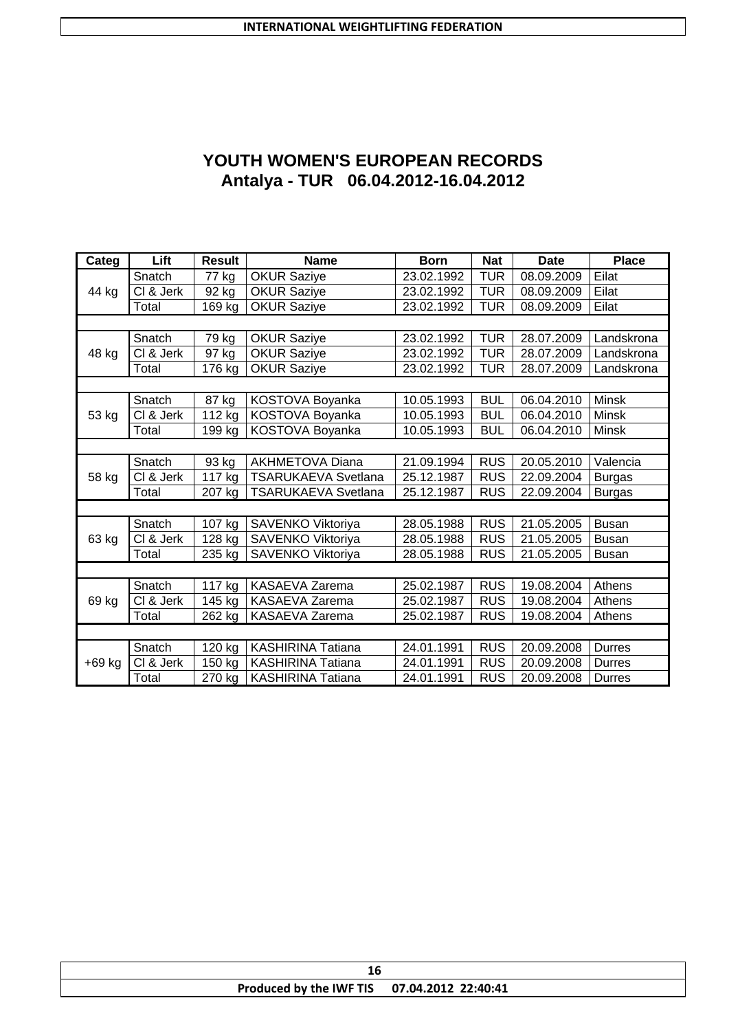# YOUTH WOMEN'S EUROPEAN RECORDS
## Antalya - TUR 06.04.2012-16.04.2012

| Categ | Lift | Result | Name | Born | Nat | Date | Place |
|---|---|---|---|---|---|---|---|
| 44 kg | Snatch | 77 kg | OKUR Saziye | 23.02.1992 | TUR | 08.09.2009 | Eilat |
| | Cl & Jerk | 92 kg | OKUR Saziye | 23.02.1992 | TUR | 08.09.2009 | Eilat |
| | Total | 169 kg | OKUR Saziye | 23.02.1992 | TUR | 08.09.2009 | Eilat |
| | | | | | | | |
| 48 kg | Snatch | 79 kg | OKUR Saziye | 23.02.1992 | TUR | 28.07.2009 | Landskrona |
| | Cl & Jerk | 97 kg | OKUR Saziye | 23.02.1992 | TUR | 28.07.2009 | Landskrona |
| | Total | 176 kg | OKUR Saziye | 23.02.1992 | TUR | 28.07.2009 | Landskrona |
| | | | | | | | |
| 53 kg | Snatch | 87 kg | KOSTOVA Boyanka | 10.05.1993 | BUL | 06.04.2010 | Minsk |
| | Cl & Jerk | 112 kg | KOSTOVA Boyanka | 10.05.1993 | BUL | 06.04.2010 | Minsk |
| | Total | 199 kg | KOSTOVA Boyanka | 10.05.1993 | BUL | 06.04.2010 | Minsk |
| | | | | | | | |
| 58 kg | Snatch | 93 kg | AKHMETOVA Diana | 21.09.1994 | RUS | 20.05.2010 | Valencia |
| | Cl & Jerk | 117 kg | TSARUKAEVA Svetlana | 25.12.1987 | RUS | 22.09.2004 | Burgas |
| | Total | 207 kg | TSARUKAEVA Svetlana | 25.12.1987 | RUS | 22.09.2004 | Burgas |
| | | | | | | | |
| 63 kg | Snatch | 107 kg | SAVENKO Viktoriya | 28.05.1988 | RUS | 21.05.2005 | Busan |
| | Cl & Jerk | 128 kg | SAVENKO Viktoriya | 28.05.1988 | RUS | 21.05.2005 | Busan |
| | Total | 235 kg | SAVENKO Viktoriya | 28.05.1988 | RUS | 21.05.2005 | Busan |
| | | | | | | | |
| 69 kg | Snatch | 117 kg | KASAEVA Zarema | 25.02.1987 | RUS | 19.08.2004 | Athens |
| | Cl & Jerk | 145 kg | KASAEVA Zarema | 25.02.1987 | RUS | 19.08.2004 | Athens |
| | Total | 262 kg | KASAEVA Zarema | 25.02.1987 | RUS | 19.08.2004 | Athens |
| | | | | | | | |
| +69 kg | Snatch | 120 kg | KASHIRINA Tatiana | 24.01.1991 | RUS | 20.09.2008 | Durres |
| | Cl & Jerk | 150 kg | KASHIRINA Tatiana | 24.01.1991 | RUS | 20.09.2008 | Durres |
| | Total | 270 kg | KASHIRINA Tatiana | 24.01.1991 | RUS | 20.09.2008 | Durres |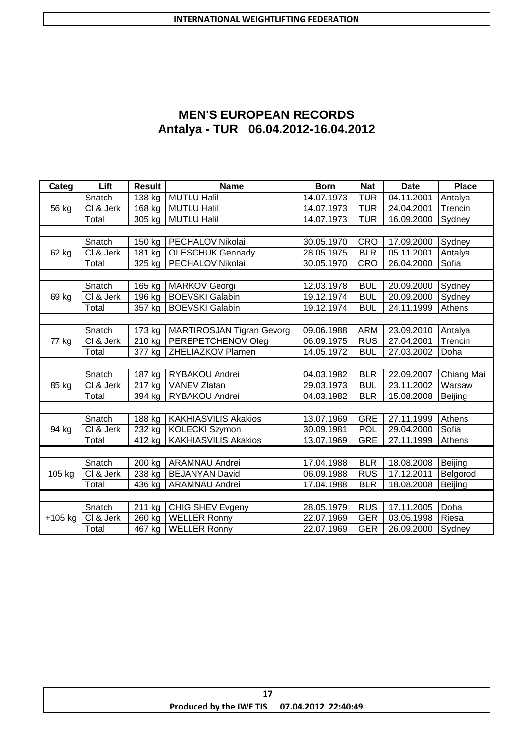# MEN'S EUROPEAN RECORDS

## Antalya - TUR 06.04.2012-16.04.2012

| Categ | Lift | Result | Name | Born | Nat | Date | Place |
|---|---|---|---|---|---|---|---|
| 56 kg | Snatch | 138 kg | MUTLU Halil | 14.07.1973 | TUR | 04.11.2001 | Antalya |
| | Cl & Jerk | 168 kg | MUTLU Halil | 14.07.1973 | TUR | 24.04.2001 | Trencin |
| | Total | 305 kg | MUTLU Halil | 14.07.1973 | TUR | 16.09.2000 | Sydney |
| 62 kg | Snatch | 150 kg | PECHALOV Nikolai | 30.05.1970 | CRO | 17.09.2000 | Sydney |
| | Cl & Jerk | 181 kg | OLESCHUK Gennady | 28.05.1975 | BLR | 05.11.2001 | Antalya |
| | Total | 325 kg | PECHALOV Nikolai | 30.05.1970 | CRO | 26.04.2000 | Sofia |
| 69 kg | Snatch | 165 kg | MARKOV Georgi | 12.03.1978 | BUL | 20.09.2000 | Sydney |
| | Cl & Jerk | 196 kg | BOEVSKI Galabin | 19.12.1974 | BUL | 20.09.2000 | Sydney |
| | Total | 357 kg | BOEVSKI Galabin | 19.12.1974 | BUL | 24.11.1999 | Athens |
| 77 kg | Snatch | 173 kg | MARTIROSJAN Tigran Gevorg | 09.06.1988 | ARM | 23.09.2010 | Antalya |
| | Cl & Jerk | 210 kg | PEREPETCHENOV Oleg | 06.09.1975 | RUS | 27.04.2001 | Trencin |
| | Total | 377 kg | ZHELIAZKOV Plamen | 14.05.1972 | BUL | 27.03.2002 | Doha |
| 85 kg | Snatch | 187 kg | RYBAKOU Andrei | 04.03.1982 | BLR | 22.09.2007 | Chiang Mai |
| | Cl & Jerk | 217 kg | VANEV Zlatan | 29.03.1973 | BUL | 23.11.2002 | Warsaw |
| | Total | 394 kg | RYBAKOU Andrei | 04.03.1982 | BLR | 15.08.2008 | Beijing |
| 94 kg | Snatch | 188 kg | KAKHIASVILIS Akakios | 13.07.1969 | GRE | 27.11.1999 | Athens |
| | Cl & Jerk | 232 kg | KOLECKI Szymon | 30.09.1981 | POL | 29.04.2000 | Sofia |
| | Total | 412 kg | KAKHIASVILIS Akakios | 13.07.1969 | GRE | 27.11.1999 | Athens |
| 105 kg | Snatch | 200 kg | ARAMNAU Andrei | 17.04.1988 | BLR | 18.08.2008 | Beijing |
| | Cl & Jerk | 238 kg | BEJANYAN David | 06.09.1988 | RUS | 17.12.2011 | Belgorod |
| | Total | 436 kg | ARAMNAU Andrei | 17.04.1988 | BLR | 18.08.2008 | Beijing |
| +105 kg | Snatch | 211 kg | CHIGISHEV Evgeny | 28.05.1979 | RUS | 17.11.2005 | Doha |
| | Cl & Jerk | 260 kg | WELLER Ronny | 22.07.1969 | GER | 03.05.1998 | Riesa |
| | Total | 467 kg | WELLER Ronny | 22.07.1969 | GER | 26.09.2000 | Sydney |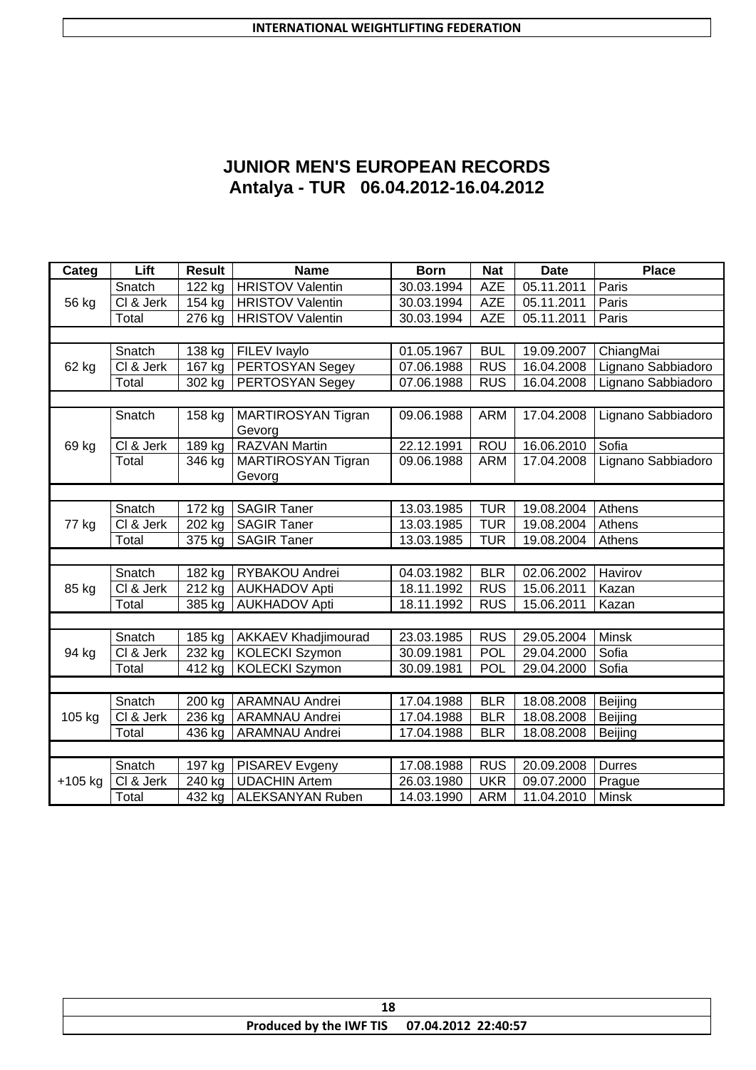# JUNIOR MEN'S EUROPEAN RECORDS
## Antalya - TUR 06.04.2012-16.04.2012

| Categ | Lift | Result | Name | Born | Nat | Date | Place |
|---|---|---|---|---|---|---|---|
| 56 kg | Snatch | 122 kg | HRISTOV Valentin | 30.03.1994 | AZE | 05.11.2011 | Paris |
| | Cl & Jerk | 154 kg | HRISTOV Valentin | 30.03.1994 | AZE | 05.11.2011 | Paris |
| | Total | 276 kg | HRISTOV Valentin | 30.03.1994 | AZE | 05.11.2011 | Paris |
| 62 kg | Snatch | 138 kg | FILEV Ivaylo | 01.05.1967 | BUL | 19.09.2007 | ChiangMai |
| | Cl & Jerk | 167 kg | PERTOSYAN Segey | 07.06.1988 | RUS | 16.04.2008 | Lignano Sabbiadoro |
| | Total | 302 kg | PERTOSYAN Segey | 07.06.1988 | RUS | 16.04.2008 | Lignano Sabbiadoro |
| 69 kg | Snatch | 158 kg | MARTIROSYAN Tigran Gevorg | 09.06.1988 | ARM | 17.04.2008 | Lignano Sabbiadoro |
| | Cl & Jerk | 189 kg | RAZVAN Martin | 22.12.1991 | ROU | 16.06.2010 | Sofia |
| | Total | 346 kg | MARTIROSYAN Tigran Gevorg | 09.06.1988 | ARM | 17.04.2008 | Lignano Sabbiadoro |
| 77 kg | Snatch | 172 kg | SAGIR Taner | 13.03.1985 | TUR | 19.08.2004 | Athens |
| | Cl & Jerk | 202 kg | SAGIR Taner | 13.03.1985 | TUR | 19.08.2004 | Athens |
| | Total | 375 kg | SAGIR Taner | 13.03.1985 | TUR | 19.08.2004 | Athens |
| 85 kg | Snatch | 182 kg | RYBAKOU Andrei | 04.03.1982 | BLR | 02.06.2002 | Havirov |
| | Cl & Jerk | 212 kg | AUKHADOV Apti | 18.11.1992 | RUS | 15.06.2011 | Kazan |
| | Total | 385 kg | AUKHADOV Apti | 18.11.1992 | RUS | 15.06.2011 | Kazan |
| 94 kg | Snatch | 185 kg | AKKAEV Khadjimourad | 23.03.1985 | RUS | 29.05.2004 | Minsk |
| | Cl & Jerk | 232 kg | KOLECKI Szymon | 30.09.1981 | POL | 29.04.2000 | Sofia |
| | Total | 412 kg | KOLECKI Szymon | 30.09.1981 | POL | 29.04.2000 | Sofia |
| 105 kg | Snatch | 200 kg | ARAMNAU Andrei | 17.04.1988 | BLR | 18.08.2008 | Beijing |
| | Cl & Jerk | 236 kg | ARAMNAU Andrei | 17.04.1988 | BLR | 18.08.2008 | Beijing |
| | Total | 436 kg | ARAMNAU Andrei | 17.04.1988 | BLR | 18.08.2008 | Beijing |
| +105 kg | Snatch | 197 kg | PISAREV Evgeny | 17.08.1988 | RUS | 20.09.2008 | Durres |
| | Cl & Jerk | 240 kg | UDACHIN Artem | 26.03.1980 | UKR | 09.07.2000 | Prague |
| | Total | 432 kg | ALEKSANYAN Ruben | 14.03.1990 | ARM | 11.04.2010 | Minsk |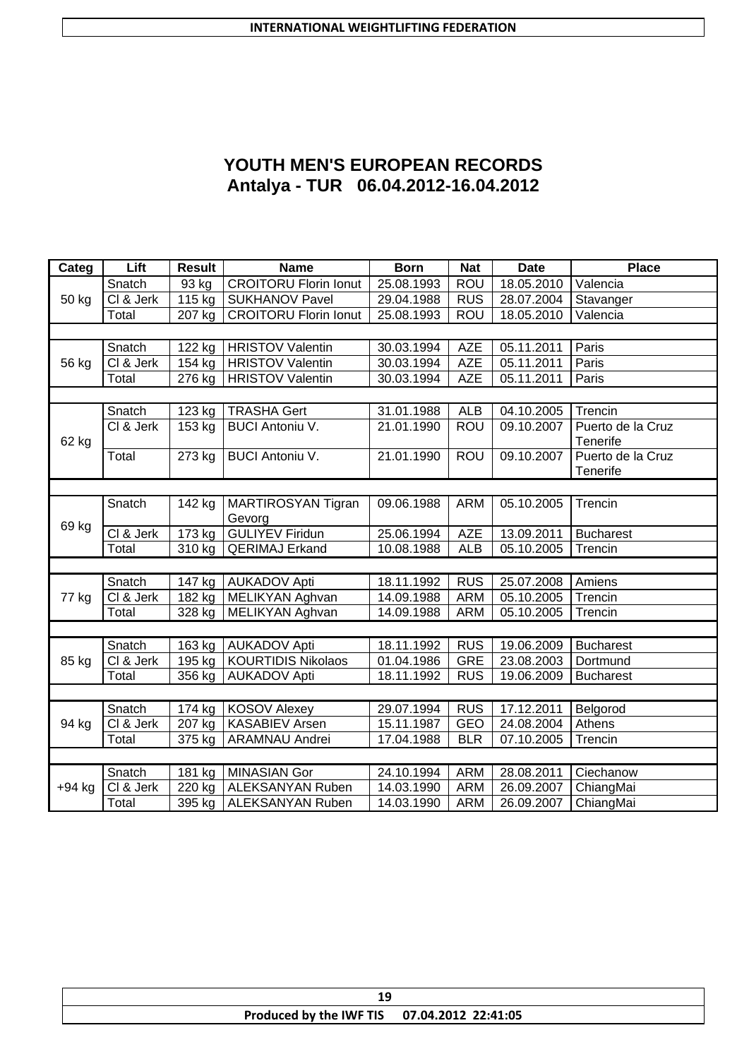# YOUTH MEN'S EUROPEAN RECORDS

## Antalya - TUR 06.04.2012-16.04.2012

| Categ | Lift | Result | Name | Born | Nat | Date | Place |
|---|---|---|---|---|---|---|---|
| 50 kg | Snatch | 93 kg | CROITORU Florin Ionut | 25.08.1993 | ROU | 18.05.2010 | Valencia |
| | Cl & Jerk | 115 kg | SUKHANOV Pavel | 29.04.1988 | RUS | 28.07.2004 | Stavanger |
| | Total | 207 kg | CROITORU Florin Ionut | 25.08.1993 | ROU | 18.05.2010 | Valencia |
| 56 kg | Snatch | 122 kg | HRISTOV Valentin | 30.03.1994 | AZE | 05.11.2011 | Paris |
| | Cl & Jerk | 154 kg | HRISTOV Valentin | 30.03.1994 | AZE | 05.11.2011 | Paris |
| | Total | 276 kg | HRISTOV Valentin | 30.03.1994 | AZE | 05.11.2011 | Paris |
| 62 kg | Snatch | 123 kg | TRASHA Gert | 31.01.1988 | ALB | 04.10.2005 | Trencin |
| | Cl & Jerk | 153 kg | BUCI Antoniu V. | 21.01.1990 | ROU | 09.10.2007 | Puerto de la Cruz Tenerife |
| | Total | 273 kg | BUCI Antoniu V. | 21.01.1990 | ROU | 09.10.2007 | Puerto de la Cruz Tenerife |
| 69 kg | Snatch | 142 kg | MARTIROSYAN Tigran Gevorg | 09.06.1988 | ARM | 05.10.2005 | Trencin |
| | Cl & Jerk | 173 kg | GULIYEV Firidun | 25.06.1994 | AZE | 13.09.2011 | Bucharest |
| | Total | 310 kg | QERIMAJ Erkand | 10.08.1988 | ALB | 05.10.2005 | Trencin |
| 77 kg | Snatch | 147 kg | AUKADOV Apti | 18.11.1992 | RUS | 25.07.2008 | Amiens |
| | Cl & Jerk | 182 kg | MELIKYAN Aghvan | 14.09.1988 | ARM | 05.10.2005 | Trencin |
| | Total | 328 kg | MELIKYAN Aghvan | 14.09.1988 | ARM | 05.10.2005 | Trencin |
| 85 kg | Snatch | 163 kg | AUKADOV Apti | 18.11.1992 | RUS | 19.06.2009 | Bucharest |
| | Cl & Jerk | 195 kg | KOURTIDIS Nikolaos | 01.04.1986 | GRE | 23.08.2003 | Dortmund |
| | Total | 356 kg | AUKADOV Apti | 18.11.1992 | RUS | 19.06.2009 | Bucharest |
| 94 kg | Snatch | 174 kg | KOSOV Alexey | 29.07.1994 | RUS | 17.12.2011 | Belgorod |
| | Cl & Jerk | 207 kg | KASABIEV Arsen | 15.11.1987 | GEO | 24.08.2004 | Athens |
| | Total | 375 kg | ARAMNAU Andrei | 17.04.1988 | BLR | 07.10.2005 | Trencin |
| +94 kg | Snatch | 181 kg | MINASIAN Gor | 24.10.1994 | ARM | 28.08.2011 | Ciechanow |
| | Cl & Jerk | 220 kg | ALEKSANYAN Ruben | 14.03.1990 | ARM | 26.09.2007 | ChiangMai |
| | Total | 395 kg | ALEKSANYAN Ruben | 14.03.1990 | ARM | 26.09.2007 | ChiangMai |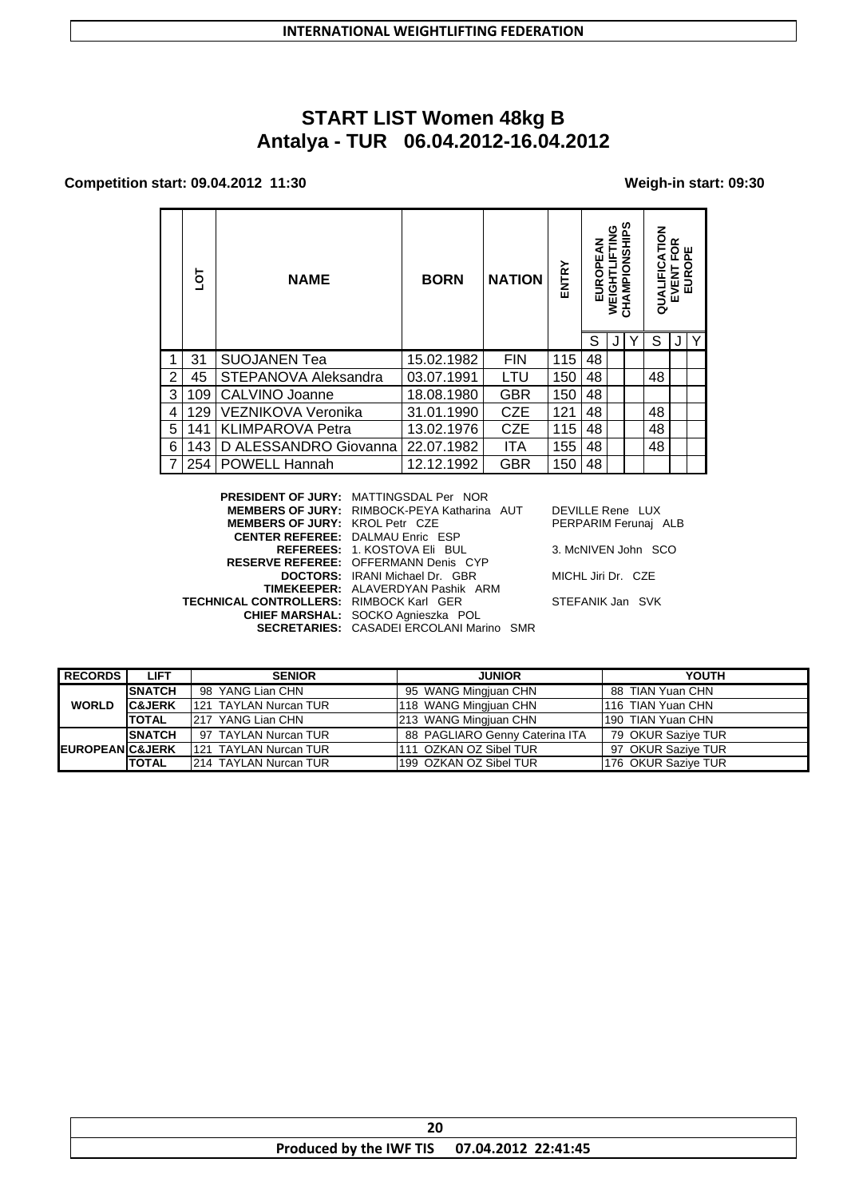# START LIST Women 48kg B
## Antalya - TUR 06.04.2012-16.04.2012

**Competition start: 09.04.2012 11:30** **Weigh-in start: 09:30**

| | LOT | NAME | BORN | NATION | ENTRY | EUROPEAN WEIGHTLIFTING CHAMPIONSHIPS | | | QUALIFICATION EVENT FOR EUROPE | | |
|---|---|---|---|---|---|---|---|---|---|---|---|
| | | | | | | S | J | Y | S | J | Y |
| 1 | 31 | SUOJANEN Tea | 15.02.1982 | FIN | 115 | 48 | | | | | |
| 2 | 45 | STEPANOVA Aleksandra | 03.07.1991 | LTU | 150 | 48 | | | 48 | | |
| 3 | 109 | CALVINO Joanne | 18.08.1980 | GBR | 150 | 48 | | | | | |
| 4 | 129 | VEZNIKOVA Veronika | 31.01.1990 | CZE | 121 | 48 | | | 48 | | |
| 5 | 141 | KLIMPAROVA Petra | 13.02.1976 | CZE | 115 | 48 | | | 48 | | |
| 6 | 143 | D ALESSANDRO Giovanna | 22.07.1982 | ITA | 155 | 48 | | | 48 | | |
| 7 | 254 | POWELL Hannah | 12.12.1992 | GBR | 150 | 48 | | | | | |

**PRESIDENT OF JURY:** MATTINGSDAL Per NOR
**MEMBERS OF JURY:** RIMBOCK-PEYA Katharina AUT — DEVILLE Rene LUX
**MEMBERS OF JURY:** KROL Petr CZE — PERPARIM Ferunaj ALB
**CENTER REFEREE:** DALMAU Enric ESP
**REFEREES:** 1. KOSTOVA Eli BUL — 3. McNIVEN John SCO
**RESERVE REFEREE:** OFFERMANN Denis CYP
**DOCTORS:** IRANI Michael Dr. GBR — MICHL Jiri Dr. CZE
**TIMEKEEPER:** ALAVERDYAN Pashik ARM
**TECHNICAL CONTROLLERS:** RIMBOCK Karl GER — STEFANIK Jan SVK
**CHIEF MARSHAL:** SOCKO Agnieszka POL
**SECRETARIES:** CASADEI ERCOLANI Marino SMR

| RECORDS | LIFT | SENIOR | JUNIOR | YOUTH |
|---|---|---|---|---|
| WORLD | SNATCH | 98 YANG Lian CHN | 95 WANG Mingjuan CHN | 88 TIAN Yuan CHN |
| | C&JERK | 121 TAYLAN Nurcan TUR | 118 WANG Mingjuan CHN | 116 TIAN Yuan CHN |
| | TOTAL | 217 YANG Lian CHN | 213 WANG Mingjuan CHN | 190 TIAN Yuan CHN |
| EUROPEAN | SNATCH | 97 TAYLAN Nurcan TUR | 88 PAGLIARO Genny Caterina ITA | 79 OKUR Saziye TUR |
| | C&JERK | 121 TAYLAN Nurcan TUR | 111 OZKAN OZ Sibel TUR | 97 OKUR Saziye TUR |
| | TOTAL | 214 TAYLAN Nurcan TUR | 199 OZKAN OZ Sibel TUR | 176 OKUR Saziye TUR |

Produced by the IWF TIS 07.04.2012 22:41:45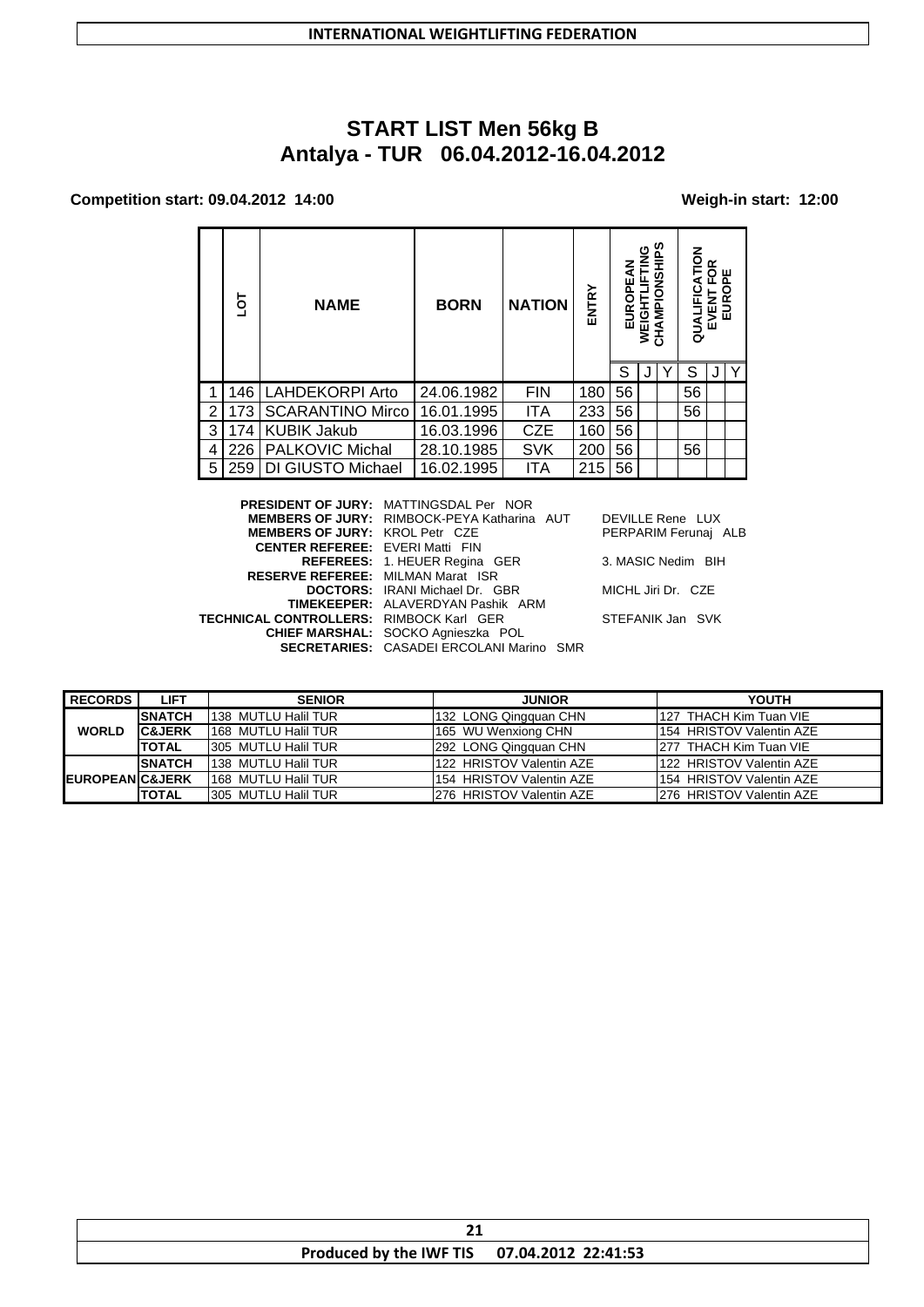# START LIST Men 56kg B

## Antalya - TUR 06.04.2012-16.04.2012

**Competition start: 09.04.2012 14:00** **Weigh-in start: 12:00**

| | LOT | NAME | BORN | NATION | ENTRY | EUROPEAN WEIGHTLIFTING CHAMPIONSHIPS | | | QUALIFICATION EVENT FOR EUROPE | | |
|---|---|---|---|---|---|---|---|---|---|---|---|
| | | | | | | S | J | Y | S | J | Y |
| 1 | 146 | LAHDEKORPI Arto | 24.06.1982 | FIN | 180 | 56 | | | 56 | | |
| 2 | 173 | SCARANTINO Mirco | 16.01.1995 | ITA | 233 | 56 | | | 56 | | |
| 3 | 174 | KUBIK Jakub | 16.03.1996 | CZE | 160 | 56 | | | | | |
| 4 | 226 | PALKOVIC Michal | 28.10.1985 | SVK | 200 | 56 | | | 56 | | |
| 5 | 259 | DI GIUSTO Michael | 16.02.1995 | ITA | 215 | 56 | | | | | |

**PRESIDENT OF JURY:** MATTINGSDAL Per NOR
**MEMBERS OF JURY:** RIMBOCK-PEYA Katharina AUT — DEVILLE Rene LUX
**MEMBERS OF JURY:** KROL Petr CZE — PERPARIM Ferunaj ALB
**CENTER REFEREE:** EVERI Matti FIN
**REFEREES:** 1. HEUER Regina GER — 3. MASIC Nedim BIH
**RESERVE REFEREE:** MILMAN Marat ISR
**DOCTORS:** IRANI Michael Dr. GBR — MICHL Jiri Dr. CZE
**TIMEKEEPER:** ALAVERDYAN Pashik ARM
**TECHNICAL CONTROLLERS:** RIMBOCK Karl GER — STEFANIK Jan SVK
**CHIEF MARSHAL:** SOCKO Agnieszka POL
**SECRETARIES:** CASADEI ERCOLANI Marino SMR

| RECORDS | LIFT | SENIOR | JUNIOR | YOUTH |
|---|---|---|---|---|
| WORLD | SNATCH | 138 MUTLU Halil TUR | 132 LONG Qingquan CHN | 127 THACH Kim Tuan VIE |
| | C&JERK | 168 MUTLU Halil TUR | 165 WU Wenxiong CHN | 154 HRISTOV Valentin AZE |
| | TOTAL | 305 MUTLU Halil TUR | 292 LONG Qingquan CHN | 277 THACH Kim Tuan VIE |
| EUROPEAN | SNATCH | 138 MUTLU Halil TUR | 122 HRISTOV Valentin AZE | 122 HRISTOV Valentin AZE |
| | C&JERK | 168 MUTLU Halil TUR | 154 HRISTOV Valentin AZE | 154 HRISTOV Valentin AZE |
| | TOTAL | 305 MUTLU Halil TUR | 276 HRISTOV Valentin AZE | 276 HRISTOV Valentin AZE |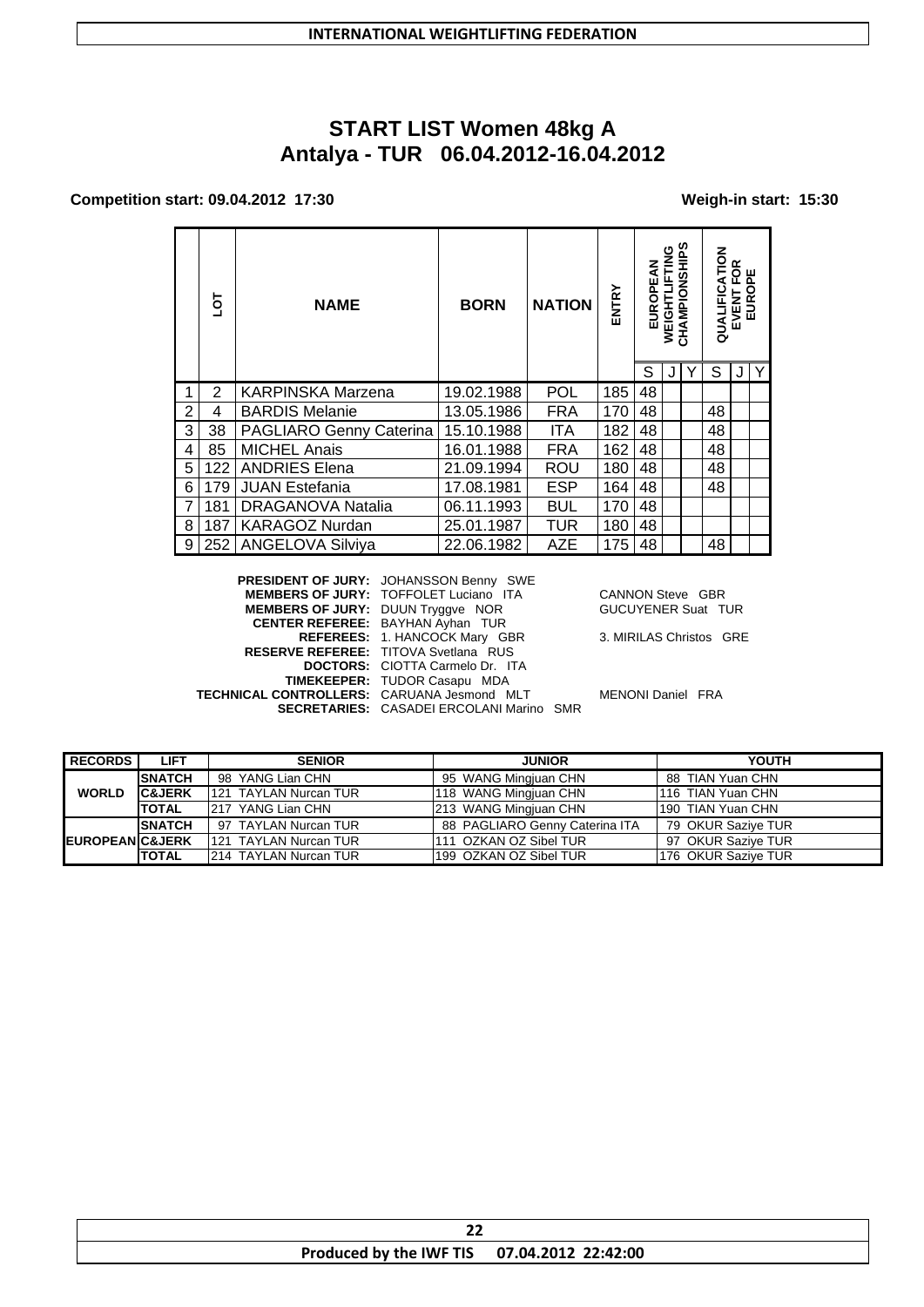# START LIST Women 48kg A
## Antalya - TUR 06.04.2012-16.04.2012

**Competition start: 09.04.2012 17:30** **Weigh-in start: 15:30**

| | LOT | NAME | BORN | NATION | ENTRY | EUROPEAN WEIGHTLIFTING CHAMPIONSHIPS | | | QUALIFICATION EVENT FOR EUROPE | | |
|---|---|---|---|---|---|---|---|---|---|---|---|
| | | | | | | S | J | Y | S | J | Y |
| 1 | 2 | KARPINSKA Marzena | 19.02.1988 | POL | 185 | 48 | | | | | |
| 2 | 4 | BARDIS Melanie | 13.05.1986 | FRA | 170 | 48 | | | 48 | | |
| 3 | 38 | PAGLIARO Genny Caterina | 15.10.1988 | ITA | 182 | 48 | | | 48 | | |
| 4 | 85 | MICHEL Anais | 16.01.1988 | FRA | 162 | 48 | | | 48 | | |
| 5 | 122 | ANDRIES Elena | 21.09.1994 | ROU | 180 | 48 | | | 48 | | |
| 6 | 179 | JUAN Estefania | 17.08.1981 | ESP | 164 | 48 | | | 48 | | |
| 7 | 181 | DRAGANOVA Natalia | 06.11.1993 | BUL | 170 | 48 | | | | | |
| 8 | 187 | KARAGOZ Nurdan | 25.01.1987 | TUR | 180 | 48 | | | | | |
| 9 | 252 | ANGELOVA Silviya | 22.06.1982 | AZE | 175 | 48 | | | 48 | | |

**PRESIDENT OF JURY:** JOHANSSON Benny SWE
**MEMBERS OF JURY:** TOFFOLET Luciano ITA — CANNON Steve GBR
**MEMBERS OF JURY:** DUUN Tryggve NOR — GUCUYENER Suat TUR
**CENTER REFEREE:** BAYHAN Ayhan TUR
**REFEREES:** 1. HANCOCK Mary GBR — 3. MIRILAS Christos GRE
**RESERVE REFEREE:** TITOVA Svetlana RUS
**DOCTORS:** CIOTTA Carmelo Dr. ITA
**TIMEKEEPER:** TUDOR Casapu MDA
**TECHNICAL CONTROLLERS:** CARUANA Jesmond MLT — MENONI Daniel FRA
**SECRETARIES:** CASADEI ERCOLANI Marino SMR

| RECORDS | LIFT | SENIOR | JUNIOR | YOUTH |
|---|---|---|---|---|
| WORLD | SNATCH | 98 YANG Lian CHN | 95 WANG Mingjuan CHN | 88 TIAN Yuan CHN |
| | C&JERK | 121 TAYLAN Nurcan TUR | 118 WANG Mingjuan CHN | 116 TIAN Yuan CHN |
| | TOTAL | 217 YANG Lian CHN | 213 WANG Mingjuan CHN | 190 TIAN Yuan CHN |
| EUROPEAN | SNATCH | 97 TAYLAN Nurcan TUR | 88 PAGLIARO Genny Caterina ITA | 79 OKUR Saziye TUR |
| | C&JERK | 121 TAYLAN Nurcan TUR | 111 OZKAN OZ Sibel TUR | 97 OKUR Saziye TUR |
| | TOTAL | 214 TAYLAN Nurcan TUR | 199 OZKAN OZ Sibel TUR | 176 OKUR Saziye TUR |

Produced by the IWF TIS 07.04.2012 22:42:00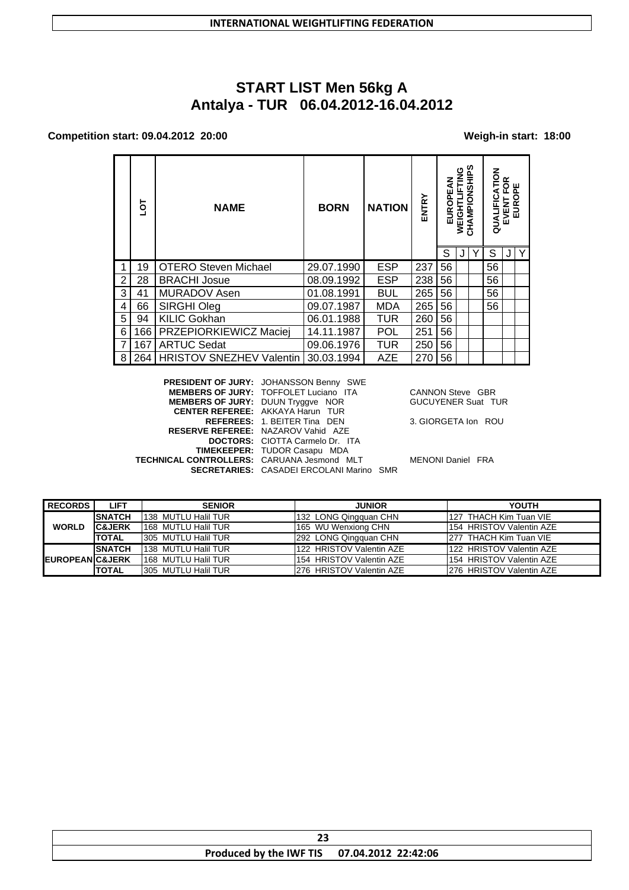INTERNATIONAL WEIGHTLIFTING FEDERATION

# START LIST Men 56kg A
## Antalya - TUR 06.04.2012-16.04.2012

**Competition start: 09.04.2012 20:00** **Weigh-in start: 18:00**

| | LOT | NAME | BORN | NATION | ENTRY | EUROPEAN WEIGHTLIFTING CHAMPIONSHIPS | | | QUALIFICATION EVENT FOR EUROPE | | |
|---|---|---|---|---|---|---|---|---|---|---|---|
| | | | | | | S | J | Y | S | J | Y |
| 1 | 19 | OTERO Steven Michael | 29.07.1990 | ESP | 237 | 56 | | | 56 | | |
| 2 | 28 | BRACHI Josue | 08.09.1992 | ESP | 238 | 56 | | | 56 | | |
| 3 | 41 | MURADOV Asen | 01.08.1991 | BUL | 265 | 56 | | | 56 | | |
| 4 | 66 | SIRGHI Oleg | 09.07.1987 | MDA | 265 | 56 | | | 56 | | |
| 5 | 94 | KILIC Gokhan | 06.01.1988 | TUR | 260 | 56 | | | | | |
| 6 | 166 | PRZEPIORKIEWICZ Maciej | 14.11.1987 | POL | 251 | 56 | | | | | |
| 7 | 167 | ARTUC Sedat | 09.06.1976 | TUR | 250 | 56 | | | | | |
| 8 | 264 | HRISTOV SNEZHEV Valentin | 30.03.1994 | AZE | 270 | 56 | | | | | |

**PRESIDENT OF JURY:** JOHANSSON Benny SWE
**MEMBERS OF JURY:** TOFFOLET Luciano ITA — CANNON Steve GBR
**MEMBERS OF JURY:** DUUN Tryggve NOR — GUCUYENER Suat TUR
**CENTER REFEREE:** AKKAYA Harun TUR
**REFEREES:** 1. BEITER Tina DEN — 3. GIORGETA Ion ROU
**RESERVE REFEREE:** NAZAROV Vahid AZE
**DOCTORS:** CIOTTA Carmelo Dr. ITA
**TIMEKEEPER:** TUDOR Casapu MDA
**TECHNICAL CONTROLLERS:** CARUANA Jesmond MLT — MENONI Daniel FRA
**SECRETARIES:** CASADEI ERCOLANI Marino SMR

| RECORDS | LIFT | SENIOR | JUNIOR | YOUTH |
|---|---|---|---|---|
| WORLD | SNATCH | 138 MUTLU Halil TUR | 132 LONG Qingquan CHN | 127 THACH Kim Tuan VIE |
| | C&JERK | 168 MUTLU Halil TUR | 165 WU Wenxiong CHN | 154 HRISTOV Valentin AZE |
| | TOTAL | 305 MUTLU Halil TUR | 292 LONG Qingquan CHN | 277 THACH Kim Tuan VIE |
| EUROPEAN | SNATCH | 138 MUTLU Halil TUR | 122 HRISTOV Valentin AZE | 122 HRISTOV Valentin AZE |
| | C&JERK | 168 MUTLU Halil TUR | 154 HRISTOV Valentin AZE | 154 HRISTOV Valentin AZE |
| | TOTAL | 305 MUTLU Halil TUR | 276 HRISTOV Valentin AZE | 276 HRISTOV Valentin AZE |

Produced by the IWF TIS 07.04.2012 22:42:06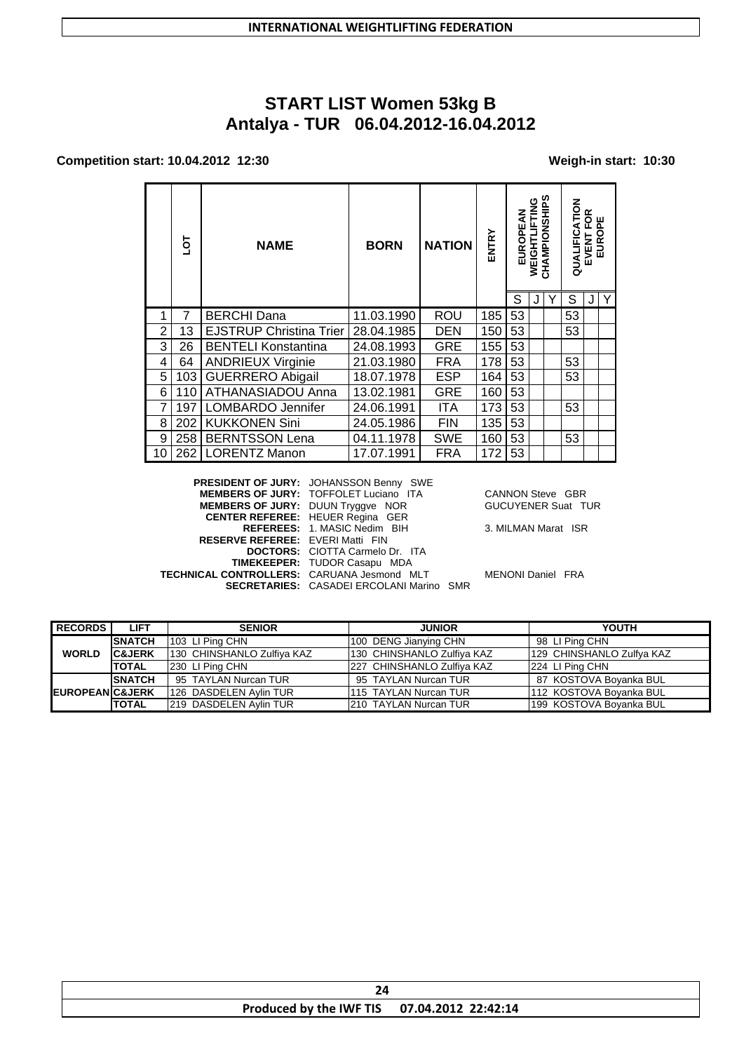INTERNATIONAL WEIGHTLIFTING FEDERATION

# START LIST Women 53kg B
## Antalya - TUR 06.04.2012-16.04.2012

**Competition start: 10.04.2012 12:30** **Weigh-in start: 10:30**

| | LOT | NAME | BORN | NATION | ENTRY | EUROPEAN WEIGHTLIFTING CHAMPIONSHIPS | | | QUALIFICATION EVENT FOR EUROPE | | |
|---|---|---|---|---|---|---|---|---|---|---|---|
| | | | | | | S | J | Y | S | J | Y |
| 1 | 7 | BERCHI Dana | 11.03.1990 | ROU | 185 | 53 | | | 53 | | |
| 2 | 13 | EJSTRUP Christina Trier | 28.04.1985 | DEN | 150 | 53 | | | 53 | | |
| 3 | 26 | BENTELI Konstantina | 24.08.1993 | GRE | 155 | 53 | | | | | |
| 4 | 64 | ANDRIEUX Virginie | 21.03.1980 | FRA | 178 | 53 | | | 53 | | |
| 5 | 103 | GUERRERO Abigail | 18.07.1978 | ESP | 164 | 53 | | | 53 | | |
| 6 | 110 | ATHANASIADOU Anna | 13.02.1981 | GRE | 160 | 53 | | | | | |
| 7 | 197 | LOMBARDO Jennifer | 24.06.1991 | ITA | 173 | 53 | | | 53 | | |
| 8 | 202 | KUKKONEN Sini | 24.05.1986 | FIN | 135 | 53 | | | | | |
| 9 | 258 | BERNTSSON Lena | 04.11.1978 | SWE | 160 | 53 | | | 53 | | |
| 10 | 262 | LORENTZ Manon | 17.07.1991 | FRA | 172 | 53 | | | | | |

**PRESIDENT OF JURY:** JOHANSSON Benny SWE
**MEMBERS OF JURY:** TOFFOLET Luciano ITA — CANNON Steve GBR
**MEMBERS OF JURY:** DUUN Tryggve NOR — GUCUYENER Suat TUR
**CENTER REFEREE:** HEUER Regina GER
**REFEREES:** 1. MASIC Nedim BIH — 3. MILMAN Marat ISR
**RESERVE REFEREE:** EVERI Matti FIN
**DOCTORS:** CIOTTA Carmelo Dr. ITA
**TIMEKEEPER:** TUDOR Casapu MDA
**TECHNICAL CONTROLLERS:** CARUANA Jesmond MLT — MENONI Daniel FRA
**SECRETARIES:** CASADEI ERCOLANI Marino SMR

| RECORDS | LIFT | SENIOR | JUNIOR | YOUTH |
|---|---|---|---|---|
| WORLD | SNATCH | 103 LI Ping CHN | 100 DENG Jianying CHN | 98 LI Ping CHN |
| | C&JERK | 130 CHINSHANLO Zulfiya KAZ | 130 CHINSHANLO Zulfiya KAZ | 129 CHINSHANLO Zulfiya KAZ |
| | TOTAL | 230 LI Ping CHN | 227 CHINSHANLO Zulfiya KAZ | 224 LI Ping CHN |
| EUROPEAN | SNATCH | 95 TAYLAN Nurcan TUR | 95 TAYLAN Nurcan TUR | 87 KOSTOVA Boyanka BUL |
| | C&JERK | 126 DASDELEN Aylin TUR | 115 TAYLAN Nurcan TUR | 112 KOSTOVA Boyanka BUL |
| | TOTAL | 219 DASDELEN Aylin TUR | 210 TAYLAN Nurcan TUR | 199 KOSTOVA Boyanka BUL |

Produced by the IWF TIS 07.04.2012 22:42:14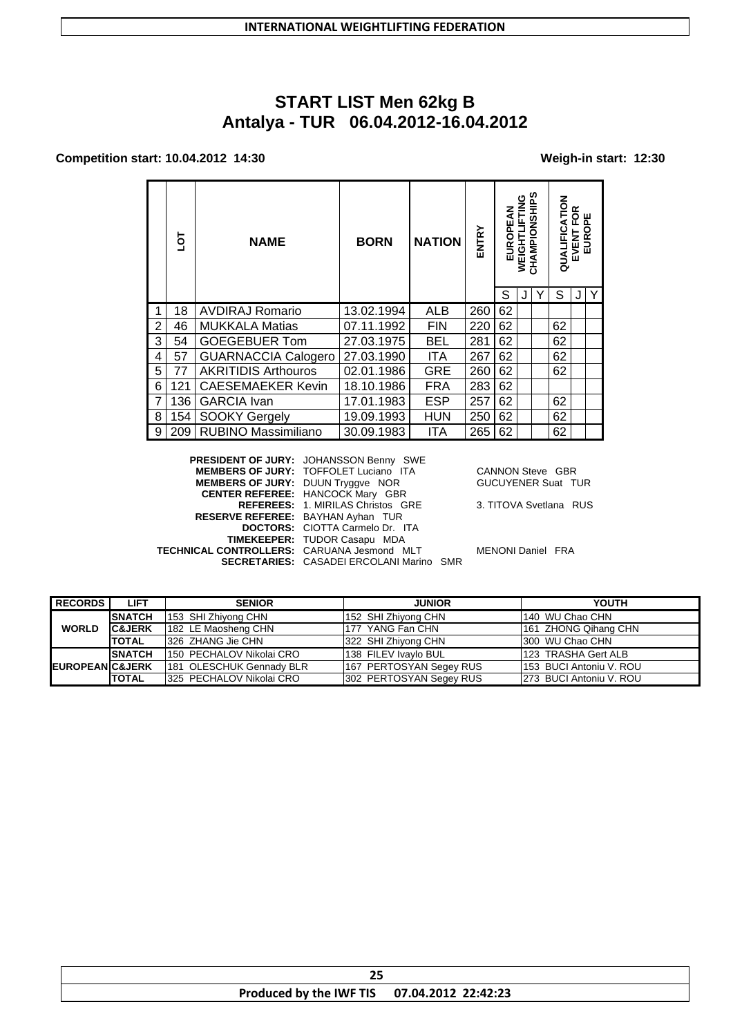**INTERNATIONAL WEIGHTLIFTING FEDERATION**

# START LIST Men 62kg B
## Antalya - TUR 06.04.2012-16.04.2012

**Competition start: 10.04.2012 14:30** **Weigh-in start: 12:30**

| | LOT | NAME | BORN | NATION | ENTRY | EUROPEAN WEIGHTLIFTING CHAMPIONSHIPS | | | QUALIFICATION EVENT FOR EUROPE | | |
|---|---|---|---|---|---|---|---|---|---|---|---|
| | | | | | | S | J | Y | S | J | Y |
| 1 | 18 | AVDIRAJ Romario | 13.02.1994 | ALB | 260 | 62 | | | | | |
| 2 | 46 | MUKKALA Matias | 07.11.1992 | FIN | 220 | 62 | | | 62 | | |
| 3 | 54 | GOEGEBUER Tom | 27.03.1975 | BEL | 281 | 62 | | | 62 | | |
| 4 | 57 | GUARNACCIA Calogero | 27.03.1990 | ITA | 267 | 62 | | | 62 | | |
| 5 | 77 | AKRITIDIS Arthouros | 02.01.1986 | GRE | 260 | 62 | | | 62 | | |
| 6 | 121 | CAESEMAEKER Kevin | 18.10.1986 | FRA | 283 | 62 | | | | | |
| 7 | 136 | GARCIA Ivan | 17.01.1983 | ESP | 257 | 62 | | | 62 | | |
| 8 | 154 | SOOKY Gergely | 19.09.1993 | HUN | 250 | 62 | | | 62 | | |
| 9 | 209 | RUBINO Massimiliano | 30.09.1983 | ITA | 265 | 62 | | | 62 | | |

**PRESIDENT OF JURY:** JOHANSSON Benny SWE
**MEMBERS OF JURY:** TOFFOLET Luciano ITA CANNON Steve GBR
**MEMBERS OF JURY:** DUUN Tryggve NOR GUCUYENER Suat TUR
**CENTER REFEREE:** HANCOCK Mary GBR
**REFEREES:** 1. MIRILAS Christos GRE 3. TITOVA Svetlana RUS
**RESERVE REFEREE:** BAYHAN Ayhan TUR
**DOCTORS:** CIOTTA Carmelo Dr. ITA
**TIMEKEEPER:** TUDOR Casapu MDA
**TECHNICAL CONTROLLERS:** CARUANA Jesmond MLT MENONI Daniel FRA
**SECRETARIES:** CASADEI ERCOLANI Marino SMR

| RECORDS | LIFT | SENIOR | JUNIOR | YOUTH |
|---|---|---|---|---|
| WORLD | SNATCH | 153 SHI Zhiyong CHN | 152 SHI Zhiyong CHN | 140 WU Chao CHN |
| | C&JERK | 182 LE Maosheng CHN | 177 YANG Fan CHN | 161 ZHONG Qihang CHN |
| | TOTAL | 326 ZHANG Jie CHN | 322 SHI Zhiyong CHN | 300 WU Chao CHN |
| EUROPEAN | SNATCH | 150 PECHALOV Nikolai CRO | 138 FILEV Ivaylo BUL | 123 TRASHA Gert ALB |
| | C&JERK | 181 OLESCHUK Gennady BLR | 167 PERTOSYAN Segey RUS | 153 BUCI Antoniu V. ROU |
| | TOTAL | 325 PECHALOV Nikolai CRO | 302 PERTOSYAN Segey RUS | 273 BUCI Antoniu V. ROU |

**Produced by the IWF TIS 07.04.2012 22:42:23**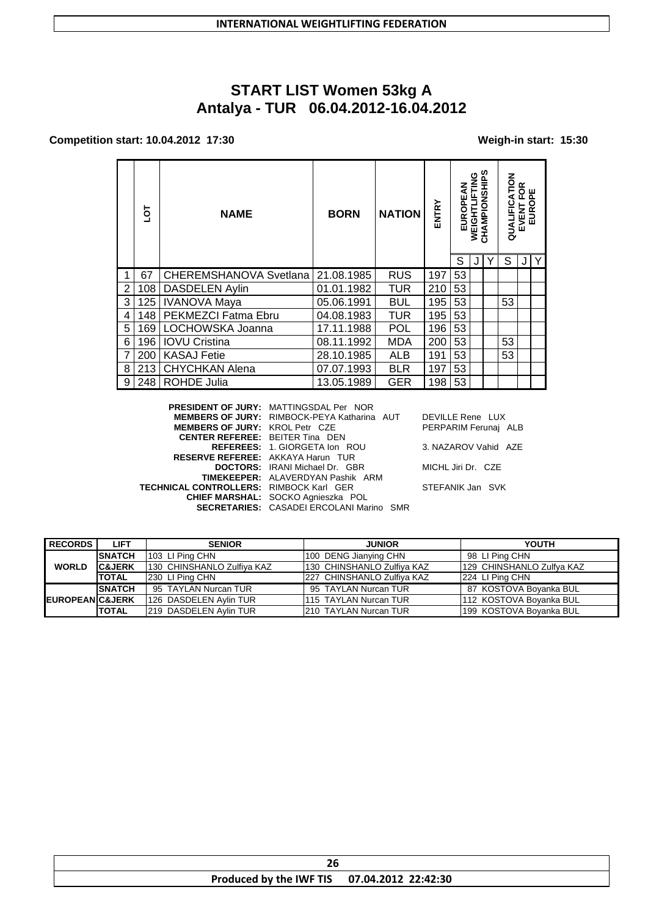**INTERNATIONAL WEIGHTLIFTING FEDERATION**

# START LIST Women 53kg A
## Antalya - TUR 06.04.2012-16.04.2012

**Competition start: 10.04.2012 17:30** **Weigh-in start: 15:30**

| | LOT | NAME | BORN | NATION | ENTRY | EUROPEAN WEIGHTLIFTING CHAMPIONSHIPS | | | QUALIFICATION EVENT FOR EUROPE | | |
|---|---|---|---|---|---|---|---|---|---|---|---|
| | | | | | | S | J | Y | S | J | Y |
| 1 | 67 | CHEREMSHANOVA Svetlana | 21.08.1985 | RUS | 197 | 53 | | | | | |
| 2 | 108 | DASDELEN Aylin | 01.01.1982 | TUR | 210 | 53 | | | | | |
| 3 | 125 | IVANOVA Maya | 05.06.1991 | BUL | 195 | 53 | | | 53 | | |
| 4 | 148 | PEKMEZCI Fatma Ebru | 04.08.1983 | TUR | 195 | 53 | | | | | |
| 5 | 169 | LOCHOWSKA Joanna | 17.11.1988 | POL | 196 | 53 | | | | | |
| 6 | 196 | IOVU Cristina | 08.11.1992 | MDA | 200 | 53 | | | 53 | | |
| 7 | 200 | KASAJ Fetie | 28.10.1985 | ALB | 191 | 53 | | | 53 | | |
| 8 | 213 | CHYCHKAN Alena | 07.07.1993 | BLR | 197 | 53 | | | | | |
| 9 | 248 | ROHDE Julia | 13.05.1989 | GER | 198 | 53 | | | | | |

**PRESIDENT OF JURY:** MATTINGSDAL Per NOR
**MEMBERS OF JURY:** RIMBOCK-PEYA Katharina AUT DEVILLE Rene LUX
**MEMBERS OF JURY:** KROL Petr CZE PERPARIM Ferunaj ALB
**CENTER REFEREE:** BEITER Tina DEN
**REFEREES:** 1. GIORGETA Ion ROU 3. NAZAROV Vahid AZE
**RESERVE REFEREE:** AKKAYA Harun TUR
**DOCTORS:** IRANI Michael Dr. GBR MICHL Jiri Dr. CZE
**TIMEKEEPER:** ALAVERDYAN Pashik ARM
**TECHNICAL CONTROLLERS:** RIMBOCK Karl GER STEFANIK Jan SVK
**CHIEF MARSHAL:** SOCKO Agnieszka POL
**SECRETARIES:** CASADEI ERCOLANI Marino SMR

| RECORDS | LIFT | SENIOR | JUNIOR | YOUTH |
|---|---|---|---|---|
| WORLD | SNATCH | 103 LI Ping CHN | 100 DENG Jianying CHN | 98 LI Ping CHN |
| | C&JERK | 130 CHINSHANLO Zulfiya KAZ | 130 CHINSHANLO Zulfiya KAZ | 129 CHINSHANLO Zulfya KAZ |
| | TOTAL | 230 LI Ping CHN | 227 CHINSHANLO Zulfiya KAZ | 224 LI Ping CHN |
| EUROPEAN | SNATCH | 95 TAYLAN Nurcan TUR | 95 TAYLAN Nurcan TUR | 87 KOSTOVA Boyanka BUL |
| | C&JERK | 126 DASDELEN Aylin TUR | 115 TAYLAN Nurcan TUR | 112 KOSTOVA Boyanka BUL |
| | TOTAL | 219 DASDELEN Aylin TUR | 210 TAYLAN Nurcan TUR | 199 KOSTOVA Boyanka BUL |

**Produced by the IWF TIS 07.04.2012 22:42:30**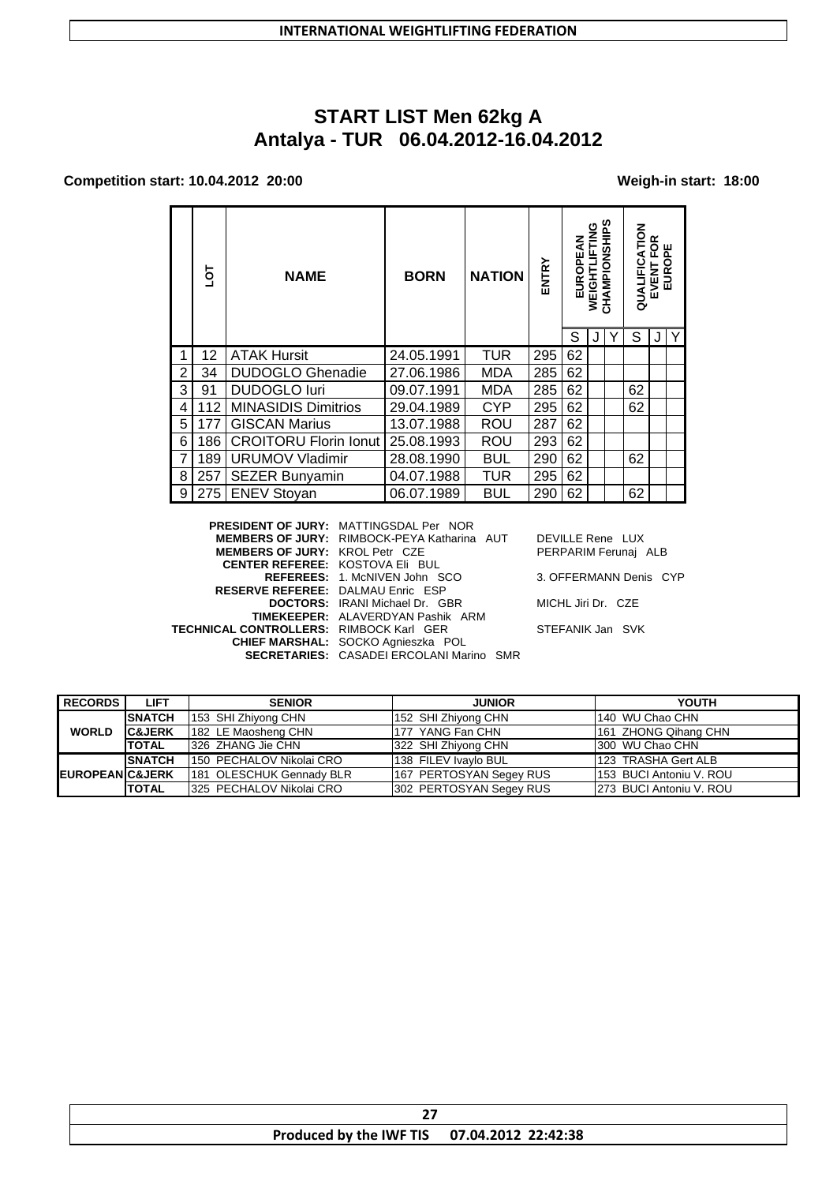INTERNATIONAL WEIGHTLIFTING FEDERATION

# START LIST Men 62kg A
## Antalya - TUR 06.04.2012-16.04.2012

**Competition start: 10.04.2012 20:00** **Weigh-in start: 18:00**

| | LOT | NAME | BORN | NATION | ENTRY | EUROPEAN WEIGHTLIFTING CHAMPIONSHIPS | | | QUALIFICATION EVENT FOR EUROPE | | |
|---|---|---|---|---|---|---|---|---|---|---|---|
| | | | | | | S | J | Y | S | J | Y |
| 1 | 12 | ATAK Hursit | 24.05.1991 | TUR | 295 | 62 | | | | | |
| 2 | 34 | DUDOGLO Ghenadie | 27.06.1986 | MDA | 285 | 62 | | | | | |
| 3 | 91 | DUDOGLO Iuri | 09.07.1991 | MDA | 285 | 62 | | | 62 | | |
| 4 | 112 | MINASIDIS Dimitrios | 29.04.1989 | CYP | 295 | 62 | | | 62 | | |
| 5 | 177 | GISCAN Marius | 13.07.1988 | ROU | 287 | 62 | | | | | |
| 6 | 186 | CROITORU Florin Ionut | 25.08.1993 | ROU | 293 | 62 | | | | | |
| 7 | 189 | URUMOV Vladimir | 28.08.1990 | BUL | 290 | 62 | | | 62 | | |
| 8 | 257 | SEZER Bunyamin | 04.07.1988 | TUR | 295 | 62 | | | | | |
| 9 | 275 | ENEV Stoyan | 06.07.1989 | BUL | 290 | 62 | | | 62 | | |

**PRESIDENT OF JURY:** MATTINGSDAL Per NOR
**MEMBERS OF JURY:** RIMBOCK-PEYA Katharina AUT; DEVILLE Rene LUX
**MEMBERS OF JURY:** KROL Petr CZE; PERPARIM Ferunaj ALB
**CENTER REFEREE:** KOSTOVA Eli BUL
**REFEREES:** 1. McNIVEN John SCO; 3. OFFERMANN Denis CYP
**RESERVE REFEREE:** DALMAU Enric ESP
**DOCTORS:** IRANI Michael Dr. GBR; MICHL Jiri Dr. CZE
**TIMEKEEPER:** ALAVERDYAN Pashik ARM
**TECHNICAL CONTROLLERS:** RIMBOCK Karl GER; STEFANIK Jan SVK
**CHIEF MARSHAL:** SOCKO Agnieszka POL
**SECRETARIES:** CASADEI ERCOLANI Marino SMR

| RECORDS | LIFT | SENIOR | JUNIOR | YOUTH |
|---|---|---|---|---|
| WORLD | SNATCH | 153 SHI Zhiyong CHN | 152 SHI Zhiyong CHN | 140 WU Chao CHN |
| | C&JERK | 182 LE Maosheng CHN | 177 YANG Fan CHN | 161 ZHONG Qihang CHN |
| | TOTAL | 326 ZHANG Jie CHN | 322 SHI Zhiyong CHN | 300 WU Chao CHN |
| EUROPEAN | SNATCH | 150 PECHALOV Nikolai CRO | 138 FILEV Ivaylo BUL | 123 TRASHA Gert ALB |
| | C&JERK | 181 OLESCHUK Gennady BLR | 167 PERTOSYAN Segey RUS | 153 BUCI Antoniu V. ROU |
| | TOTAL | 325 PECHALOV Nikolai CRO | 302 PERTOSYAN Segey RUS | 273 BUCI Antoniu V. ROU |

Produced by the IWF TIS 07.04.2012 22:42:38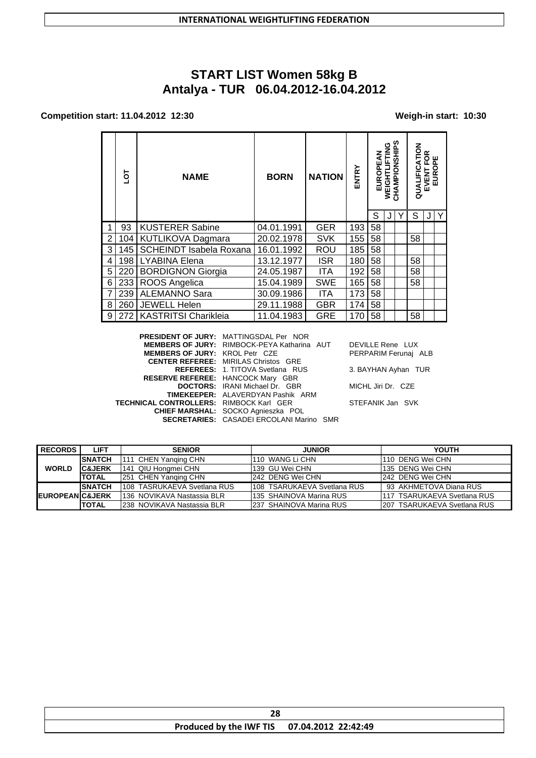## START LIST Women 58kg B

## Antalya - TUR 06.04.2012-16.04.2012

**Competition start: 11.04.2012 12:30** **Weigh-in start: 10:30**

| | LOT | NAME | BORN | NATION | ENTRY | EUROPEAN WEIGHTLIFTING CHAMPIONSHIPS | | | QUALIFICATION EVENT FOR EUROPE | | |
|---|---|---|---|---|---|---|---|---|---|---|---|
| | | | | | | S | J | Y | S | J | Y |
| 1 | 93 | KUSTERER Sabine | 04.01.1991 | GER | 193 | 58 | | | | | |
| 2 | 104 | KUTLIKOVA Dagmara | 20.02.1978 | SVK | 155 | 58 | | | 58 | | |
| 3 | 145 | SCHEINDT Isabela Roxana | 16.01.1992 | ROU | 185 | 58 | | | | | |
| 4 | 198 | LYABINA Elena | 13.12.1977 | ISR | 180 | 58 | | | 58 | | |
| 5 | 220 | BORDIGNON Giorgia | 24.05.1987 | ITA | 192 | 58 | | | 58 | | |
| 6 | 233 | ROOS Angelica | 15.04.1989 | SWE | 165 | 58 | | | 58 | | |
| 7 | 239 | ALEMANNO Sara | 30.09.1986 | ITA | 173 | 58 | | | | | |
| 8 | 260 | JEWELL Helen | 29.11.1988 | GBR | 174 | 58 | | | | | |
| 9 | 272 | KASTRITSI Charikleia | 11.04.1983 | GRE | 170 | 58 | | | 58 | | |

**PRESIDENT OF JURY:** MATTINGSDAL Per NOR
**MEMBERS OF JURY:** RIMBOCK-PEYA Katharina AUT — DEVILLE Rene LUX
**MEMBERS OF JURY:** KROL Petr CZE — PERPARIM Ferunaj ALB
**CENTER REFEREE:** MIRILAS Christos GRE
**REFEREES:** 1. TITOVA Svetlana RUS — 3. BAYHAN Ayhan TUR
**RESERVE REFEREE:** HANCOCK Mary GBR
**DOCTORS:** IRANI Michael Dr. GBR — MICHL Jiri Dr. CZE
**TIMEKEEPER:** ALAVERDYAN Pashik ARM
**TECHNICAL CONTROLLERS:** RIMBOCK Karl GER — STEFANIK Jan SVK
**CHIEF MARSHAL:** SOCKO Agnieszka POL
**SECRETARIES:** CASADEI ERCOLANI Marino SMR

| RECORDS | LIFT | SENIOR | JUNIOR | YOUTH |
|---|---|---|---|---|
| WORLD | SNATCH | 111 CHEN Yanqing CHN | 110 WANG Li CHN | 110 DENG Wei CHN |
| | C&JERK | 141 QIU Hongmei CHN | 139 GU Wei CHN | 135 DENG Wei CHN |
| | TOTAL | 251 CHEN Yanqing CHN | 242 DENG Wei CHN | 242 DENG Wei CHN |
| EUROPEAN | SNATCH | 108 TASRUKAEVA Svetlana RUS | 108 TSARUKAEVA Svetlana RUS | 93 AKHMETOVA Diana RUS |
| | C&JERK | 136 NOVIKAVA Nastassia BLR | 135 SHAINOVA Marina RUS | 117 TSARUKAEVA Svetlana RUS |
| | TOTAL | 238 NOVIKAVA Nastassia BLR | 237 SHAINOVA Marina RUS | 207 TSARUKAEVA Svetlana RUS |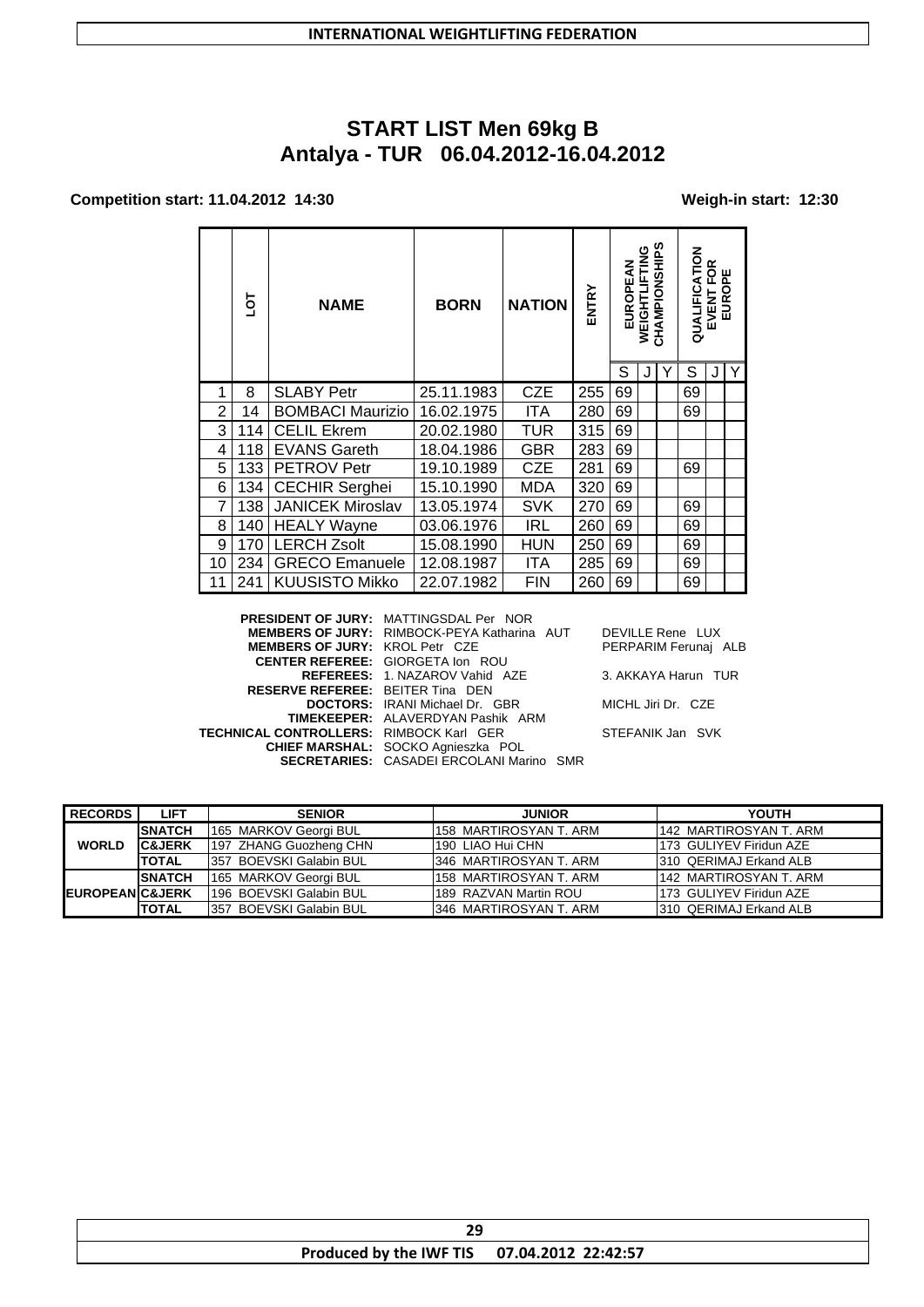# START LIST Men 69kg B

## Antalya - TUR 06.04.2012-16.04.2012

**Competition start: 11.04.2012 14:30** **Weigh-in start: 12:30**

| | LOT | NAME | BORN | NATION | ENTRY | EUROPEAN WEIGHTLIFTING CHAMPIONSHIPS | | | QUALIFICATION EVENT FOR EUROPE | | |
|---|---|---|---|---|---|---|---|---|---|---|---|
| | | | | | | S | J | Y | S | J | Y |
| 1 | 8 | SLABY Petr | 25.11.1983 | CZE | 255 | 69 | | | 69 | | |
| 2 | 14 | BOMBACI Maurizio | 16.02.1975 | ITA | 280 | 69 | | | 69 | | |
| 3 | 114 | CELIL Ekrem | 20.02.1980 | TUR | 315 | 69 | | | | | |
| 4 | 118 | EVANS Gareth | 18.04.1986 | GBR | 283 | 69 | | | | | |
| 5 | 133 | PETROV Petr | 19.10.1989 | CZE | 281 | 69 | | | 69 | | |
| 6 | 134 | CECHIR Serghei | 15.10.1990 | MDA | 320 | 69 | | | | | |
| 7 | 138 | JANICEK Miroslav | 13.05.1974 | SVK | 270 | 69 | | | 69 | | |
| 8 | 140 | HEALY Wayne | 03.06.1976 | IRL | 260 | 69 | | | 69 | | |
| 9 | 170 | LERCH Zsolt | 15.08.1990 | HUN | 250 | 69 | | | 69 | | |
| 10 | 234 | GRECO Emanuele | 12.08.1987 | ITA | 285 | 69 | | | 69 | | |
| 11 | 241 | KUUSISTO Mikko | 22.07.1982 | FIN | 260 | 69 | | | 69 | | |

**PRESIDENT OF JURY:** MATTINGSDAL Per NOR
**MEMBERS OF JURY:** RIMBOCK-PEYA Katharina AUT — DEVILLE Rene LUX
**MEMBERS OF JURY:** KROL Petr CZE — PERPARIM Ferunaj ALB
**CENTER REFEREE:** GIORGETA Ion ROU
**REFEREES:** 1. NAZAROV Vahid AZE — 3. AKKAYA Harun TUR
**RESERVE REFEREE:** BEITER Tina DEN
**DOCTORS:** IRANI Michael Dr. GBR — MICHL Jiri Dr. CZE
**TIMEKEEPER:** ALAVERDYAN Pashik ARM
**TECHNICAL CONTROLLERS:** RIMBOCK Karl GER — STEFANIK Jan SVK
**CHIEF MARSHAL:** SOCKO Agnieszka POL
**SECRETARIES:** CASADEI ERCOLANI Marino SMR

| RECORDS | LIFT | SENIOR | JUNIOR | YOUTH |
|---|---|---|---|---|
| WORLD | SNATCH | 165 MARKOV Georgi BUL | 158 MARTIROSYAN T. ARM | 142 MARTIROSYAN T. ARM |
| | C&JERK | 197 ZHANG Guozheng CHN | 190 LIAO Hui CHN | 173 GULIYEV Firidun AZE |
| | TOTAL | 357 BOEVSKI Galabin BUL | 346 MARTIROSYAN T. ARM | 310 QERIMAJ Erkand ALB |
| EUROPEAN | SNATCH | 165 MARKOV Georgi BUL | 158 MARTIROSYAN T. ARM | 142 MARTIROSYAN T. ARM |
| | C&JERK | 196 BOEVSKI Galabin BUL | 189 RAZVAN Martin ROU | 173 GULIYEV Firidun AZE |
| | TOTAL | 357 BOEVSKI Galabin BUL | 346 MARTIROSYAN T. ARM | 310 QERIMAJ Erkand ALB |

Produced by the IWF TIS 07.04.2012 22:42:57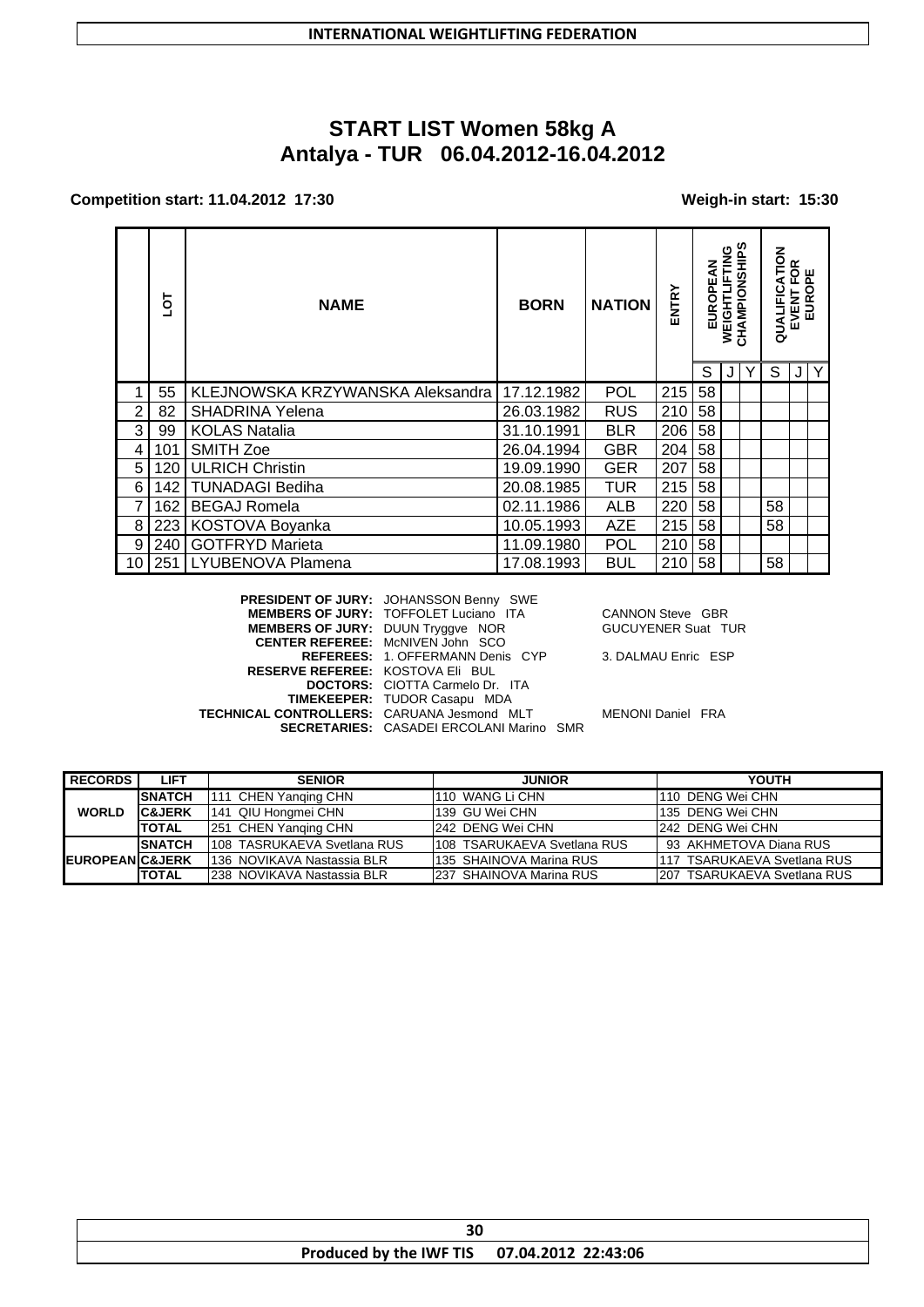# START LIST Women 58kg A

## Antalya - TUR 06.04.2012-16.04.2012

**Competition start: 11.04.2012 17:30** **Weigh-in start: 15:30**

| | LOT | NAME | BORN | NATION | ENTRY | EUROPEAN WEIGHTLIFTING CHAMPIONSHIPS | | | QUALIFICATION EVENT FOR EUROPE | | |
|---|---|---|---|---|---|---|---|---|---|---|---|
| | | | | | | S | J | Y | S | J | Y |
| 1 | 55 | KLEJNOWSKA KRZYWANSKA Aleksandra | 17.12.1982 | POL | 215 | 58 | | | | | |
| 2 | 82 | SHADRINA Yelena | 26.03.1982 | RUS | 210 | 58 | | | | | |
| 3 | 99 | KOLAS Natalia | 31.10.1991 | BLR | 206 | 58 | | | | | |
| 4 | 101 | SMITH Zoe | 26.04.1994 | GBR | 204 | 58 | | | | | |
| 5 | 120 | ULRICH Christin | 19.09.1990 | GER | 207 | 58 | | | | | |
| 6 | 142 | TUNADAGI Bediha | 20.08.1985 | TUR | 215 | 58 | | | | | |
| 7 | 162 | BEGAJ Romela | 02.11.1986 | ALB | 220 | 58 | | | 58 | | |
| 8 | 223 | KOSTOVA Boyanka | 10.05.1993 | AZE | 215 | 58 | | | 58 | | |
| 9 | 240 | GOTFRYD Marieta | 11.09.1980 | POL | 210 | 58 | | | | | |
| 10 | 251 | LYUBENOVA Plamena | 17.08.1993 | BUL | 210 | 58 | | | 58 | | |

**PRESIDENT OF JURY:** JOHANSSON Benny SWE
**MEMBERS OF JURY:** TOFFOLET Luciano ITA — CANNON Steve GBR
**MEMBERS OF JURY:** DUUN Tryggve NOR — GUCUYENER Suat TUR
**CENTER REFEREE:** McNIVEN John SCO
**REFEREES:** 1. OFFERMANN Denis CYP — 3. DALMAU Enric ESP
**RESERVE REFEREE:** KOSTOVA Eli BUL
**DOCTORS:** CIOTTA Carmelo Dr. ITA
**TIMEKEEPER:** TUDOR Casapu MDA
**TECHNICAL CONTROLLERS:** CARUANA Jesmond MLT — MENONI Daniel FRA
**SECRETARIES:** CASADEI ERCOLANI Marino SMR

| RECORDS | LIFT | SENIOR | JUNIOR | YOUTH |
|---|---|---|---|---|
| WORLD | SNATCH | 111 CHEN Yanqing CHN | 110 WANG Li CHN | 110 DENG Wei CHN |
| | C&JERK | 141 QIU Hongmei CHN | 139 GU Wei CHN | 135 DENG Wei CHN |
| | TOTAL | 251 CHEN Yanqing CHN | 242 DENG Wei CHN | 242 DENG Wei CHN |
| EUROPEAN | SNATCH | 108 TASRUKAEVA Svetlana RUS | 108 TSARUKAEVA Svetlana RUS | 93 AKHMETOVA Diana RUS |
| | C&JERK | 136 NOVIKAVA Nastassia BLR | 135 SHAINOVA Marina RUS | 117 TSARUKAEVA Svetlana RUS |
| | TOTAL | 238 NOVIKAVA Nastassia BLR | 237 SHAINOVA Marina RUS | 207 TSARUKAEVA Svetlana RUS |

Produced by the IWF TIS 07.04.2012 22:43:06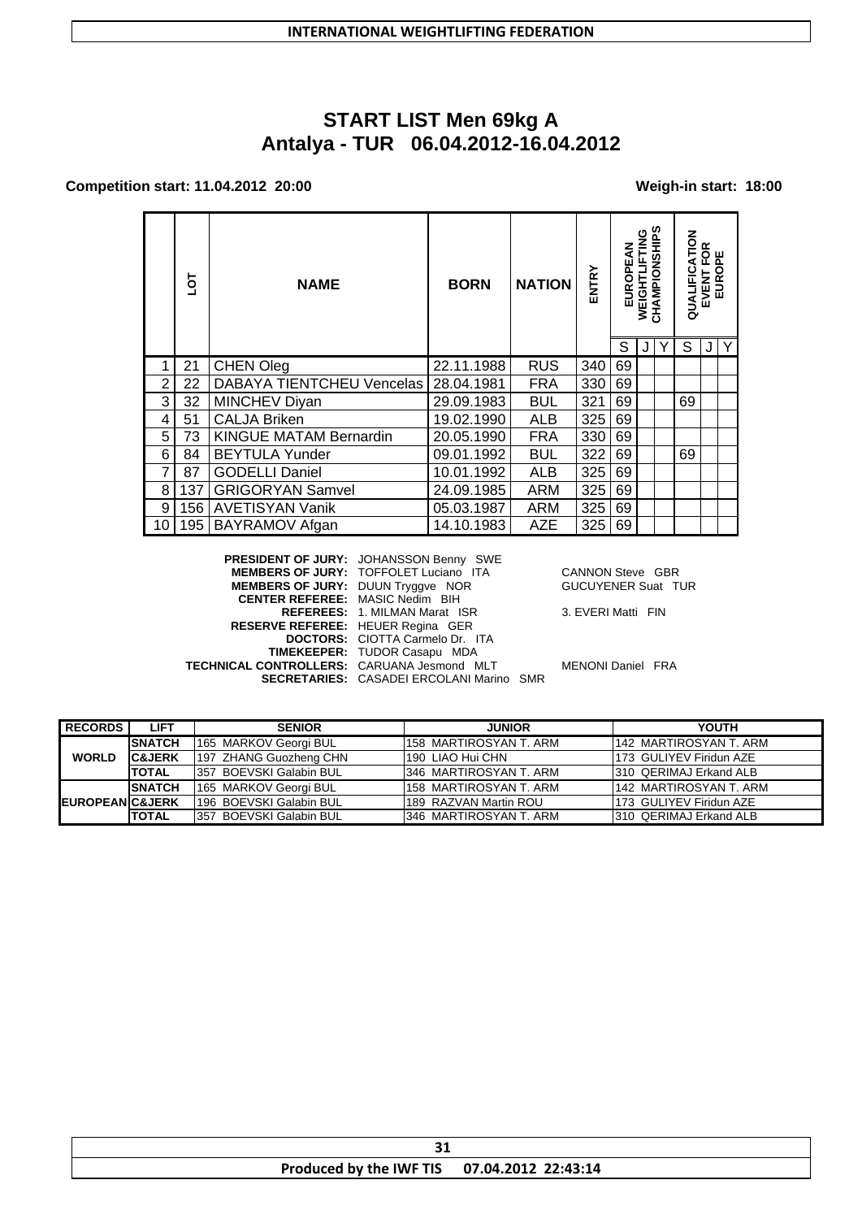INTERNATIONAL WEIGHTLIFTING FEDERATION

# START LIST Men 69kg A
## Antalya - TUR 06.04.2012-16.04.2012

**Competition start: 11.04.2012 20:00** **Weigh-in start: 18:00**

| | LOT | NAME | BORN | NATION | ENTRY | EUROPEAN WEIGHTLIFTING CHAMPIONSHIPS | | | QUALIFICATION EVENT FOR EUROPE | | |
|---|---|---|---|---|---|---|---|---|---|---|---|
| | | | | | | S | J | Y | S | J | Y |
| 1 | 21 | CHEN Oleg | 22.11.1988 | RUS | 340 | 69 | | | | | |
| 2 | 22 | DABAYA TIENTCHEU Vencelas | 28.04.1981 | FRA | 330 | 69 | | | | | |
| 3 | 32 | MINCHEV Diyan | 29.09.1983 | BUL | 321 | 69 | | | 69 | | |
| 4 | 51 | CALJA Briken | 19.02.1990 | ALB | 325 | 69 | | | | | |
| 5 | 73 | KINGUE MATAM Bernardin | 20.05.1990 | FRA | 330 | 69 | | | | | |
| 6 | 84 | BEYTULA Yunder | 09.01.1992 | BUL | 322 | 69 | | | 69 | | |
| 7 | 87 | GODELLI Daniel | 10.01.1992 | ALB | 325 | 69 | | | | | |
| 8 | 137 | GRIGORYAN Samvel | 24.09.1985 | ARM | 325 | 69 | | | | | |
| 9 | 156 | AVETISYAN Vanik | 05.03.1987 | ARM | 325 | 69 | | | | | |
| 10 | 195 | BAYRAMOV Afgan | 14.10.1983 | AZE | 325 | 69 | | | | | |

**PRESIDENT OF JURY:** JOHANSSON Benny SWE
**MEMBERS OF JURY:** TOFFOLET Luciano ITA CANNON Steve GBR
**MEMBERS OF JURY:** DUUN Tryggve NOR GUCUYENER Suat TUR
**CENTER REFEREE:** MASIC Nedim BIH
**REFEREES:** 1. MILMAN Marat ISR 3. EVERI Matti FIN
**RESERVE REFEREE:** HEUER Regina GER
**DOCTORS:** CIOTTA Carmelo Dr. ITA
**TIMEKEEPER:** TUDOR Casapu MDA
**TECHNICAL CONTROLLERS:** CARUANA Jesmond MLT MENONI Daniel FRA
**SECRETARIES:** CASADEI ERCOLANI Marino SMR

| RECORDS | LIFT | SENIOR | JUNIOR | YOUTH |
|---|---|---|---|---|
| WORLD | SNATCH | 165 MARKOV Georgi BUL | 158 MARTIROSYAN T. ARM | 142 MARTIROSYAN T. ARM |
| | C&JERK | 197 ZHANG Guozheng CHN | 190 LIAO Hui CHN | 173 GULIYEV Firidun AZE |
| | TOTAL | 357 BOEVSKI Galabin BUL | 346 MARTIROSYAN T. ARM | 310 QERIMAJ Erkand ALB |
| EUROPEAN | SNATCH | 165 MARKOV Georgi BUL | 158 MARTIROSYAN T. ARM | 142 MARTIROSYAN T. ARM |
| | C&JERK | 196 BOEVSKI Galabin BUL | 189 RAZVAN Martin ROU | 173 GULIYEV Firidun AZE |
| | TOTAL | 357 BOEVSKI Galabin BUL | 346 MARTIROSYAN T. ARM | 310 QERIMAJ Erkand ALB |

Produced by the IWF TIS 07.04.2012 22:43:14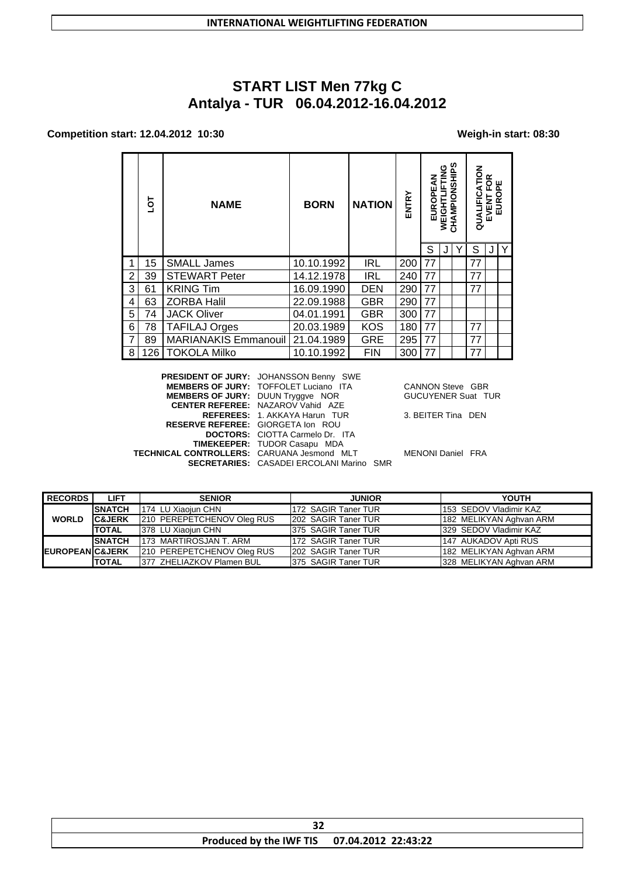## START LIST Men 77kg C
## Antalya - TUR 06.04.2012-16.04.2012

**Competition start: 12.04.2012 10:30** **Weigh-in start: 08:30**

| | LOT | NAME | BORN | NATION | ENTRY | EUROPEAN WEIGHTLIFTING CHAMPIONSHIPS | | | QUALIFICATION EVENT FOR EUROPE | | |
|---|---|---|---|---|---|---|---|---|---|---|---|
| | | | | | | S | J | Y | S | J | Y |
| 1 | 15 | SMALL James | 10.10.1992 | IRL | 200 | 77 | | | 77 | | |
| 2 | 39 | STEWART Peter | 14.12.1978 | IRL | 240 | 77 | | | 77 | | |
| 3 | 61 | KRING Tim | 16.09.1990 | DEN | 290 | 77 | | | 77 | | |
| 4 | 63 | ZORBA Halil | 22.09.1988 | GBR | 290 | 77 | | | | | |
| 5 | 74 | JACK Oliver | 04.01.1991 | GBR | 300 | 77 | | | | | |
| 6 | 78 | TAFILAJ Orges | 20.03.1989 | KOS | 180 | 77 | | | 77 | | |
| 7 | 89 | MARIANAKIS Emmanouil | 21.04.1989 | GRE | 295 | 77 | | | 77 | | |
| 8 | 126 | TOKOLA Milko | 10.10.1992 | FIN | 300 | 77 | | | 77 | | |

**PRESIDENT OF JURY:** JOHANSSON Benny SWE
**MEMBERS OF JURY:** TOFFOLET Luciano ITA, CANNON Steve GBR
**MEMBERS OF JURY:** DUUN Tryggve NOR, GUCUYENER Suat TUR
**CENTER REFEREE:** NAZAROV Vahid AZE
**REFEREES:** 1. AKKAYA Harun TUR, 3. BEITER Tina DEN
**RESERVE REFEREE:** GIORGETA Ion ROU
**DOCTORS:** CIOTTA Carmelo Dr. ITA
**TIMEKEEPER:** TUDOR Casapu MDA
**TECHNICAL CONTROLLERS:** CARUANA Jesmond MLT, MENONI Daniel FRA
**SECRETARIES:** CASADEI ERCOLANI Marino SMR

| RECORDS | LIFT | SENIOR | JUNIOR | YOUTH |
|---|---|---|---|---|
| WORLD | SNATCH | 174 LU Xiaojun CHN | 172 SAGIR Taner TUR | 153 SEDOV Vladimir KAZ |
| | C&JERK | 210 PEREPETCHENOV Oleg RUS | 202 SAGIR Taner TUR | 182 MELIKYAN Aghvan ARM |
| | TOTAL | 378 LU Xiaojun CHN | 375 SAGIR Taner TUR | 329 SEDOV Vladimir KAZ |
| EUROPEAN | SNATCH | 173 MARTIROSJAN T. ARM | 172 SAGIR Taner TUR | 147 AUKADOV Apti RUS |
| | C&JERK | 210 PEREPETCHENOV Oleg RUS | 202 SAGIR Taner TUR | 182 MELIKYAN Aghvan ARM |
| | TOTAL | 377 ZHELIAZKOV Plamen BUL | 375 SAGIR Taner TUR | 328 MELIKYAN Aghvan ARM |

Produced by the IWF TIS 07.04.2012 22:43:22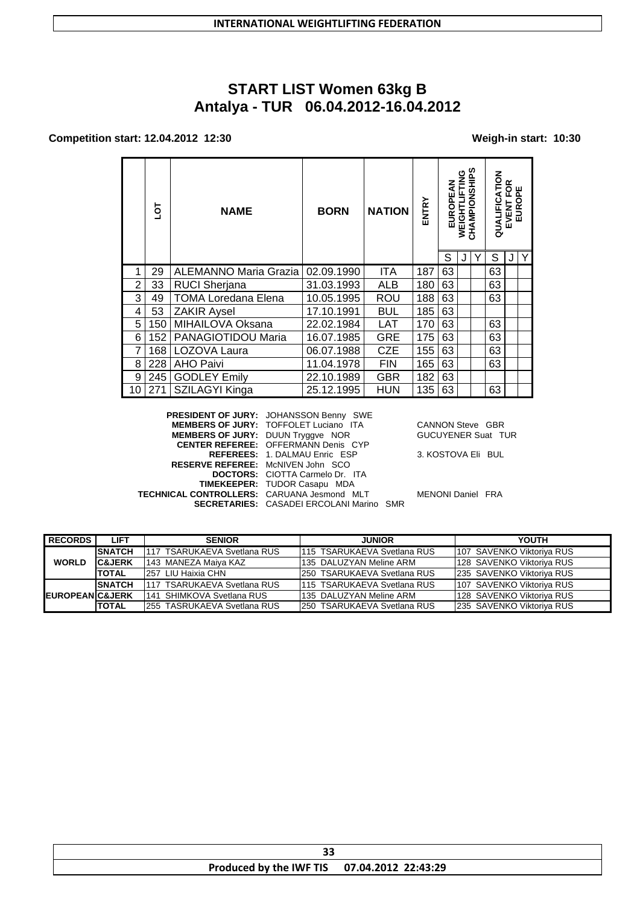# START LIST Women 63kg B
## Antalya - TUR 06.04.2012-16.04.2012

**Competition start: 12.04.2012 12:30** **Weigh-in start: 10:30**

| | LOT | NAME | BORN | NATION | ENTRY | EUROPEAN WEIGHTLIFTING CHAMPIONSHIPS | | | QUALIFICATION EVENT FOR EUROPE | | |
|---|---|---|---|---|---|---|---|---|---|---|---|
| | | | | | | S | J | Y | S | J | Y |
| 1 | 29 | ALEMANNO Maria Grazia | 02.09.1990 | ITA | 187 | 63 | | | 63 | | |
| 2 | 33 | RUCI Sherjana | 31.03.1993 | ALB | 180 | 63 | | | 63 | | |
| 3 | 49 | TOMA Loredana Elena | 10.05.1995 | ROU | 188 | 63 | | | 63 | | |
| 4 | 53 | ZAKIR Aysel | 17.10.1991 | BUL | 185 | 63 | | | | | |
| 5 | 150 | MIHAILOVA Oksana | 22.02.1984 | LAT | 170 | 63 | | | 63 | | |
| 6 | 152 | PANAGIOTIDOU Maria | 16.07.1985 | GRE | 175 | 63 | | | 63 | | |
| 7 | 168 | LOZOVA Laura | 06.07.1988 | CZE | 155 | 63 | | | 63 | | |
| 8 | 228 | AHO Paivi | 11.04.1978 | FIN | 165 | 63 | | | 63 | | |
| 9 | 245 | GODLEY Emily | 22.10.1989 | GBR | 182 | 63 | | | | | |
| 10 | 271 | SZILAGYI Kinga | 25.12.1995 | HUN | 135 | 63 | | | 63 | | |

**PRESIDENT OF JURY:** JOHANSSON Benny SWE
**MEMBERS OF JURY:** TOFFOLET Luciano ITA — CANNON Steve GBR
**MEMBERS OF JURY:** DUUN Tryggve NOR — GUCUYENER Suat TUR
**CENTER REFEREE:** OFFERMANN Denis CYP
**REFEREES:** 1. DALMAU Enric ESP — 3. KOSTOVA Eli BUL
**RESERVE REFEREE:** McNIVEN John SCO
**DOCTORS:** CIOTTA Carmelo Dr. ITA
**TIMEKEEPER:** TUDOR Casapu MDA
**TECHNICAL CONTROLLERS:** CARUANA Jesmond MLT — MENONI Daniel FRA
**SECRETARIES:** CASADEI ERCOLANI Marino SMR

| RECORDS | LIFT | SENIOR | JUNIOR | YOUTH |
|---|---|---|---|---|
| WORLD | SNATCH | 117 TSARUKAEVA Svetlana RUS | 115 TSARUKAEVA Svetlana RUS | 107 SAVENKO Viktoriya RUS |
| | C&JERK | 143 MANEZA Maiya KAZ | 135 DALUZYAN Meline ARM | 128 SAVENKO Viktoriya RUS |
| | TOTAL | 257 LIU Haixia CHN | 250 TSARUKAEVA Svetlana RUS | 235 SAVENKO Viktoriya RUS |
| EUROPEAN | SNATCH | 117 TSARUKAEVA Svetlana RUS | 115 TSARUKAEVA Svetlana RUS | 107 SAVENKO Viktoriya RUS |
| | C&JERK | 141 SHIMKOVA Svetlana RUS | 135 DALUZYAN Meline ARM | 128 SAVENKO Viktoriya RUS |
| | TOTAL | 255 TASRUKAEVA Svetlana RUS | 250 TSARUKAEVA Svetlana RUS | 235 SAVENKO Viktoriya RUS |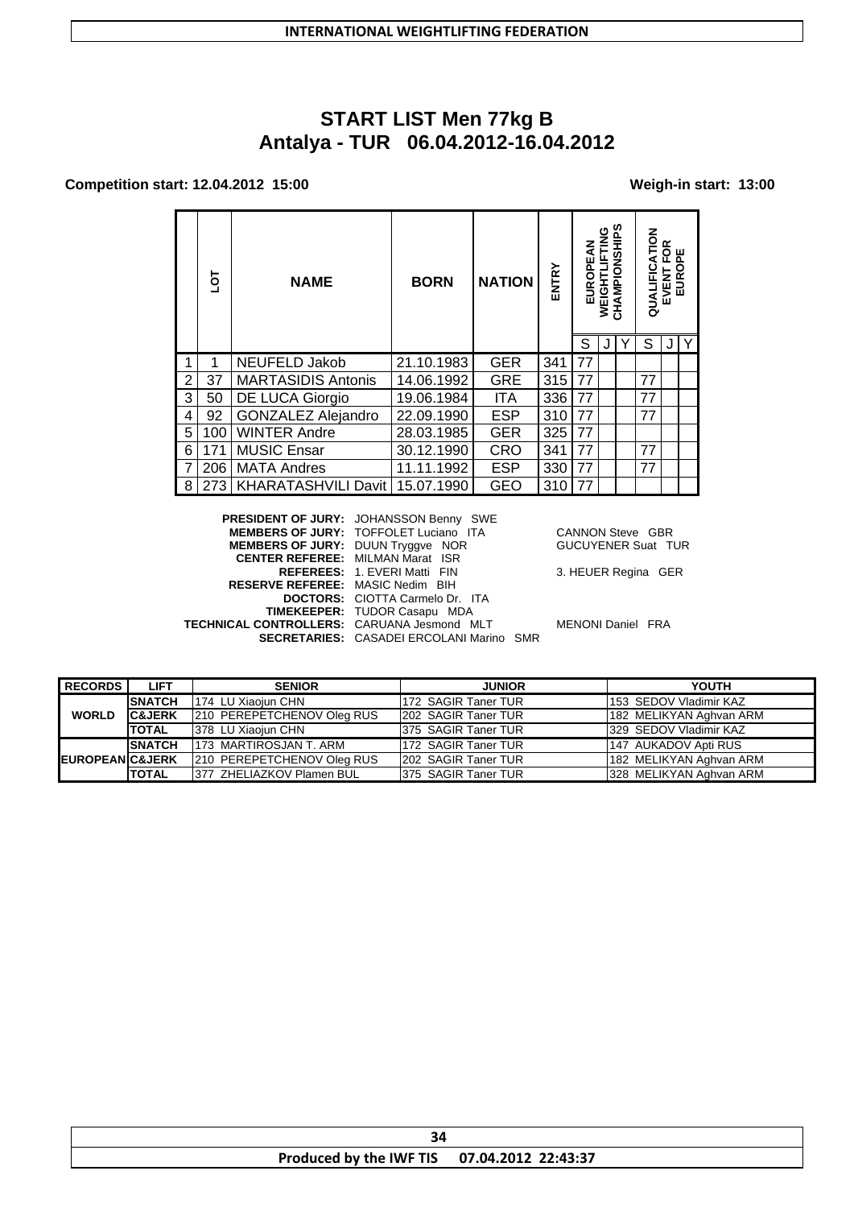# START LIST Men 77kg B
## Antalya - TUR 06.04.2012-16.04.2012

**Competition start: 12.04.2012 15:00** **Weigh-in start: 13:00**

| | LOT | NAME | BORN | NATION | ENTRY | EUROPEAN WEIGHTLIFTING CHAMPIONSHIPS | | | QUALIFICATION EVENT FOR EUROPE | | |
|---|---|---|---|---|---|---|---|---|---|---|---|
| | | | | | | S | J | Y | S | J | Y |
| 1 | 1 | NEUFELD Jakob | 21.10.1983 | GER | 341 | 77 | | | | | |
| 2 | 37 | MARTASIDIS Antonis | 14.06.1992 | GRE | 315 | 77 | | | 77 | | |
| 3 | 50 | DE LUCA Giorgio | 19.06.1984 | ITA | 336 | 77 | | | 77 | | |
| 4 | 92 | GONZALEZ Alejandro | 22.09.1990 | ESP | 310 | 77 | | | 77 | | |
| 5 | 100 | WINTER Andre | 28.03.1985 | GER | 325 | 77 | | | | | |
| 6 | 171 | MUSIC Ensar | 30.12.1990 | CRO | 341 | 77 | | | 77 | | |
| 7 | 206 | MATA Andres | 11.11.1992 | ESP | 330 | 77 | | | 77 | | |
| 8 | 273 | KHARATASHVILI Davit | 15.07.1990 | GEO | 310 | 77 | | | | | |

**PRESIDENT OF JURY:** JOHANSSON Benny SWE
**MEMBERS OF JURY:** TOFFOLET Luciano ITA — CANNON Steve GBR
**MEMBERS OF JURY:** DUUN Tryggve NOR — GUCUYENER Suat TUR
**CENTER REFEREE:** MILMAN Marat ISR
**REFEREES:** 1. EVERI Matti FIN — 3. HEUER Regina GER
**RESERVE REFEREE:** MASIC Nedim BIH
**DOCTORS:** CIOTTA Carmelo Dr. ITA
**TIMEKEEPER:** TUDOR Casapu MDA
**TECHNICAL CONTROLLERS:** CARUANA Jesmond MLT — MENONI Daniel FRA
**SECRETARIES:** CASADEI ERCOLANI Marino SMR

| RECORDS | LIFT | SENIOR | JUNIOR | YOUTH |
|---|---|---|---|---|
| WORLD | SNATCH | 174 LU Xiaojun CHN | 172 SAGIR Taner TUR | 153 SEDOV Vladimir KAZ |
| | C&JERK | 210 PEREPETCHENOV Oleg RUS | 202 SAGIR Taner TUR | 182 MELIKYAN Aghvan ARM |
| | TOTAL | 378 LU Xiaojun CHN | 375 SAGIR Taner TUR | 329 SEDOV Vladimir KAZ |
| EUROPEAN | SNATCH | 173 MARTIROSJAN T. ARM | 172 SAGIR Taner TUR | 147 AUKADOV Apti RUS |
| | C&JERK | 210 PEREPETCHENOV Oleg RUS | 202 SAGIR Taner TUR | 182 MELIKYAN Aghvan ARM |
| | TOTAL | 377 ZHELIAZKOV Plamen BUL | 375 SAGIR Taner TUR | 328 MELIKYAN Aghvan ARM |

Produced by the IWF TIS 07.04.2012 22:43:37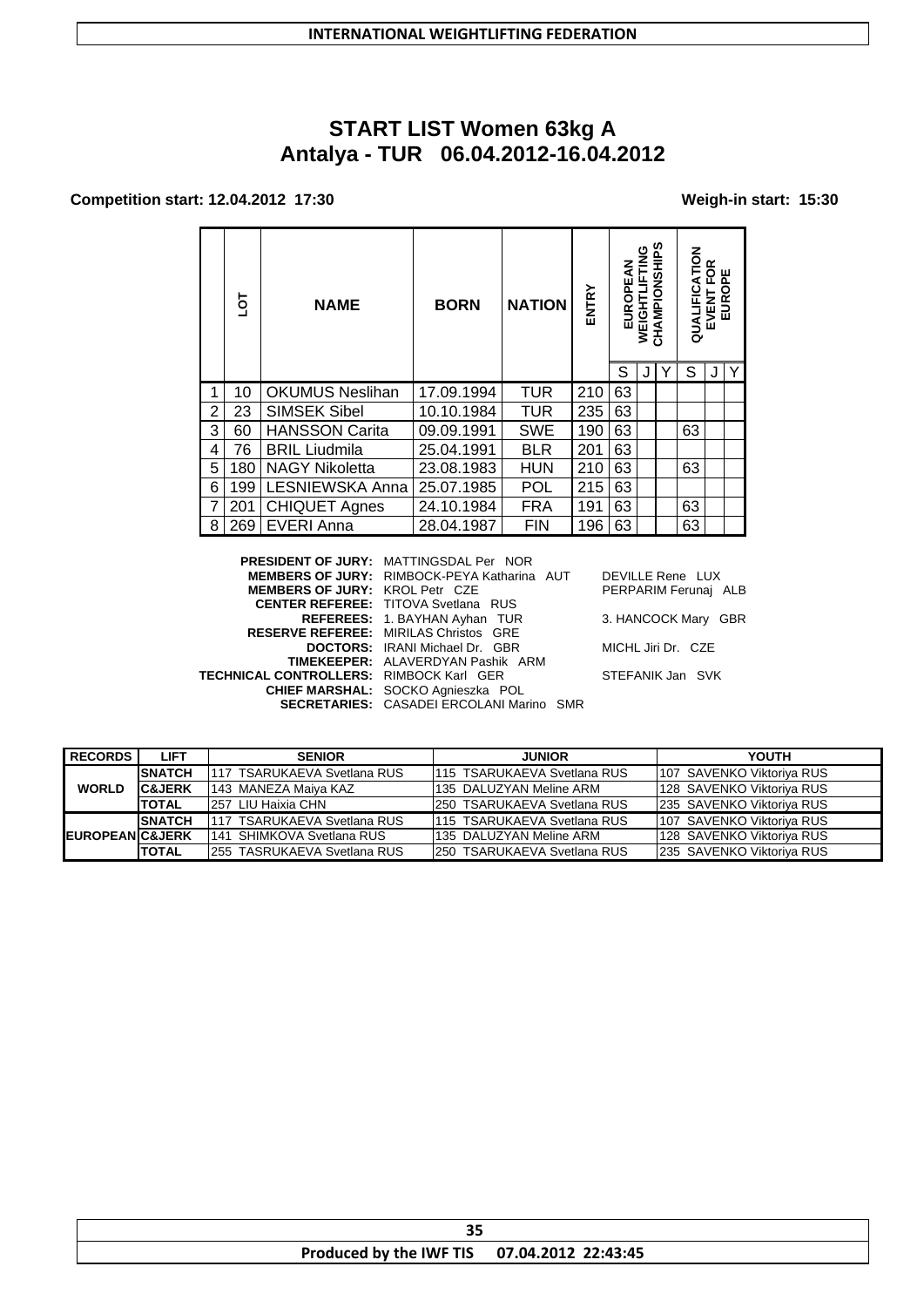INTERNATIONAL WEIGHTLIFTING FEDERATION

# START LIST Women 63kg A
## Antalya - TUR 06.04.2012-16.04.2012

**Competition start: 12.04.2012 17:30** **Weigh-in start: 15:30**

| | LOT | NAME | BORN | NATION | ENTRY | EUROPEAN WEIGHTLIFTING CHAMPIONSHIPS | | | QUALIFICATION EVENT FOR EUROPE | | |
|---|---|---|---|---|---|---|---|---|---|---|---|
| | | | | | | S | J | Y | S | J | Y |
| 1 | 10 | OKUMUS Neslihan | 17.09.1994 | TUR | 210 | 63 | | | | | |
| 2 | 23 | SIMSEK Sibel | 10.10.1984 | TUR | 235 | 63 | | | | | |
| 3 | 60 | HANSSON Carita | 09.09.1991 | SWE | 190 | 63 | | | 63 | | |
| 4 | 76 | BRIL Liudmila | 25.04.1991 | BLR | 201 | 63 | | | | | |
| 5 | 180 | NAGY Nikoletta | 23.08.1983 | HUN | 210 | 63 | | | 63 | | |
| 6 | 199 | LESNIEWSKA Anna | 25.07.1985 | POL | 215 | 63 | | | | | |
| 7 | 201 | CHIQUET Agnes | 24.10.1984 | FRA | 191 | 63 | | | 63 | | |
| 8 | 269 | EVERI Anna | 28.04.1987 | FIN | 196 | 63 | | | 63 | | |

**PRESIDENT OF JURY:** MATTINGSDAL Per NOR
**MEMBERS OF JURY:** RIMBOCK-PEYA Katharina AUT — DEVILLE Rene LUX
**MEMBERS OF JURY:** KROL Petr CZE — PERPARIM Ferunaj ALB
**CENTER REFEREE:** TITOVA Svetlana RUS
**REFEREES:** 1. BAYHAN Ayhan TUR — 3. HANCOCK Mary GBR
**RESERVE REFEREE:** MIRILAS Christos GRE
**DOCTORS:** IRANI Michael Dr. GBR — MICHL Jiri Dr. CZE
**TIMEKEEPER:** ALAVERDYAN Pashik ARM
**TECHNICAL CONTROLLERS:** RIMBOCK Karl GER — STEFANIK Jan SVK
**CHIEF MARSHAL:** SOCKO Agnieszka POL
**SECRETARIES:** CASADEI ERCOLANI Marino SMR

| RECORDS | LIFT | SENIOR | JUNIOR | YOUTH |
|---|---|---|---|---|
| WORLD | SNATCH | 117 TSARUKAEVA Svetlana RUS | 115 TSARUKAEVA Svetlana RUS | 107 SAVENKO Viktoriya RUS |
| | C&JERK | 143 MANEZA Maiya KAZ | 135 DALUZYAN Meline ARM | 128 SAVENKO Viktoriya RUS |
| | TOTAL | 257 LIU Haixia CHN | 250 TSARUKAEVA Svetlana RUS | 235 SAVENKO Viktoriya RUS |
| EUROPEAN | SNATCH | 117 TSARUKAEVA Svetlana RUS | 115 TSARUKAEVA Svetlana RUS | 107 SAVENKO Viktoriya RUS |
| | C&JERK | 141 SHIMKOVA Svetlana RUS | 135 DALUZYAN Meline ARM | 128 SAVENKO Viktoriya RUS |
| | TOTAL | 255 TASRUKAEVA Svetlana RUS | 250 TSARUKAEVA Svetlana RUS | 235 SAVENKO Viktoriya RUS |

Produced by the IWF TIS 07.04.2012 22:43:45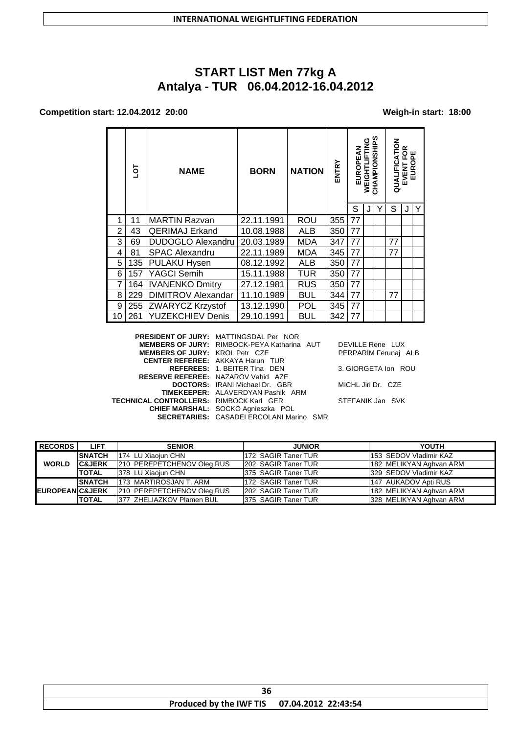# START LIST Men 77kg A

## Antalya - TUR 06.04.2012-16.04.2012

**Competition start: 12.04.2012 20:00** **Weigh-in start: 18:00**

| | LOT | NAME | BORN | NATION | ENTRY | EUROPEAN WEIGHTLIFTING CHAMPIONSHIPS | | | QUALIFICATION EVENT FOR EUROPE | | |
|---|---|---|---|---|---|---|---|---|---|---|---|
| | | | | | | S | J | Y | S | J | Y |
| 1 | 11 | MARTIN Razvan | 22.11.1991 | ROU | 355 | 77 | | | | | |
| 2 | 43 | QERIMAJ Erkand | 10.08.1988 | ALB | 350 | 77 | | | | | |
| 3 | 69 | DUDOGLO Alexandru | 20.03.1989 | MDA | 347 | 77 | | | 77 | | |
| 4 | 81 | SPAC Alexandru | 22.11.1989 | MDA | 345 | 77 | | | 77 | | |
| 5 | 135 | PULAKU Hysen | 08.12.1992 | ALB | 350 | 77 | | | | | |
| 6 | 157 | YAGCI Semih | 15.11.1988 | TUR | 350 | 77 | | | | | |
| 7 | 164 | IVANENKO Dmitry | 27.12.1981 | RUS | 350 | 77 | | | | | |
| 8 | 229 | DIMITROV Alexandar | 11.10.1989 | BUL | 344 | 77 | | | 77 | | |
| 9 | 255 | ZWARYCZ Krzystof | 13.12.1990 | POL | 345 | 77 | | | | | |
| 10 | 261 | YUZEKCHIEV Denis | 29.10.1991 | BUL | 342 | 77 | | | | | |

**PRESIDENT OF JURY:** MATTINGSDAL Per NOR
**MEMBERS OF JURY:** RIMBOCK-PEYA Katharina AUT — DEVILLE Rene LUX
**MEMBERS OF JURY:** KROL Petr CZE — PERPARIM Ferunaj ALB
**CENTER REFEREE:** AKKAYA Harun TUR
**REFEREES:** 1. BEITER Tina DEN — 3. GIORGETA Ion ROU
**RESERVE REFEREE:** NAZAROV Vahid AZE
**DOCTORS:** IRANI Michael Dr. GBR — MICHL Jiri Dr. CZE
**TIMEKEEPER:** ALAVERDYAN Pashik ARM
**TECHNICAL CONTROLLERS:** RIMBOCK Karl GER — STEFANIK Jan SVK
**CHIEF MARSHAL:** SOCKO Agnieszka POL
**SECRETARIES:** CASADEI ERCOLANI Marino SMR

| RECORDS | LIFT | SENIOR | JUNIOR | YOUTH |
|---|---|---|---|---|
| WORLD | SNATCH | 174 LU Xiaojun CHN | 172 SAGIR Taner TUR | 153 SEDOV Vladimir KAZ |
| | C&JERK | 210 PEREPETCHENOV Oleg RUS | 202 SAGIR Taner TUR | 182 MELIKYAN Aghvan ARM |
| | TOTAL | 378 LU Xiaojun CHN | 375 SAGIR Taner TUR | 329 SEDOV Vladimir KAZ |
| EUROPEAN | SNATCH | 173 MARTIROSJAN T. ARM | 172 SAGIR Taner TUR | 147 AUKADOV Apti RUS |
| | C&JERK | 210 PEREPETCHENOV Oleg RUS | 202 SAGIR Taner TUR | 182 MELIKYAN Aghvan ARM |
| | TOTAL | 377 ZHELIAZKOV Plamen BUL | 375 SAGIR Taner TUR | 328 MELIKYAN Aghvan ARM |

Produced by the IWF TIS 07.04.2012 22:43:54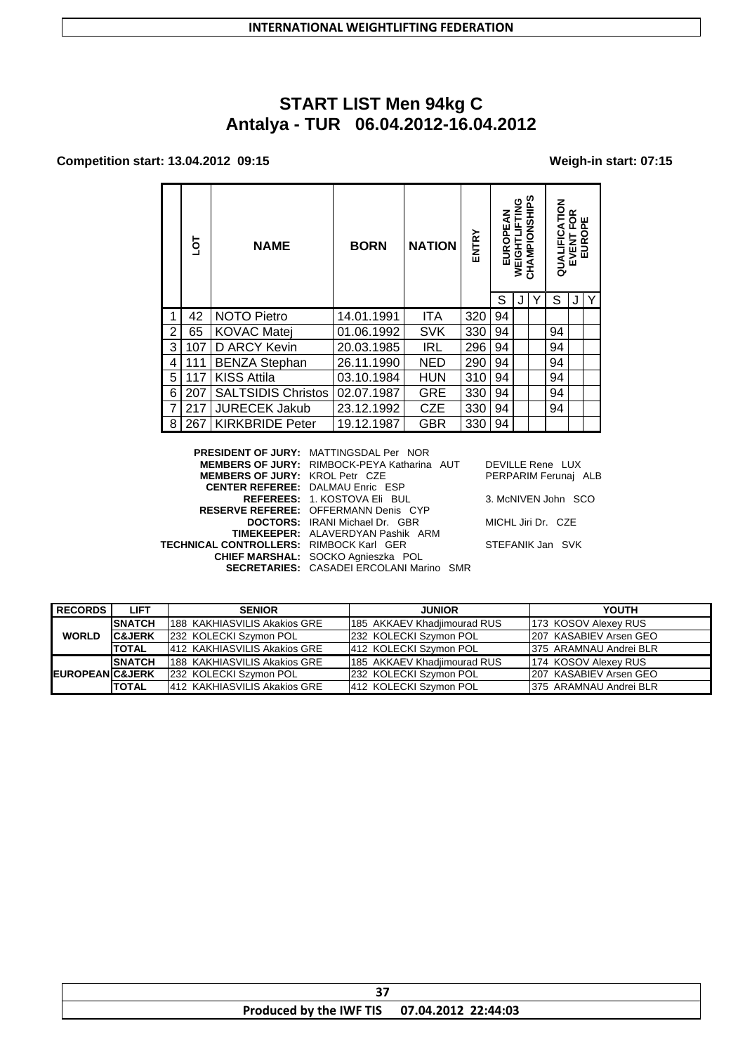# START LIST Men 94kg C
## Antalya - TUR 06.04.2012-16.04.2012

**Competition start: 13.04.2012 09:15** **Weigh-in start: 07:15**

| | LOT | NAME | BORN | NATION | ENTRY | EUROPEAN WEIGHTLIFTING CHAMPIONSHIPS | | | QUALIFICATION EVENT FOR EUROPE | | |
|---|---|---|---|---|---|---|---|---|---|---|---|
| | | | | | | S | J | Y | S | J | Y |
| 1 | 42 | NOTO Pietro | 14.01.1991 | ITA | 320 | 94 | | | | | |
| 2 | 65 | KOVAC Matej | 01.06.1992 | SVK | 330 | 94 | | | 94 | | |
| 3 | 107 | D ARCY Kevin | 20.03.1985 | IRL | 296 | 94 | | | 94 | | |
| 4 | 111 | BENZA Stephan | 26.11.1990 | NED | 290 | 94 | | | 94 | | |
| 5 | 117 | KISS Attila | 03.10.1984 | HUN | 310 | 94 | | | 94 | | |
| 6 | 207 | SALTSIDIS Christos | 02.07.1987 | GRE | 330 | 94 | | | 94 | | |
| 7 | 217 | JURECEK Jakub | 23.12.1992 | CZE | 330 | 94 | | | 94 | | |
| 8 | 267 | KIRKBRIDE Peter | 19.12.1987 | GBR | 330 | 94 | | | | | |

**PRESIDENT OF JURY:** MATTINGSDAL Per NOR
**MEMBERS OF JURY:** RIMBOCK-PEYA Katharina AUT — DEVILLE Rene LUX
**MEMBERS OF JURY:** KROL Petr CZE — PERPARIM Ferunaj ALB
**CENTER REFEREE:** DALMAU Enric ESP
**REFEREES:** 1. KOSTOVA Eli BUL — 3. McNIVEN John SCO
**RESERVE REFEREE:** OFFERMANN Denis CYP
**DOCTORS:** IRANI Michael Dr. GBR — MICHL Jiri Dr. CZE
**TIMEKEEPER:** ALAVERDYAN Pashik ARM
**TECHNICAL CONTROLLERS:** RIMBOCK Karl GER — STEFANIK Jan SVK
**CHIEF MARSHAL:** SOCKO Agnieszka POL
**SECRETARIES:** CASADEI ERCOLANI Marino SMR

| RECORDS | LIFT | SENIOR | JUNIOR | YOUTH |
|---|---|---|---|---|
| WORLD | SNATCH | 188 KAKHIASVILIS Akakios GRE | 185 AKKAEV Khadjimourad RUS | 173 KOSOV Alexey RUS |
| | C&JERK | 232 KOLECKI Szymon POL | 232 KOLECKI Szymon POL | 207 KASABIEV Arsen GEO |
| | TOTAL | 412 KAKHIASVILIS Akakios GRE | 412 KOLECKI Szymon POL | 375 ARAMNAU Andrei BLR |
| EUROPEAN | SNATCH | 188 KAKHIASVILIS Akakios GRE | 185 AKKAEV Khadjimourad RUS | 174 KOSOV Alexey RUS |
| | C&JERK | 232 KOLECKI Szymon POL | 232 KOLECKI Szymon POL | 207 KASABIEV Arsen GEO |
| | TOTAL | 412 KAKHIASVILIS Akakios GRE | 412 KOLECKI Szymon POL | 375 ARAMNAU Andrei BLR |

Produced by the IWF TIS 07.04.2012 22:44:03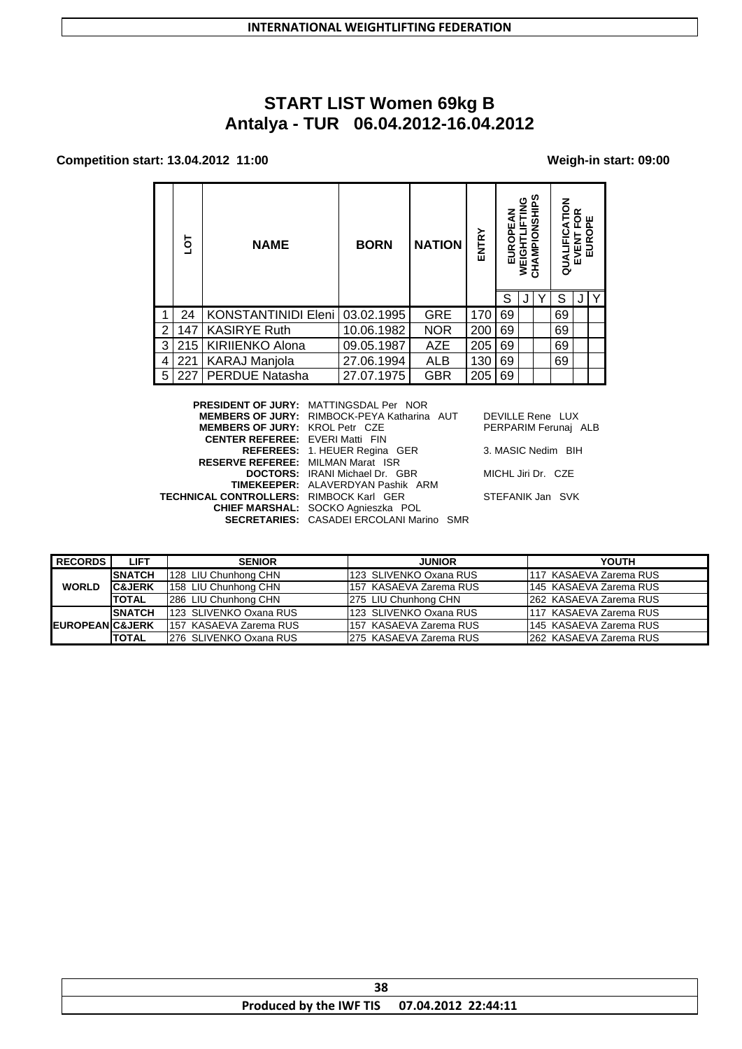INTERNATIONAL WEIGHTLIFTING FEDERATION

# START LIST Women 69kg B
## Antalya - TUR 06.04.2012-16.04.2012

**Competition start: 13.04.2012 11:00** **Weigh-in start: 09:00**

| | LOT | NAME | BORN | NATION | ENTRY | EUROPEAN WEIGHTLIFTING CHAMPIONSHIPS | | | QUALIFICATION EVENT FOR EUROPE | | |
|---|---|---|---|---|---|---|---|---|---|---|---|
| | | | | | | S | J | Y | S | J | Y |
| 1 | 24 | KONSTANTINIDI Eleni | 03.02.1995 | GRE | 170 | 69 | | | 69 | | |
| 2 | 147 | KASIRYE Ruth | 10.06.1982 | NOR | 200 | 69 | | | 69 | | |
| 3 | 215 | KIRIIENKO Alona | 09.05.1987 | AZE | 205 | 69 | | | 69 | | |
| 4 | 221 | KARAJ Manjola | 27.06.1994 | ALB | 130 | 69 | | | 69 | | |
| 5 | 227 | PERDUE Natasha | 27.07.1975 | GBR | 205 | 69 | | | | | |

**PRESIDENT OF JURY:** MATTINGSDAL Per NOR
**MEMBERS OF JURY:** RIMBOCK-PEYA Katharina AUT — DEVILLE Rene LUX
**MEMBERS OF JURY:** KROL Petr CZE — PERPARIM Ferunaj ALB
**CENTER REFEREE:** EVERI Matti FIN
**REFEREES:** 1. HEUER Regina GER — 3. MASIC Nedim BIH
**RESERVE REFEREE:** MILMAN Marat ISR
**DOCTORS:** IRANI Michael Dr. GBR — MICHL Jiri Dr. CZE
**TIMEKEEPER:** ALAVERDYAN Pashik ARM
**TECHNICAL CONTROLLERS:** RIMBOCK Karl GER — STEFANIK Jan SVK
**CHIEF MARSHAL:** SOCKO Agnieszka POL
**SECRETARIES:** CASADEI ERCOLANI Marino SMR

| RECORDS | LIFT | SENIOR | JUNIOR | YOUTH |
|---|---|---|---|---|
| WORLD | SNATCH | 128 LIU Chunhong CHN | 123 SLIVENKO Oxana RUS | 117 KASAEVA Zarema RUS |
| | C&JERK | 158 LIU Chunhong CHN | 157 KASAEVA Zarema RUS | 145 KASAEVA Zarema RUS |
| | TOTAL | 286 LIU Chunhong CHN | 275 LIU Chunhong CHN | 262 KASAEVA Zarema RUS |
| EUROPEAN | SNATCH | 123 SLIVENKO Oxana RUS | 123 SLIVENKO Oxana RUS | 117 KASAEVA Zarema RUS |
| | C&JERK | 157 KASAEVA Zarema RUS | 157 KASAEVA Zarema RUS | 145 KASAEVA Zarema RUS |
| | TOTAL | 276 SLIVENKO Oxana RUS | 275 KASAEVA Zarema RUS | 262 KASAEVA Zarema RUS |

Produced by the IWF TIS 07.04.2012 22:44:11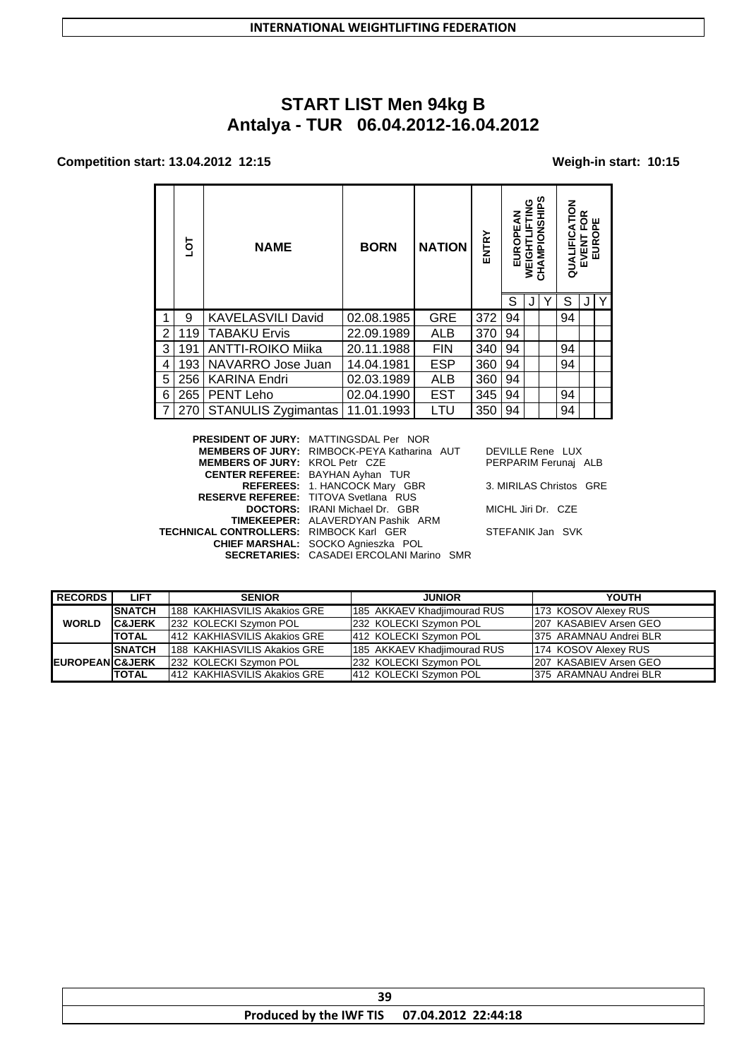# START LIST Men 94kg B
## Antalya - TUR 06.04.2012-16.04.2012

**Competition start: 13.04.2012 12:15** **Weigh-in start: 10:15**

| | LOT | NAME | BORN | NATION | ENTRY | EUROPEAN WEIGHTLIFTING CHAMPIONSHIPS | | | QUALIFICATION EVENT FOR EUROPE | | |
|---|---|---|---|---|---|---|---|---|---|---|---|
| | | | | | | S | J | Y | S | J | Y |
| 1 | 9 | KAVELASVILI David | 02.08.1985 | GRE | 372 | 94 | | | 94 | | |
| 2 | 119 | TABAKU Ervis | 22.09.1989 | ALB | 370 | 94 | | | | | |
| 3 | 191 | ANTTI-ROIKO Miika | 20.11.1988 | FIN | 340 | 94 | | | 94 | | |
| 4 | 193 | NAVARRO Jose Juan | 14.04.1981 | ESP | 360 | 94 | | | 94 | | |
| 5 | 256 | KARINA Endri | 02.03.1989 | ALB | 360 | 94 | | | | | |
| 6 | 265 | PENT Leho | 02.04.1990 | EST | 345 | 94 | | | 94 | | |
| 7 | 270 | STANULIS Zygimantas | 11.01.1993 | LTU | 350 | 94 | | | 94 | | |

**PRESIDENT OF JURY:** MATTINGSDAL Per NOR
**MEMBERS OF JURY:** RIMBOCK-PEYA Katharina AUT — DEVILLE Rene LUX
**MEMBERS OF JURY:** KROL Petr CZE — PERPARIM Ferunaj ALB
**CENTER REFEREE:** BAYHAN Ayhan TUR
**REFEREES:** 1. HANCOCK Mary GBR — 3. MIRILAS Christos GRE
**RESERVE REFEREE:** TITOVA Svetlana RUS
**DOCTORS:** IRANI Michael Dr. GBR — MICHL Jiri Dr. CZE
**TIMEKEEPER:** ALAVERDYAN Pashik ARM
**TECHNICAL CONTROLLERS:** RIMBOCK Karl GER — STEFANIK Jan SVK
**CHIEF MARSHAL:** SOCKO Agnieszka POL
**SECRETARIES:** CASADEI ERCOLANI Marino SMR

| RECORDS | LIFT | SENIOR | JUNIOR | YOUTH |
|---|---|---|---|---|
| WORLD | SNATCH | 188 KAKHIASVILIS Akakios GRE | 185 AKKAEV Khadjimourad RUS | 173 KOSOV Alexey RUS |
| | C&JERK | 232 KOLECKI Szymon POL | 232 KOLECKI Szymon POL | 207 KASABIEV Arsen GEO |
| | TOTAL | 412 KAKHIASVILIS Akakios GRE | 412 KOLECKI Szymon POL | 375 ARAMNAU Andrei BLR |
| EUROPEAN | SNATCH | 188 KAKHIASVILIS Akakios GRE | 185 AKKAEV Khadjimourad RUS | 174 KOSOV Alexey RUS |
| | C&JERK | 232 KOLECKI Szymon POL | 232 KOLECKI Szymon POL | 207 KASABIEV Arsen GEO |
| | TOTAL | 412 KAKHIASVILIS Akakios GRE | 412 KOLECKI Szymon POL | 375 ARAMNAU Andrei BLR |

Produced by the IWF TIS 07.04.2012 22:44:18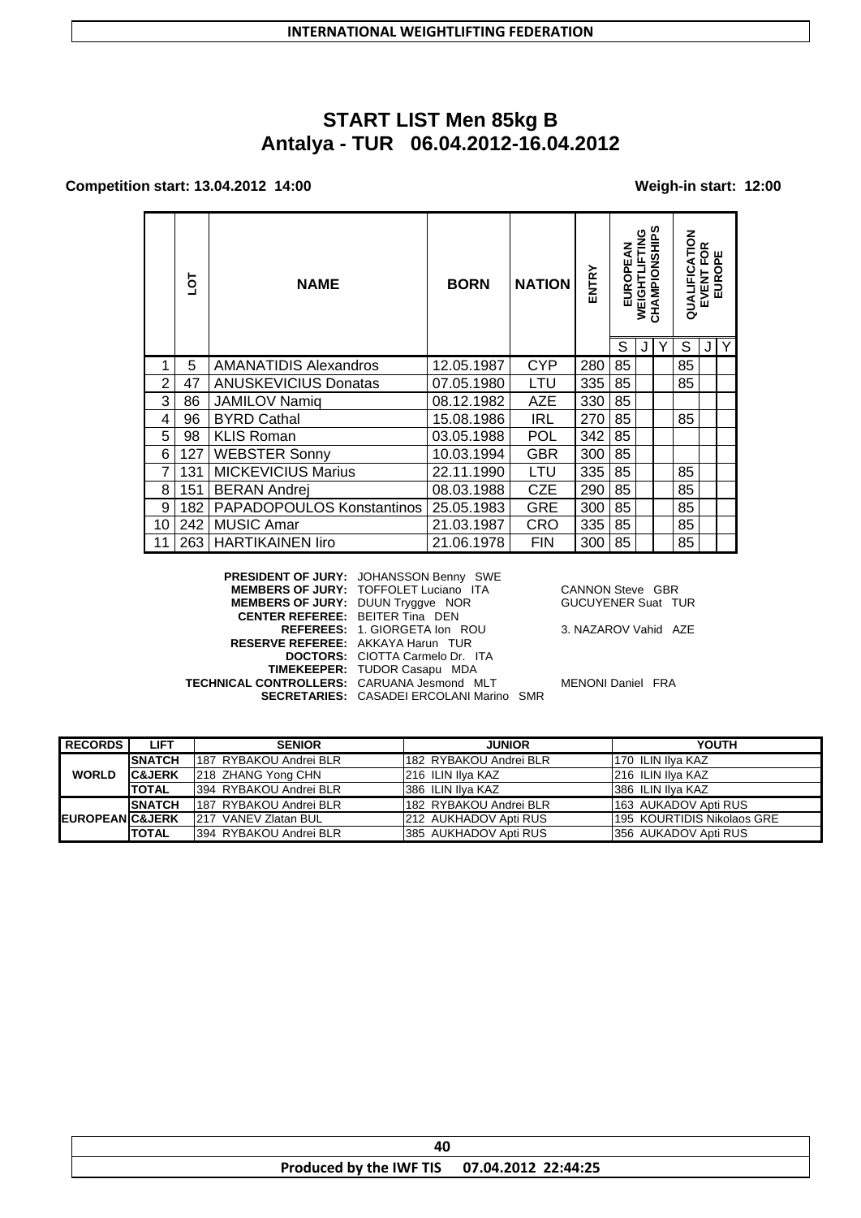# START LIST Men 85kg B

## Antalya - TUR 06.04.2012-16.04.2012

**Competition start: 13.04.2012 14:00** **Weigh-in start: 12:00**

| | LOT | NAME | BORN | NATION | ENTRY | EUROPEAN WEIGHTLIFTING CHAMPIONSHIPS | | | QUALIFICATION EVENT FOR EUROPE | | |
|---|---|---|---|---|---|---|---|---|---|---|---|
| | | | | | | S | J | Y | S | J | Y |
| 1 | 5 | AMANATIDIS Alexandros | 12.05.1987 | CYP | 280 | 85 | | | 85 | | |
| 2 | 47 | ANUSKEVICIUS Donatas | 07.05.1980 | LTU | 335 | 85 | | | 85 | | |
| 3 | 86 | JAMILOV Namiq | 08.12.1982 | AZE | 330 | 85 | | | | | |
| 4 | 96 | BYRD Cathal | 15.08.1986 | IRL | 270 | 85 | | | 85 | | |
| 5 | 98 | KLIS Roman | 03.05.1988 | POL | 342 | 85 | | | | | |
| 6 | 127 | WEBSTER Sonny | 10.03.1994 | GBR | 300 | 85 | | | | | |
| 7 | 131 | MICKEVICIUS Marius | 22.11.1990 | LTU | 335 | 85 | | | 85 | | |
| 8 | 151 | BERAN Andrej | 08.03.1988 | CZE | 290 | 85 | | | 85 | | |
| 9 | 182 | PAPADOPOULOS Konstantinos | 25.05.1983 | GRE | 300 | 85 | | | 85 | | |
| 10 | 242 | MUSIC Amar | 21.03.1987 | CRO | 335 | 85 | | | 85 | | |
| 11 | 263 | HARTIKAINEN Iiro | 21.06.1978 | FIN | 300 | 85 | | | 85 | | |

**PRESIDENT OF JURY:** JOHANSSON Benny SWE
**MEMBERS OF JURY:** TOFFOLET Luciano ITA — CANNON Steve GBR
**MEMBERS OF JURY:** DUUN Tryggve NOR — GUCUYENER Suat TUR
**CENTER REFEREE:** BEITER Tina DEN
**REFEREES:** 1. GIORGETA Ion ROU — 3. NAZAROV Vahid AZE
**RESERVE REFEREE:** AKKAYA Harun TUR
**DOCTORS:** CIOTTA Carmelo Dr. ITA
**TIMEKEEPER:** TUDOR Casapu MDA
**TECHNICAL CONTROLLERS:** CARUANA Jesmond MLT — MENONI Daniel FRA
**SECRETARIES:** CASADEI ERCOLANI Marino SMR

| RECORDS | LIFT | SENIOR | JUNIOR | YOUTH |
|---|---|---|---|---|
| WORLD | SNATCH | 187 RYBAKOU Andrei BLR | 182 RYBAKOU Andrei BLR | 170 ILIN Ilya KAZ |
| | C&JERK | 218 ZHANG Yong CHN | 216 ILIN Ilya KAZ | 216 ILIN Ilya KAZ |
| | TOTAL | 394 RYBAKOU Andrei BLR | 386 ILIN Ilya KAZ | 386 ILIN Ilya KAZ |
| EUROPEAN | SNATCH | 187 RYBAKOU Andrei BLR | 182 RYBAKOU Andrei BLR | 163 AUKADOV Apti RUS |
| | C&JERK | 217 VANEV Zlatan BUL | 212 AUKHADOV Apti RUS | 195 KOURTIDIS Nikolaos GRE |
| | TOTAL | 394 RYBAKOU Andrei BLR | 385 AUKHADOV Apti RUS | 356 AUKADOV Apti RUS |

Produced by the IWF TIS 07.04.2012 22:44:25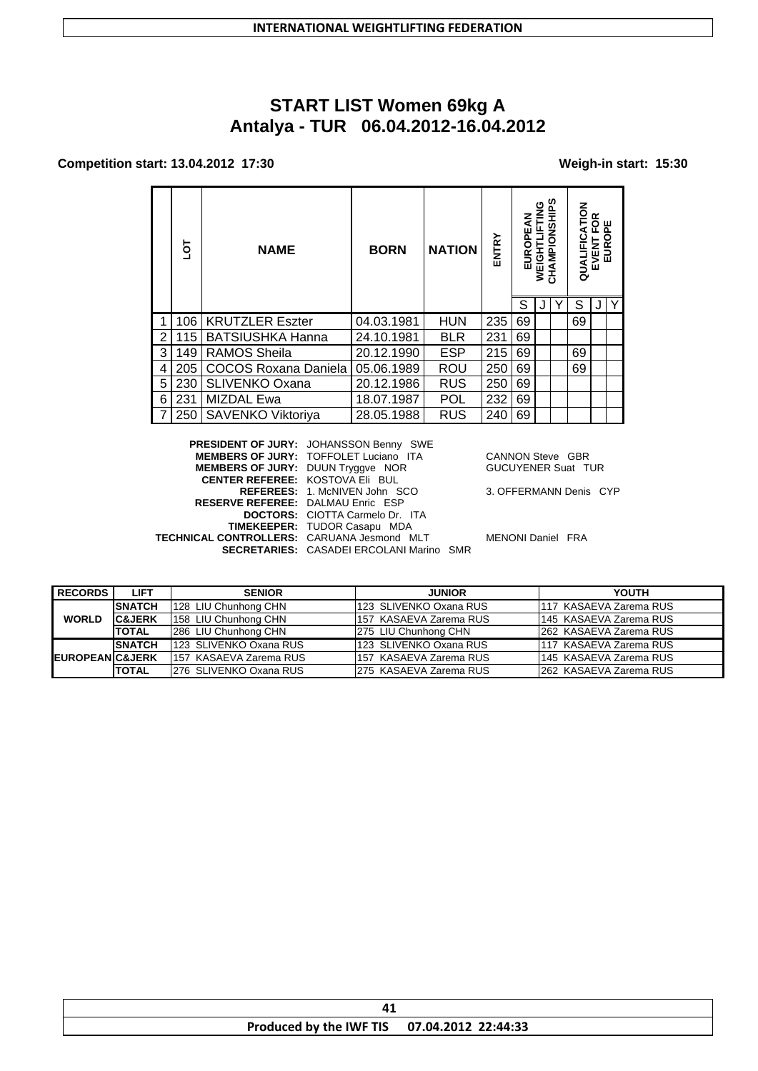# START LIST Women 69kg A

## Antalya - TUR 06.04.2012-16.04.2012

**Competition start: 13.04.2012 17:30** **Weigh-in start: 15:30**

| | LOT | NAME | BORN | NATION | ENTRY | EUROPEAN WEIGHTLIFTING CHAMPIONSHIPS | | | QUALIFICATION EVENT FOR EUROPE | | |
|---|---|---|---|---|---|---|---|---|---|---|---|
| | | | | | | S | J | Y | S | J | Y |
| 1 | 106 | KRUTZLER Eszter | 04.03.1981 | HUN | 235 | 69 | | | 69 | | |
| 2 | 115 | BATSIUSHKA Hanna | 24.10.1981 | BLR | 231 | 69 | | | | | |
| 3 | 149 | RAMOS Sheila | 20.12.1990 | ESP | 215 | 69 | | | 69 | | |
| 4 | 205 | COCOS Roxana Daniela | 05.06.1989 | ROU | 250 | 69 | | | 69 | | |
| 5 | 230 | SLIVENKO Oxana | 20.12.1986 | RUS | 250 | 69 | | | | | |
| 6 | 231 | MIZDAL Ewa | 18.07.1987 | POL | 232 | 69 | | | | | |
| 7 | 250 | SAVENKO Viktoriya | 28.05.1988 | RUS | 240 | 69 | | | | | |

**PRESIDENT OF JURY:** JOHANSSON Benny SWE
**MEMBERS OF JURY:** TOFFOLET Luciano ITA — CANNON Steve GBR
**MEMBERS OF JURY:** DUUN Tryggve NOR — GUCUYENER Suat TUR
**CENTER REFEREE:** KOSTOVA Eli BUL
**REFEREES:** 1. McNIVEN John SCO — 3. OFFERMANN Denis CYP
**RESERVE REFEREE:** DALMAU Enric ESP
**DOCTORS:** CIOTTA Carmelo Dr. ITA
**TIMEKEEPER:** TUDOR Casapu MDA
**TECHNICAL CONTROLLERS:** CARUANA Jesmond MLT — MENONI Daniel FRA
**SECRETARIES:** CASADEI ERCOLANI Marino SMR

| RECORDS | LIFT | SENIOR | JUNIOR | YOUTH |
|---|---|---|---|---|
| WORLD | SNATCH | 128 LIU Chunhong CHN | 123 SLIVENKO Oxana RUS | 117 KASAEVA Zarema RUS |
| | C&JERK | 158 LIU Chunhong CHN | 157 KASAEVA Zarema RUS | 145 KASAEVA Zarema RUS |
| | TOTAL | 286 LIU Chunhong CHN | 275 LIU Chunhong CHN | 262 KASAEVA Zarema RUS |
| EUROPEAN | SNATCH | 123 SLIVENKO Oxana RUS | 123 SLIVENKO Oxana RUS | 117 KASAEVA Zarema RUS |
| | C&JERK | 157 KASAEVA Zarema RUS | 157 KASAEVA Zarema RUS | 145 KASAEVA Zarema RUS |
| | TOTAL | 276 SLIVENKO Oxana RUS | 275 KASAEVA Zarema RUS | 262 KASAEVA Zarema RUS |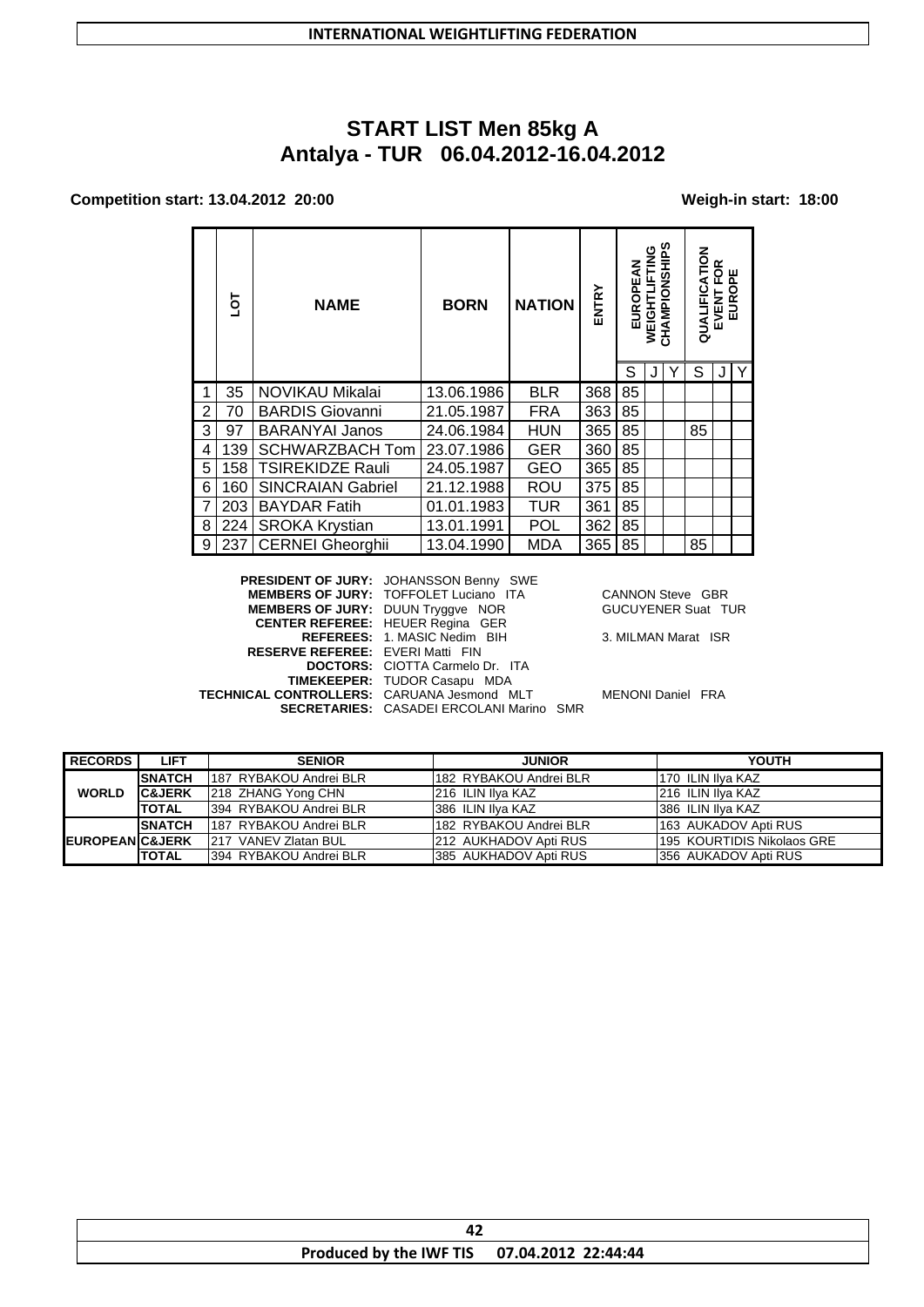# START LIST Men 85kg A
## Antalya - TUR 06.04.2012-16.04.2012

**Competition start: 13.04.2012 20:00** **Weigh-in start: 18:00**

| | LOT | NAME | BORN | NATION | ENTRY | EUROPEAN WEIGHTLIFTING CHAMPIONSHIPS | | | QUALIFICATION EVENT FOR EUROPE | | |
|---|---|---|---|---|---|---|---|---|---|---|---|
| | | | | | | S | J | Y | S | J | Y |
| 1 | 35 | NOVIKAU Mikalai | 13.06.1986 | BLR | 368 | 85 | | | | | |
| 2 | 70 | BARDIS Giovanni | 21.05.1987 | FRA | 363 | 85 | | | | | |
| 3 | 97 | BARANYAI Janos | 24.06.1984 | HUN | 365 | 85 | | | 85 | | |
| 4 | 139 | SCHWARZBACH Tom | 23.07.1986 | GER | 360 | 85 | | | | | |
| 5 | 158 | TSIREKIDZE Rauli | 24.05.1987 | GEO | 365 | 85 | | | | | |
| 6 | 160 | SINCRAIAN Gabriel | 21.12.1988 | ROU | 375 | 85 | | | | | |
| 7 | 203 | BAYDAR Fatih | 01.01.1983 | TUR | 361 | 85 | | | | | |
| 8 | 224 | SROKA Krystian | 13.01.1991 | POL | 362 | 85 | | | | | |
| 9 | 237 | CERNEI Gheorghii | 13.04.1990 | MDA | 365 | 85 | | | 85 | | |

**PRESIDENT OF JURY:** JOHANSSON Benny SWE
**MEMBERS OF JURY:** TOFFOLET Luciano ITA CANNON Steve GBR
**MEMBERS OF JURY:** DUUN Tryggve NOR GUCUYENER Suat TUR
**CENTER REFEREE:** HEUER Regina GER
**REFEREES:** 1. MASIC Nedim BIH 3. MILMAN Marat ISR
**RESERVE REFEREE:** EVERI Matti FIN
**DOCTORS:** CIOTTA Carmelo Dr. ITA
**TIMEKEEPER:** TUDOR Casapu MDA
**TECHNICAL CONTROLLERS:** CARUANA Jesmond MLT MENONI Daniel FRA
**SECRETARIES:** CASADEI ERCOLANI Marino SMR

| RECORDS | LIFT | SENIOR | JUNIOR | YOUTH |
|---|---|---|---|---|
| WORLD | SNATCH | 187 RYBAKOU Andrei BLR | 182 RYBAKOU Andrei BLR | 170 ILIN Ilya KAZ |
| | C&JERK | 218 ZHANG Yong CHN | 216 ILIN Ilya KAZ | 216 ILIN Ilya KAZ |
| | TOTAL | 394 RYBAKOU Andrei BLR | 386 ILIN Ilya KAZ | 386 ILIN Ilya KAZ |
| EUROPEAN | SNATCH | 187 RYBAKOU Andrei BLR | 182 RYBAKOU Andrei BLR | 163 AUKADOV Apti RUS |
| | C&JERK | 217 VANEV Zlatan BUL | 212 AUKHADOV Apti RUS | 195 KOURTIDIS Nikolaos GRE |
| | TOTAL | 394 RYBAKOU Andrei BLR | 385 AUKHADOV Apti RUS | 356 AUKADOV Apti RUS |

Produced by the IWF TIS 07.04.2012 22:44:44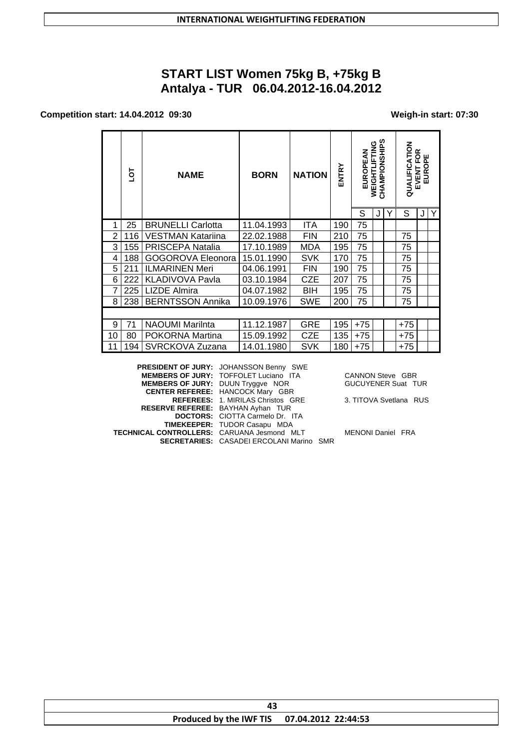# START LIST Women 75kg B, +75kg B

## Antalya - TUR 06.04.2012-16.04.2012

**Competition start: 14.04.2012 09:30** **Weigh-in start: 07:30**

| | LOT | NAME | BORN | NATION | ENTRY | EUROPEAN WEIGHTLIFTING CHAMPIONSHIPS | | | QUALIFICATION EVENT FOR EUROPE | | |
|---|---|---|---|---|---|---|---|---|---|---|---|
| | | | | | | S | J | Y | S | J | Y |
| 1 | 25 | BRUNELLI Carlotta | 11.04.1993 | ITA | 190 | 75 | | | | | |
| 2 | 116 | VESTMAN Katariina | 22.02.1988 | FIN | 210 | 75 | | | 75 | | |
| 3 | 155 | PRISCEPA Natalia | 17.10.1989 | MDA | 195 | 75 | | | 75 | | |
| 4 | 188 | GOGOROVA Eleonora | 15.01.1990 | SVK | 170 | 75 | | | 75 | | |
| 5 | 211 | ILMARINEN Meri | 04.06.1991 | FIN | 190 | 75 | | | 75 | | |
| 6 | 222 | KLADIVOVA Pavla | 03.10.1984 | CZE | 207 | 75 | | | 75 | | |
| 7 | 225 | LIZDE Almira | 04.07.1982 | BIH | 195 | 75 | | | 75 | | |
| 8 | 238 | BERNTSSON Annika | 10.09.1976 | SWE | 200 | 75 | | | 75 | | |
| | | | | | | | | | | | |
| 9 | 71 | NAOUMI Marilnta | 11.12.1987 | GRE | 195 | +75 | | | +75 | | |
| 10 | 80 | POKORNA Martina | 15.09.1992 | CZE | 135 | +75 | | | +75 | | |
| 11 | 194 | SVRCKOVA Zuzana | 14.01.1980 | SVK | 180 | +75 | | | +75 | | |

**PRESIDENT OF JURY:** JOHANSSON Benny SWE
**MEMBERS OF JURY:** TOFFOLET Luciano ITA — CANNON Steve GBR
**MEMBERS OF JURY:** DUUN Tryggve NOR — GUCUYENER Suat TUR
**CENTER REFEREE:** HANCOCK Mary GBR
**REFEREES:** 1. MIRILAS Christos GRE — 3. TITOVA Svetlana RUS
**RESERVE REFEREE:** BAYHAN Ayhan TUR
**DOCTORS:** CIOTTA Carmelo Dr. ITA
**TIMEKEEPER:** TUDOR Casapu MDA
**TECHNICAL CONTROLLERS:** CARUANA Jesmond MLT — MENONI Daniel FRA
**SECRETARIES:** CASADEI ERCOLANI Marino SMR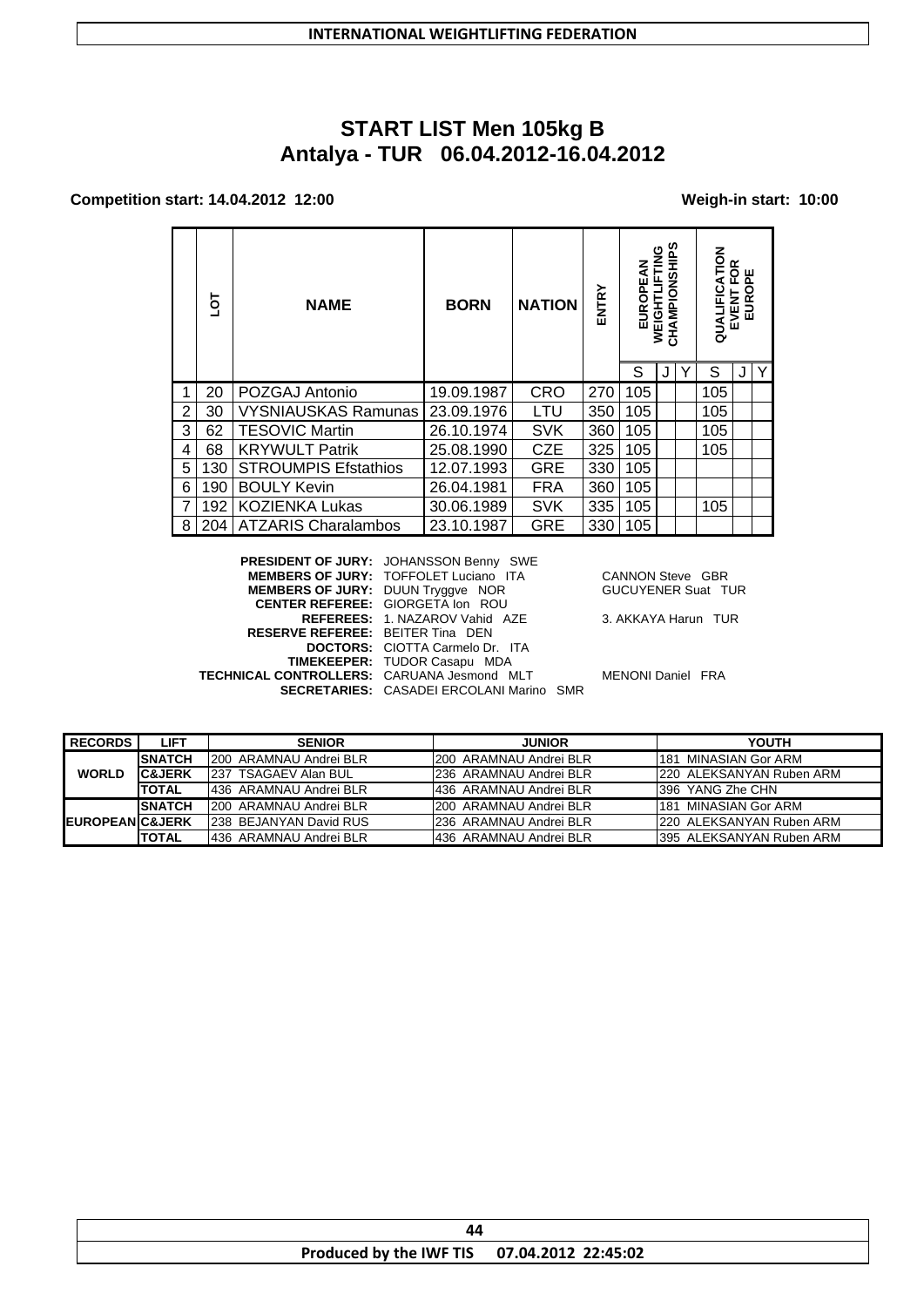**INTERNATIONAL WEIGHTLIFTING FEDERATION**

# START LIST Men 105kg B
## Antalya - TUR 06.04.2012-16.04.2012

**Competition start: 14.04.2012 12:00** **Weigh-in start: 10:00**

| | LOT | NAME | BORN | NATION | ENTRY | EUROPEAN WEIGHTLIFTING CHAMPIONSHIPS | | | QUALIFICATION EVENT FOR EUROPE | | |
|---|---|---|---|---|---|---|---|---|---|---|---|
| | | | | | | S | J | Y | S | J | Y |
| 1 | 20 | POZGAJ Antonio | 19.09.1987 | CRO | 270 | 105 | | | 105 | | |
| 2 | 30 | VYSNIAUSKAS Ramunas | 23.09.1976 | LTU | 350 | 105 | | | 105 | | |
| 3 | 62 | TESOVIC Martin | 26.10.1974 | SVK | 360 | 105 | | | 105 | | |
| 4 | 68 | KRYWULT Patrik | 25.08.1990 | CZE | 325 | 105 | | | 105 | | |
| 5 | 130 | STROUMPIS Efstathios | 12.07.1993 | GRE | 330 | 105 | | | | | |
| 6 | 190 | BOULY Kevin | 26.04.1981 | FRA | 360 | 105 | | | | | |
| 7 | 192 | KOZIENKA Lukas | 30.06.1989 | SVK | 335 | 105 | | | 105 | | |
| 8 | 204 | ATZARIS Charalambos | 23.10.1987 | GRE | 330 | 105 | | | | | |

**PRESIDENT OF JURY:** JOHANSSON Benny SWE
**MEMBERS OF JURY:** TOFFOLET Luciano ITA — CANNON Steve GBR
**MEMBERS OF JURY:** DUUN Tryggve NOR — GUCUYENER Suat TUR
**CENTER REFEREE:** GIORGETA Ion ROU
**REFEREES:** 1. NAZAROV Vahid AZE — 3. AKKAYA Harun TUR
**RESERVE REFEREE:** BEITER Tina DEN
**DOCTORS:** CIOTTA Carmelo Dr. ITA
**TIMEKEEPER:** TUDOR Casapu MDA
**TECHNICAL CONTROLLERS:** CARUANA Jesmond MLT — MENONI Daniel FRA
**SECRETARIES:** CASADEI ERCOLANI Marino SMR

| RECORDS | LIFT | SENIOR | JUNIOR | YOUTH |
|---|---|---|---|---|
| WORLD | SNATCH | 200 ARAMNAU Andrei BLR | 200 ARAMNAU Andrei BLR | 181 MINASIAN Gor ARM |
| | C&JERK | 237 TSAGAEV Alan BUL | 236 ARAMNAU Andrei BLR | 220 ALEKSANYAN Ruben ARM |
| | TOTAL | 436 ARAMNAU Andrei BLR | 436 ARAMNAU Andrei BLR | 396 YANG Zhe CHN |
| EUROPEAN | SNATCH | 200 ARAMNAU Andrei BLR | 200 ARAMNAU Andrei BLR | 181 MINASIAN Gor ARM |
| | C&JERK | 238 BEJANYAN David RUS | 236 ARAMNAU Andrei BLR | 220 ALEKSANYAN Ruben ARM |
| | TOTAL | 436 ARAMNAU Andrei BLR | 436 ARAMNAU Andrei BLR | 395 ALEKSANYAN Ruben ARM |

Produced by the IWF TIS 07.04.2012 22:45:02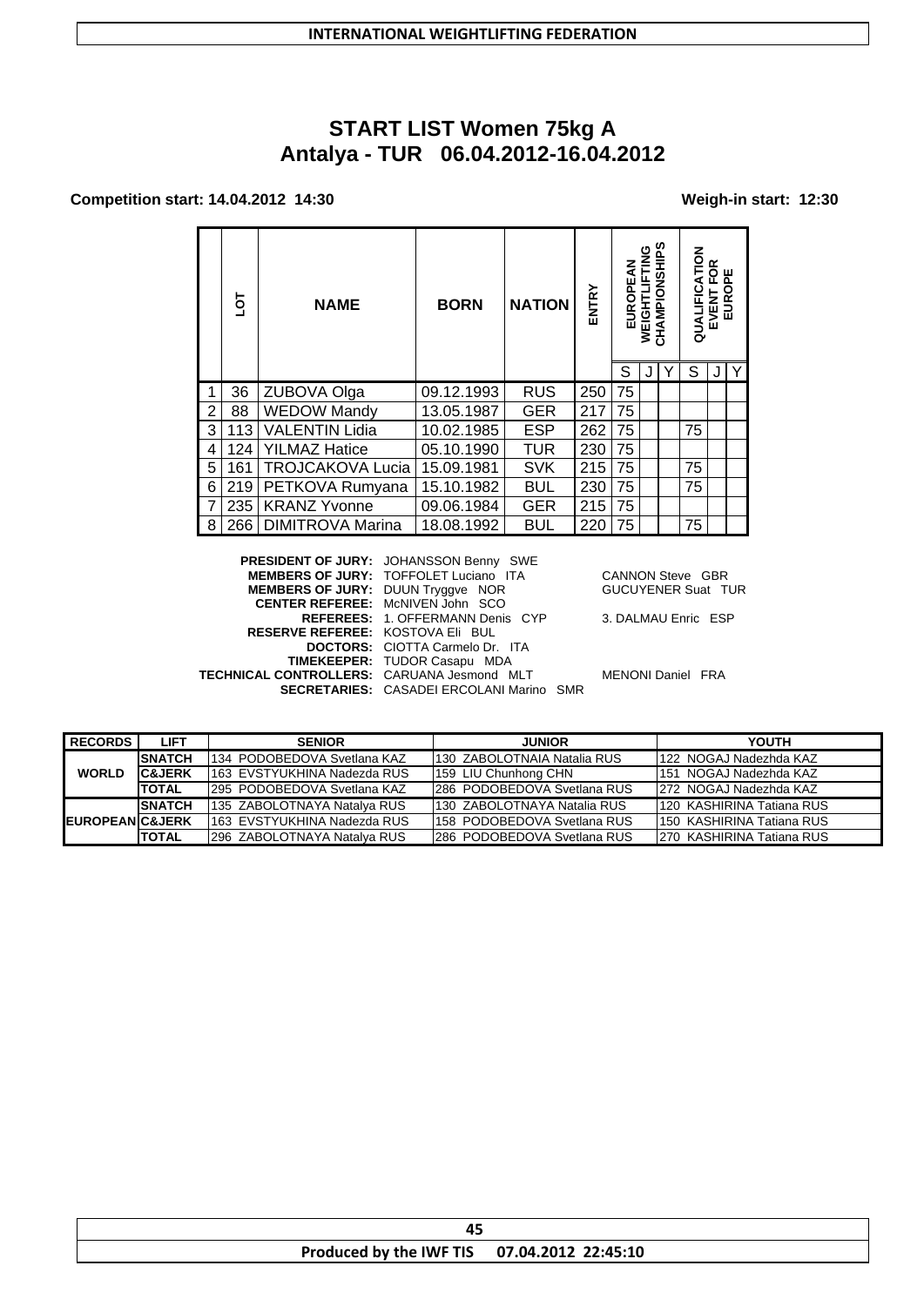**INTERNATIONAL WEIGHTLIFTING FEDERATION**

# START LIST Women 75kg A
## Antalya - TUR 06.04.2012-16.04.2012

**Competition start: 14.04.2012 14:30** **Weigh-in start: 12:30**

| | LOT | NAME | BORN | NATION | ENTRY | EUROPEAN WEIGHTLIFTING CHAMPIONSHIPS | | | QUALIFICATION EVENT FOR EUROPE | | |
|---|---|---|---|---|---|---|---|---|---|---|---|
| | | | | | | S | J | Y | S | J | Y |
| 1 | 36 | ZUBOVA Olga | 09.12.1993 | RUS | 250 | 75 | | | | | |
| 2 | 88 | WEDOW Mandy | 13.05.1987 | GER | 217 | 75 | | | | | |
| 3 | 113 | VALENTIN Lidia | 10.02.1985 | ESP | 262 | 75 | | | 75 | | |
| 4 | 124 | YILMAZ Hatice | 05.10.1990 | TUR | 230 | 75 | | | | | |
| 5 | 161 | TROJCAKOVA Lucia | 15.09.1981 | SVK | 215 | 75 | | | 75 | | |
| 6 | 219 | PETKOVA Rumyana | 15.10.1982 | BUL | 230 | 75 | | | 75 | | |
| 7 | 235 | KRANZ Yvonne | 09.06.1984 | GER | 215 | 75 | | | | | |
| 8 | 266 | DIMITROVA Marina | 18.08.1992 | BUL | 220 | 75 | | | 75 | | |

**PRESIDENT OF JURY:** JOHANSSON Benny SWE
**MEMBERS OF JURY:** TOFFOLET Luciano ITA — CANNON Steve GBR
**MEMBERS OF JURY:** DUUN Tryggve NOR — GUCUYENER Suat TUR
**CENTER REFEREE:** McNIVEN John SCO
**REFEREES:** 1. OFFERMANN Denis CYP — 3. DALMAU Enric ESP
**RESERVE REFEREE:** KOSTOVA Eli BUL
**DOCTORS:** CIOTTA Carmelo Dr. ITA
**TIMEKEEPER:** TUDOR Casapu MDA
**TECHNICAL CONTROLLERS:** CARUANA Jesmond MLT — MENONI Daniel FRA
**SECRETARIES:** CASADEI ERCOLANI Marino SMR

| RECORDS | LIFT | SENIOR | JUNIOR | YOUTH |
|---|---|---|---|---|
| WORLD | SNATCH | 134 PODOBEDOVA Svetlana KAZ | 130 ZABOLOTNAIA Natalia RUS | 122 NOGAJ Nadezhda KAZ |
| | C&JERK | 163 EVSTYUKHINA Nadezda RUS | 159 LIU Chunhong CHN | 151 NOGAJ Nadezhda KAZ |
| | TOTAL | 295 PODOBEDOVA Svetlana KAZ | 286 PODOBEDOVA Svetlana RUS | 272 NOGAJ Nadezhda KAZ |
| EUROPEAN | SNATCH | 135 ZABOLOTNAYA Natalya RUS | 130 ZABOLOTNAYA Natalia RUS | 120 KASHIRINA Tatiana RUS |
| | C&JERK | 163 EVSTYUKHINA Nadezda RUS | 158 PODOBEDOVA Svetlana RUS | 150 KASHIRINA Tatiana RUS |
| | TOTAL | 296 ZABOLOTNAYA Natalya RUS | 286 PODOBEDOVA Svetlana RUS | 270 KASHIRINA Tatiana RUS |

**Produced by the IWF TIS 07.04.2012 22:45:10**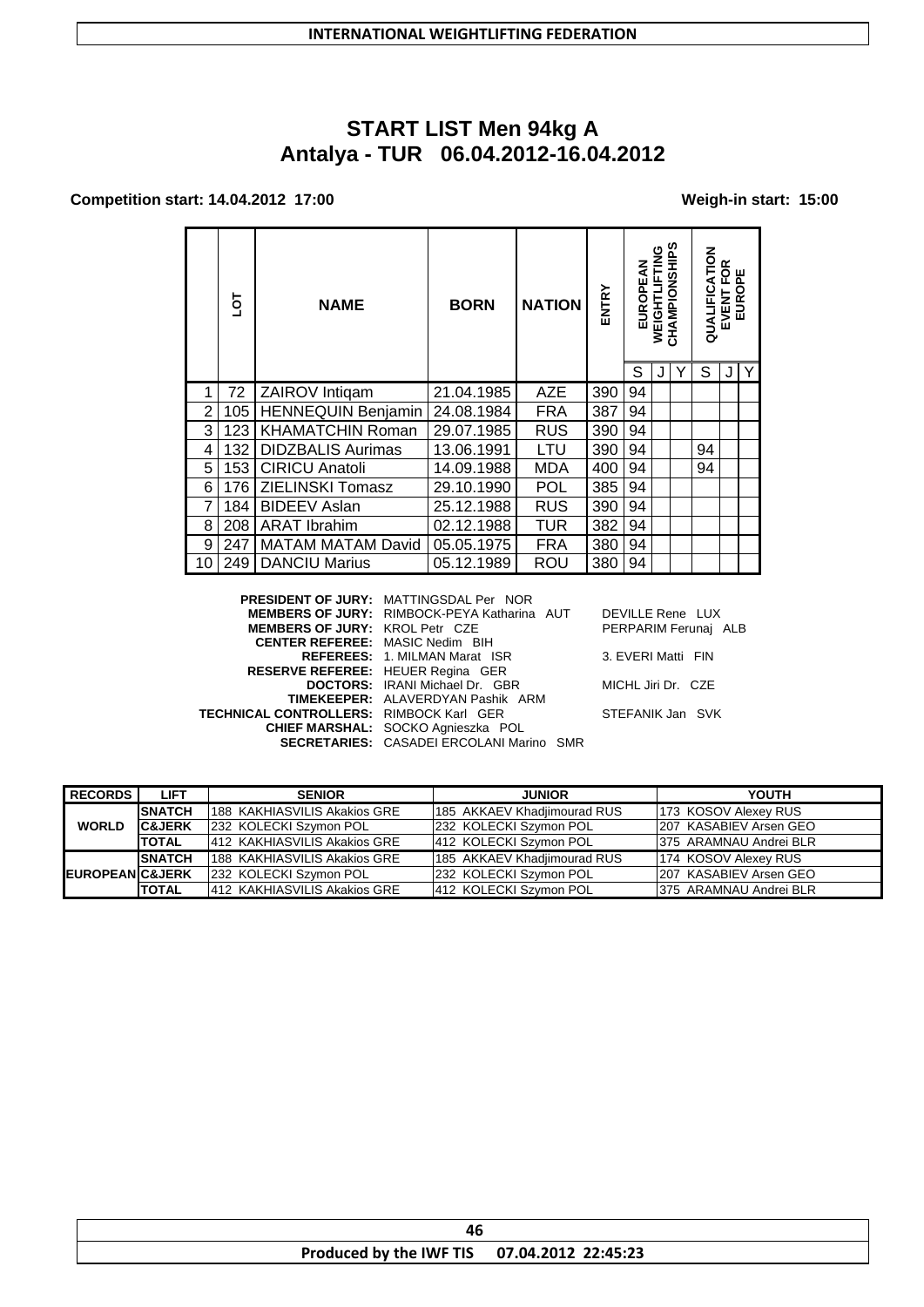INTERNATIONAL WEIGHTLIFTING FEDERATION

# START LIST Men 94kg A
## Antalya - TUR 06.04.2012-16.04.2012

**Competition start: 14.04.2012 17:00** **Weigh-in start: 15:00**

| | LOT | NAME | BORN | NATION | ENTRY | EUROPEAN WEIGHTLIFTING CHAMPIONSHIPS | | | QUALIFICATION EVENT FOR EUROPE | | |
|---|---|---|---|---|---|---|---|---|---|---|---|
| | | | | | | S | J | Y | S | J | Y |
| 1 | 72 | ZAIROV Intiqam | 21.04.1985 | AZE | 390 | 94 | | | | | |
| 2 | 105 | HENNEQUIN Benjamin | 24.08.1984 | FRA | 387 | 94 | | | | | |
| 3 | 123 | KHAMATCHIN Roman | 29.07.1985 | RUS | 390 | 94 | | | | | |
| 4 | 132 | DIDZBALIS Aurimas | 13.06.1991 | LTU | 390 | 94 | | | 94 | | |
| 5 | 153 | CIRICU Anatoli | 14.09.1988 | MDA | 400 | 94 | | | 94 | | |
| 6 | 176 | ZIELINSKI Tomasz | 29.10.1990 | POL | 385 | 94 | | | | | |
| 7 | 184 | BIDEEV Aslan | 25.12.1988 | RUS | 390 | 94 | | | | | |
| 8 | 208 | ARAT Ibrahim | 02.12.1988 | TUR | 382 | 94 | | | | | |
| 9 | 247 | MATAM MATAM David | 05.05.1975 | FRA | 380 | 94 | | | | | |
| 10 | 249 | DANCIU Marius | 05.12.1989 | ROU | 380 | 94 | | | | | |

**PRESIDENT OF JURY:** MATTINGSDAL Per NOR
**MEMBERS OF JURY:** RIMBOCK-PEYA Katharina AUT — DEVILLE Rene LUX
**MEMBERS OF JURY:** KROL Petr CZE — PERPARIM Ferunaj ALB
**CENTER REFEREE:** MASIC Nedim BIH
**REFEREES:** 1. MILMAN Marat ISR — 3. EVERI Matti FIN
**RESERVE REFEREE:** HEUER Regina GER
**DOCTORS:** IRANI Michael Dr. GBR — MICHL Jiri Dr. CZE
**TIMEKEEPER:** ALAVERDYAN Pashik ARM
**TECHNICAL CONTROLLERS:** RIMBOCK Karl GER — STEFANIK Jan SVK
**CHIEF MARSHAL:** SOCKO Agnieszka POL
**SECRETARIES:** CASADEI ERCOLANI Marino SMR

| RECORDS | LIFT | SENIOR | JUNIOR | YOUTH |
|---|---|---|---|---|
| WORLD | SNATCH | 188 KAKHIASVILIS Akakios GRE | 185 AKKAEV Khadjimourad RUS | 173 KOSOV Alexey RUS |
| | C&JERK | 232 KOLECKI Szymon POL | 232 KOLECKI Szymon POL | 207 KASABIEV Arsen GEO |
| | TOTAL | 412 KAKHIASVILIS Akakios GRE | 412 KOLECKI Szymon POL | 375 ARAMNAU Andrei BLR |
| EUROPEAN | SNATCH | 188 KAKHIASVILIS Akakios GRE | 185 AKKAEV Khadjimourad RUS | 174 KOSOV Alexey RUS |
| | C&JERK | 232 KOLECKI Szymon POL | 232 KOLECKI Szymon POL | 207 KASABIEV Arsen GEO |
| | TOTAL | 412 KAKHIASVILIS Akakios GRE | 412 KOLECKI Szymon POL | 375 ARAMNAU Andrei BLR |

Produced by the IWF TIS 07.04.2012 22:45:23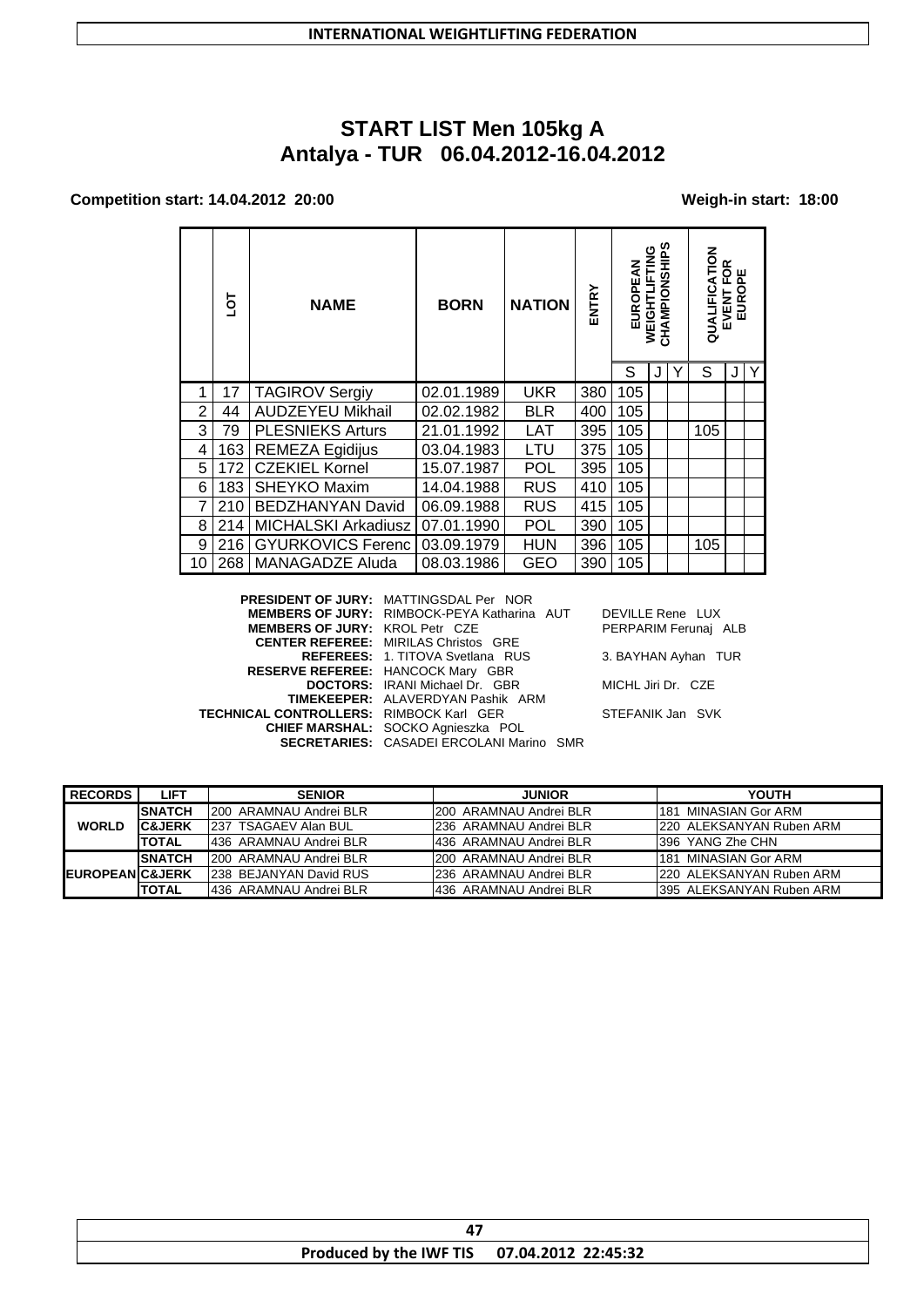# START LIST Men 105kg A

## Antalya - TUR 06.04.2012-16.04.2012

**Competition start: 14.04.2012 20:00** **Weigh-in start: 18:00**

| | LOT | NAME | BORN | NATION | ENTRY | EUROPEAN WEIGHTLIFTING CHAMPIONSHIPS | | | QUALIFICATION EVENT FOR EUROPE | | |
|---|---|---|---|---|---|---|---|---|---|---|---|
| | | | | | | S | J | Y | S | J | Y |
| 1 | 17 | TAGIROV Sergiy | 02.01.1989 | UKR | 380 | 105 | | | | | |
| 2 | 44 | AUDZEYEU Mikhail | 02.02.1982 | BLR | 400 | 105 | | | | | |
| 3 | 79 | PLESNIEKS Arturs | 21.01.1992 | LAT | 395 | 105 | | | 105 | | |
| 4 | 163 | REMEZA Egidijus | 03.04.1983 | LTU | 375 | 105 | | | | | |
| 5 | 172 | CZEKIEL Kornel | 15.07.1987 | POL | 395 | 105 | | | | | |
| 6 | 183 | SHEYKO Maxim | 14.04.1988 | RUS | 410 | 105 | | | | | |
| 7 | 210 | BEDZHANYAN David | 06.09.1988 | RUS | 415 | 105 | | | | | |
| 8 | 214 | MICHALSKI Arkadiusz | 07.01.1990 | POL | 390 | 105 | | | | | |
| 9 | 216 | GYURKOVICS Ferenc | 03.09.1979 | HUN | 396 | 105 | | | 105 | | |
| 10 | 268 | MANAGADZE Aluda | 08.03.1986 | GEO | 390 | 105 | | | | | |

**PRESIDENT OF JURY:** MATTINGSDAL Per NOR
**MEMBERS OF JURY:** RIMBOCK-PEYA Katharina AUT DEVILLE Rene LUX
**MEMBERS OF JURY:** KROL Petr CZE PERPARIM Ferunaj ALB
**CENTER REFEREE:** MIRILAS Christos GRE
**REFEREES:** 1. TITOVA Svetlana RUS 3. BAYHAN Ayhan TUR
**RESERVE REFEREE:** HANCOCK Mary GBR
**DOCTORS:** IRANI Michael Dr. GBR MICHL Jiri Dr. CZE
**TIMEKEEPER:** ALAVERDYAN Pashik ARM
**TECHNICAL CONTROLLERS:** RIMBOCK Karl GER STEFANIK Jan SVK
**CHIEF MARSHAL:** SOCKO Agnieszka POL
**SECRETARIES:** CASADEI ERCOLANI Marino SMR

| RECORDS | LIFT | SENIOR | JUNIOR | YOUTH |
|---|---|---|---|---|
| WORLD | SNATCH | 200 ARAMNAU Andrei BLR | 200 ARAMNAU Andrei BLR | 181 MINASIAN Gor ARM |
| | C&JERK | 237 TSAGAEV Alan BUL | 236 ARAMNAU Andrei BLR | 220 ALEKSANYAN Ruben ARM |
| | TOTAL | 436 ARAMNAU Andrei BLR | 436 ARAMNAU Andrei BLR | 396 YANG Zhe CHN |
| EUROPEAN | SNATCH | 200 ARAMNAU Andrei BLR | 200 ARAMNAU Andrei BLR | 181 MINASIAN Gor ARM |
| | C&JERK | 238 BEJANYAN David RUS | 236 ARAMNAU Andrei BLR | 220 ALEKSANYAN Ruben ARM |
| | TOTAL | 436 ARAMNAU Andrei BLR | 436 ARAMNAU Andrei BLR | 395 ALEKSANYAN Ruben ARM |

Produced by the IWF TIS 07.04.2012 22:45:32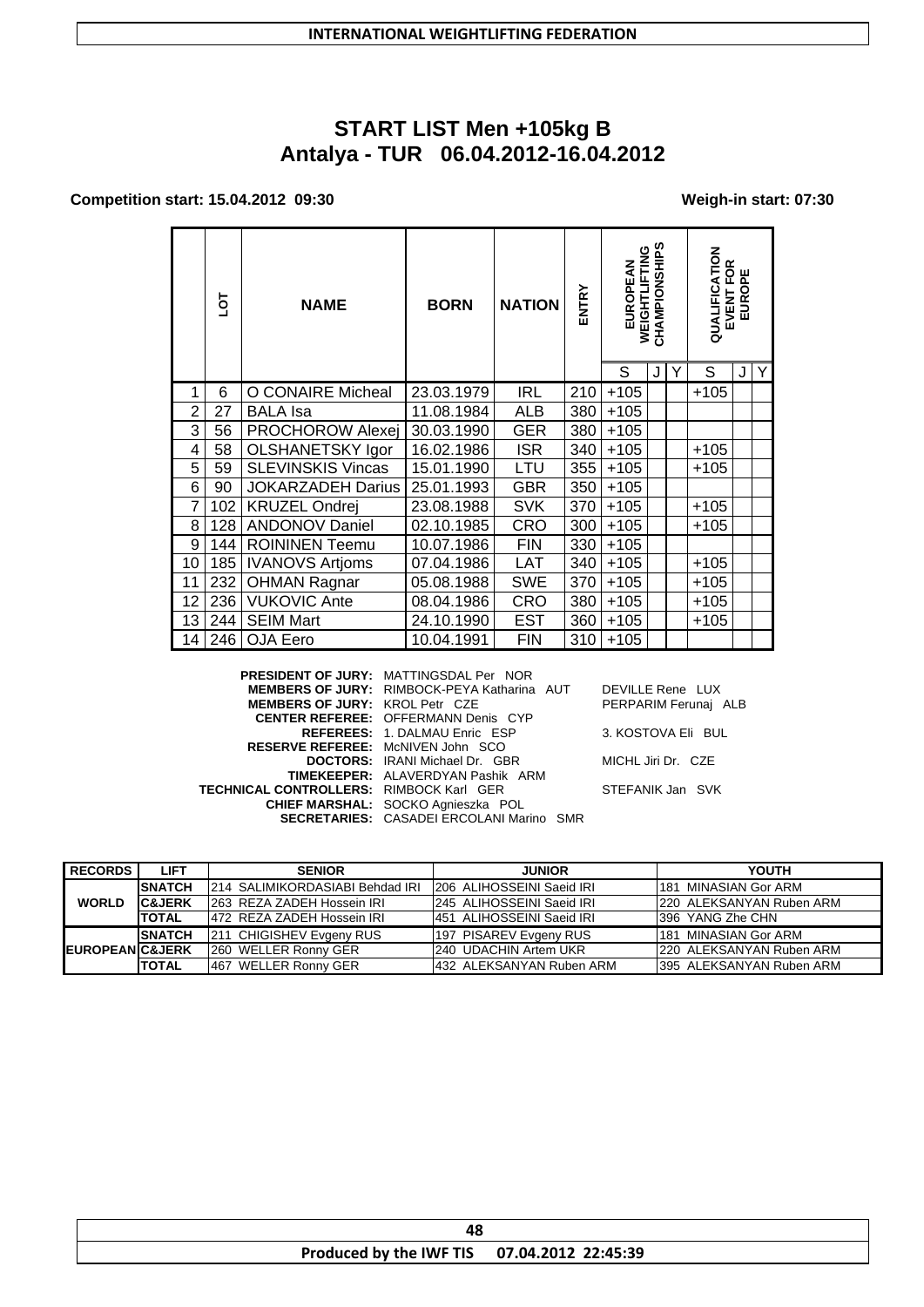**INTERNATIONAL WEIGHTLIFTING FEDERATION**

# START LIST Men +105kg B
## Antalya - TUR 06.04.2012-16.04.2012

**Competition start: 15.04.2012 09:30** **Weigh-in start: 07:30**

| | LOT | NAME | BORN | NATION | ENTRY | EUROPEAN WEIGHTLIFTING CHAMPIONSHIPS | | | QUALIFICATION EVENT FOR EUROPE | | |
|---|---|---|---|---|---|---|---|---|---|---|---|
| | | | | | | S | J | Y | S | J | Y |
| 1 | 6 | O CONAIRE Micheal | 23.03.1979 | IRL | 210 | +105 | | | +105 | | |
| 2 | 27 | BALA Isa | 11.08.1984 | ALB | 380 | +105 | | | +105 | | |
| 3 | 56 | PROCHOROW Alexej | 30.03.1990 | GER | 380 | +105 | | | | | |
| 4 | 58 | OLSHANETSKY Igor | 16.02.1986 | ISR | 340 | +105 | | | +105 | | |
| 5 | 59 | SLEVINSKIS Vincas | 15.01.1990 | LTU | 355 | +105 | | | +105 | | |
| 6 | 90 | JOKARZADEH Darius | 25.01.1993 | GBR | 350 | +105 | | | +105 | | |
| 7 | 102 | KRUZEL Ondrej | 23.08.1988 | SVK | 370 | +105 | | | +105 | | |
| 8 | 128 | ANDONOV Daniel | 02.10.1985 | CRO | 300 | +105 | | | +105 | | |
| 9 | 144 | ROININEN Teemu | 10.07.1986 | FIN | 330 | +105 | | | | | |
| 10 | 185 | IVANOVS Artjoms | 07.04.1986 | LAT | 340 | +105 | | | +105 | | |
| 11 | 232 | OHMAN Ragnar | 05.08.1988 | SWE | 370 | +105 | | | +105 | | |
| 12 | 236 | VUKOVIC Ante | 08.04.1986 | CRO | 380 | +105 | | | +105 | | |
| 13 | 244 | SEIM Mart | 24.10.1990 | EST | 360 | +105 | | | +105 | | |
| 14 | 246 | OJA Eero | 10.04.1991 | FIN | 310 | +105 | | | | | |

**PRESIDENT OF JURY:** MATTINGSDAL Per NOR
**MEMBERS OF JURY:** RIMBOCK-PEYA Katharina AUT DEVILLE Rene LUX
**MEMBERS OF JURY:** KROL Petr CZE PERPARIM Ferunaj ALB
**CENTER REFEREE:** OFFERMANN Denis CYP
**REFEREES:** 1. DALMAU Enric ESP 3. KOSTOVA Eli BUL
**RESERVE REFEREE:** McNIVEN John SCO
**DOCTORS:** IRANI Michael Dr. GBR MICHL Jiri Dr. CZE
**TIMEKEEPER:** ALAVERDYAN Pashik ARM
**TECHNICAL CONTROLLERS:** RIMBOCK Karl GER STEFANIK Jan SVK
**CHIEF MARSHAL:** SOCKO Agnieszka POL
**SECRETARIES:** CASADEI ERCOLANI Marino SMR

| RECORDS | LIFT | SENIOR | JUNIOR | YOUTH |
|---|---|---|---|---|
| WORLD | SNATCH | 214 SALIMIKORDASIABI Behdad IRI | 206 ALIHOSSEINI Saeid IRI | 181 MINASIAN Gor ARM |
| | C&JERK | 263 REZA ZADEH Hossein IRI | 245 ALIHOSSEINI Saeid IRI | 220 ALEKSANYAN Ruben ARM |
| | TOTAL | 472 REZA ZADEH Hossein IRI | 451 ALIHOSSEINI Saeid IRI | 396 YANG Zhe CHN |
| EUROPEAN | SNATCH | 211 CHIGISHEV Evgeny RUS | 197 PISAREV Evgeny RUS | 181 MINASIAN Gor ARM |
| | C&JERK | 260 WELLER Ronny GER | 240 UDACHIN Artem UKR | 220 ALEKSANYAN Ruben ARM |
| | TOTAL | 467 WELLER Ronny GER | 432 ALEKSANYAN Ruben ARM | 395 ALEKSANYAN Ruben ARM |

**Produced by the IWF TIS 07.04.2012 22:45:39**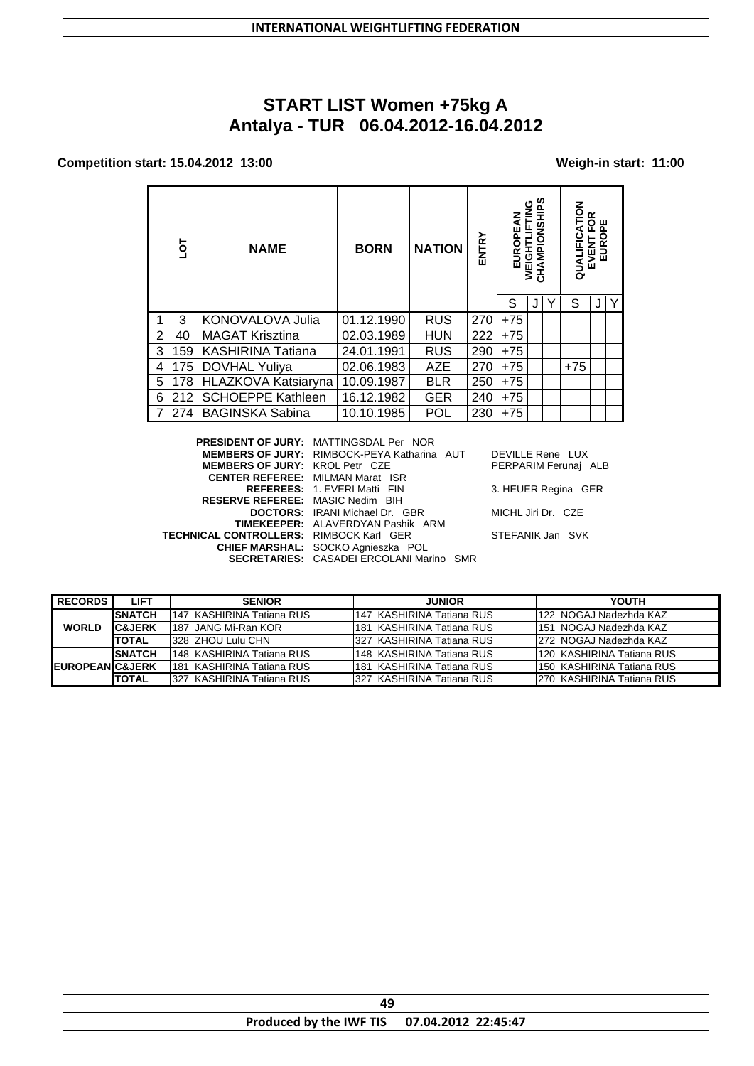INTERNATIONAL WEIGHTLIFTING FEDERATION

# START LIST Women +75kg A
## Antalya - TUR 06.04.2012-16.04.2012

**Competition start: 15.04.2012 13:00** **Weigh-in start: 11:00**

| | LOT | NAME | BORN | NATION | ENTRY | EUROPEAN WEIGHTLIFTING CHAMPIONSHIPS | | | QUALIFICATION EVENT FOR EUROPE | | |
|---|---|---|---|---|---|---|---|---|---|---|---|
| | | | | | | S | J | Y | S | J | Y |
| 1 | 3 | KONOVALOVA Julia | 01.12.1990 | RUS | 270 | +75 | | | | | |
| 2 | 40 | MAGAT Krisztina | 02.03.1989 | HUN | 222 | +75 | | | | | |
| 3 | 159 | KASHIRINA Tatiana | 24.01.1991 | RUS | 290 | +75 | | | | | |
| 4 | 175 | DOVHAL Yuliya | 02.06.1983 | AZE | 270 | +75 | | | +75 | | |
| 5 | 178 | HLAZKOVA Katsiaryna | 10.09.1987 | BLR | 250 | +75 | | | | | |
| 6 | 212 | SCHOEPPE Kathleen | 16.12.1982 | GER | 240 | +75 | | | | | |
| 7 | 274 | BAGINSKA Sabina | 10.10.1985 | POL | 230 | +75 | | | | | |

**PRESIDENT OF JURY:** MATTINGSDAL Per NOR
**MEMBERS OF JURY:** RIMBOCK-PEYA Katharina AUT DEVILLE Rene LUX
**MEMBERS OF JURY:** KROL Petr CZE PERPARIM Ferunaj ALB
**CENTER REFEREE:** MILMAN Marat ISR
**REFEREES:** 1. EVERI Matti FIN 3. HEUER Regina GER
**RESERVE REFEREE:** MASIC Nedim BIH
**DOCTORS:** IRANI Michael Dr. GBR MICHL Jiri Dr. CZE
**TIMEKEEPER:** ALAVERDYAN Pashik ARM
**TECHNICAL CONTROLLERS:** RIMBOCK Karl GER STEFANIK Jan SVK
**CHIEF MARSHAL:** SOCKO Agnieszka POL
**SECRETARIES:** CASADEI ERCOLANI Marino SMR

| RECORDS | LIFT | SENIOR | JUNIOR | YOUTH |
|---|---|---|---|---|
| WORLD | SNATCH | 147 KASHIRINA Tatiana RUS | 147 KASHIRINA Tatiana RUS | 122 NOGAJ Nadezhda KAZ |
| | C&JERK | 187 JANG Mi-Ran KOR | 181 KASHIRINA Tatiana RUS | 151 NOGAJ Nadezhda KAZ |
| | TOTAL | 328 ZHOU Lulu CHN | 327 KASHIRINA Tatiana RUS | 272 NOGAJ Nadezhda KAZ |
| EUROPEAN | SNATCH | 148 KASHIRINA Tatiana RUS | 148 KASHIRINA Tatiana RUS | 120 KASHIRINA Tatiana RUS |
| | C&JERK | 181 KASHIRINA Tatiana RUS | 181 KASHIRINA Tatiana RUS | 150 KASHIRINA Tatiana RUS |
| | TOTAL | 327 KASHIRINA Tatiana RUS | 327 KASHIRINA Tatiana RUS | 270 KASHIRINA Tatiana RUS |

Produced by the IWF TIS 07.04.2012 22:45:47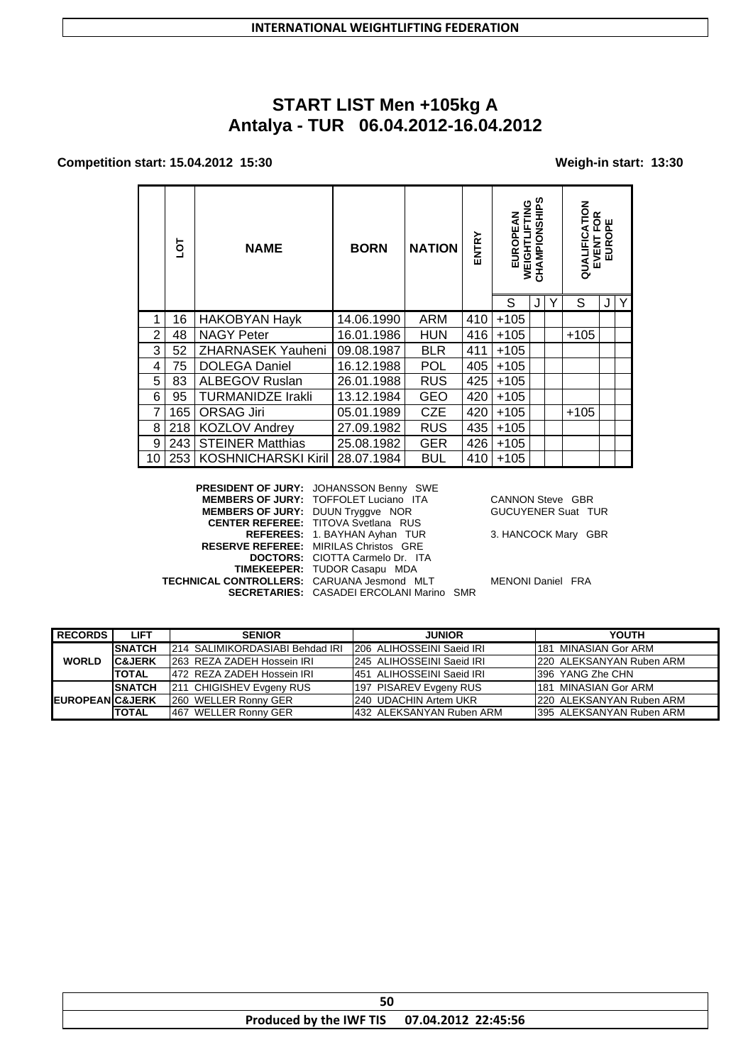# START LIST Men +105kg A

## Antalya - TUR 06.04.2012-16.04.2012

**Competition start: 15.04.2012 15:30** **Weigh-in start: 13:30**

| | LOT | NAME | BORN | NATION | ENTRY | EUROPEAN WEIGHTLIFTING CHAMPIONSHIPS | | | QUALIFICATION EVENT FOR EUROPE | | |
|---|---|---|---|---|---|---|---|---|---|---|---|
| | | | | | | S | J | Y | S | J | Y |
| 1 | 16 | HAKOBYAN Hayk | 14.06.1990 | ARM | 410 | +105 | | | | | |
| 2 | 48 | NAGY Peter | 16.01.1986 | HUN | 416 | +105 | | | +105 | | |
| 3 | 52 | ZHARNASEK Yauheni | 09.08.1987 | BLR | 411 | +105 | | | | | |
| 4 | 75 | DOLEGA Daniel | 16.12.1988 | POL | 405 | +105 | | | | | |
| 5 | 83 | ALBEGOV Ruslan | 26.01.1988 | RUS | 425 | +105 | | | | | |
| 6 | 95 | TURMANIDZE Irakli | 13.12.1984 | GEO | 420 | +105 | | | | | |
| 7 | 165 | ORSAG Jiri | 05.01.1989 | CZE | 420 | +105 | | | +105 | | |
| 8 | 218 | KOZLOV Andrey | 27.09.1982 | RUS | 435 | +105 | | | | | |
| 9 | 243 | STEINER Matthias | 25.08.1982 | GER | 426 | +105 | | | | | |
| 10 | 253 | KOSHNICHARSKI Kiril | 28.07.1984 | BUL | 410 | +105 | | | | | |

**PRESIDENT OF JURY:** JOHANSSON Benny SWE
**MEMBERS OF JURY:** TOFFOLET Luciano ITA — CANNON Steve GBR
**MEMBERS OF JURY:** DUUN Tryggve NOR — GUCUYENER Suat TUR
**CENTER REFEREE:** TITOVA Svetlana RUS
**REFEREES:** 1. BAYHAN Ayhan TUR — 3. HANCOCK Mary GBR
**RESERVE REFEREE:** MIRILAS Christos GRE
**DOCTORS:** CIOTTA Carmelo Dr. ITA
**TIMEKEEPER:** TUDOR Casapu MDA
**TECHNICAL CONTROLLERS:** CARUANA Jesmond MLT — MENONI Daniel FRA
**SECRETARIES:** CASADEI ERCOLANI Marino SMR

| RECORDS | LIFT | SENIOR | JUNIOR | YOUTH |
|---|---|---|---|---|
| WORLD | SNATCH | 214 SALIMIKORDASIABI Behdad IRI | 206 ALIHOSSEINI Saeid IRI | 181 MINASIAN Gor ARM |
| | C&JERK | 263 REZA ZADEH Hossein IRI | 245 ALIHOSSEINI Saeid IRI | 220 ALEKSANYAN Ruben ARM |
| | TOTAL | 472 REZA ZADEH Hossein IRI | 451 ALIHOSSEINI Saeid IRI | 396 YANG Zhe CHN |
| EUROPEAN | SNATCH | 211 CHIGISHEV Evgeny RUS | 197 PISAREV Evgeny RUS | 181 MINASIAN Gor ARM |
| | C&JERK | 260 WELLER Ronny GER | 240 UDACHIN Artem UKR | 220 ALEKSANYAN Ruben ARM |
| | TOTAL | 467 WELLER Ronny GER | 432 ALEKSANYAN Ruben ARM | 395 ALEKSANYAN Ruben ARM |

Produced by the IWF TIS 07.04.2012 22:45:56